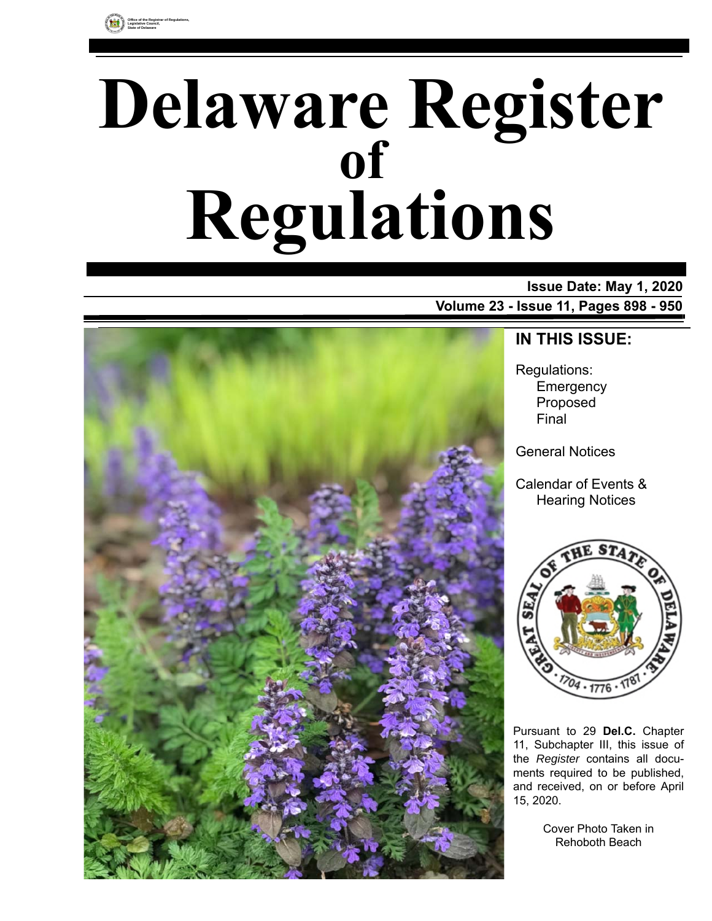Office of the Registrar of Regulations, Legislative Council, State of Delaware

# Delaware Register of Regulations

**Issue Date: May 1, 2020**

**Volume 23 - Issue 11, Pages 898 - 950**

## IN THIS ISSUE:

Regulations:
- Emergency
- Proposed
- Final

General Notices

Calendar of Events & Hearing Notices

Pursuant to 29 **Del.C.** Chapter 11, Subchapter III, this issue of the *Register* contains all documents required to be published, and received, on or before April 15, 2020.

Cover Photo Taken in Rehoboth Beach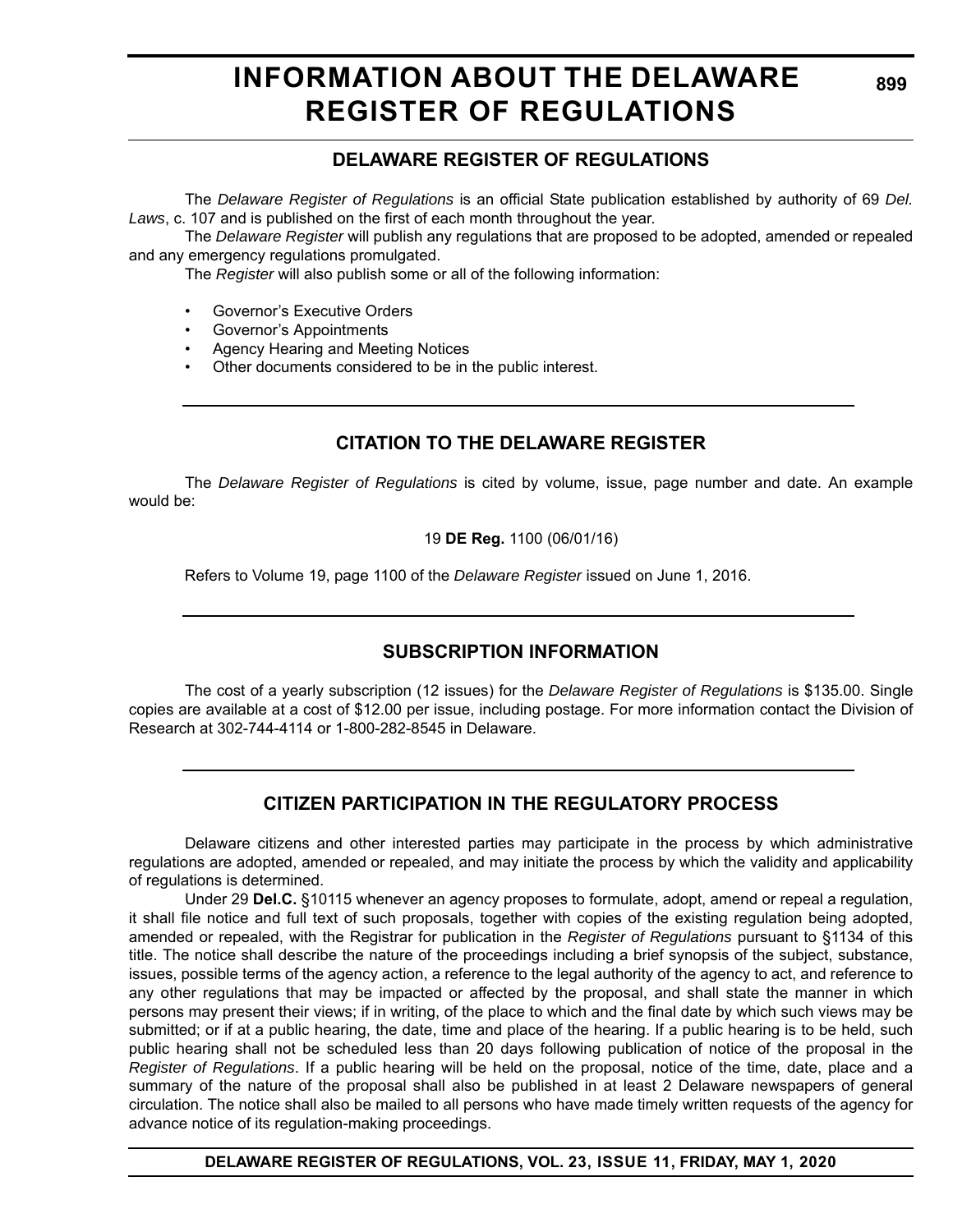# INFORMATION ABOUT THE DELAWARE REGISTER OF REGULATIONS

## DELAWARE REGISTER OF REGULATIONS

The *Delaware Register of Regulations* is an official State publication established by authority of 69 *Del. Laws*, c. 107 and is published on the first of each month throughout the year.

The *Delaware Register* will publish any regulations that are proposed to be adopted, amended or repealed and any emergency regulations promulgated.

The *Register* will also publish some or all of the following information:

- Governor's Executive Orders
- Governor's Appointments
- Agency Hearing and Meeting Notices
- Other documents considered to be in the public interest.

## CITATION TO THE DELAWARE REGISTER

The *Delaware Register of Regulations* is cited by volume, issue, page number and date. An example would be:

19 **DE Reg.** 1100 (06/01/16)

Refers to Volume 19, page 1100 of the *Delaware Register* issued on June 1, 2016.

## SUBSCRIPTION INFORMATION

The cost of a yearly subscription (12 issues) for the *Delaware Register of Regulations* is $135.00. Single copies are available at a cost of $12.00 per issue, including postage. For more information contact the Division of Research at 302-744-4114 or 1-800-282-8545 in Delaware.

## CITIZEN PARTICIPATION IN THE REGULATORY PROCESS

Delaware citizens and other interested parties may participate in the process by which administrative regulations are adopted, amended or repealed, and may initiate the process by which the validity and applicability of regulations is determined.

Under 29 **Del.C.** §10115 whenever an agency proposes to formulate, adopt, amend or repeal a regulation, it shall file notice and full text of such proposals, together with copies of the existing regulation being adopted, amended or repealed, with the Registrar for publication in the *Register of Regulations* pursuant to §1134 of this title. The notice shall describe the nature of the proceedings including a brief synopsis of the subject, substance, issues, possible terms of the agency action, a reference to the legal authority of the agency to act, and reference to any other regulations that may be impacted or affected by the proposal, and shall state the manner in which persons may present their views; if in writing, of the place to which and the final date by which such views may be submitted; or if at a public hearing, the date, time and place of the hearing. If a public hearing is to be held, such public hearing shall not be scheduled less than 20 days following publication of notice of the proposal in the *Register of Regulations*. If a public hearing will be held on the proposal, notice of the time, date, place and a summary of the nature of the proposal shall also be published in at least 2 Delaware newspapers of general circulation. The notice shall also be mailed to all persons who have made timely written requests of the agency for advance notice of its regulation-making proceedings.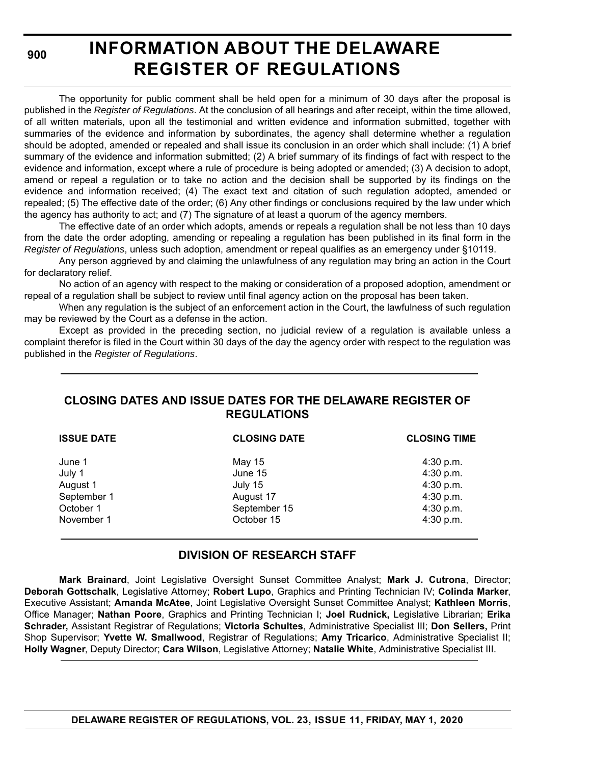# INFORMATION ABOUT THE DELAWARE REGISTER OF REGULATIONS

The opportunity for public comment shall be held open for a minimum of 30 days after the proposal is published in the *Register of Regulations*. At the conclusion of all hearings and after receipt, within the time allowed, of all written materials, upon all the testimonial and written evidence and information submitted, together with summaries of the evidence and information by subordinates, the agency shall determine whether a regulation should be adopted, amended or repealed and shall issue its conclusion in an order which shall include: (1) A brief summary of the evidence and information submitted; (2) A brief summary of its findings of fact with respect to the evidence and information, except where a rule of procedure is being adopted or amended; (3) A decision to adopt, amend or repeal a regulation or to take no action and the decision shall be supported by its findings on the evidence and information received; (4) The exact text and citation of such regulation adopted, amended or repealed; (5) The effective date of the order; (6) Any other findings or conclusions required by the law under which the agency has authority to act; and (7) The signature of at least a quorum of the agency members.

The effective date of an order which adopts, amends or repeals a regulation shall be not less than 10 days from the date the order adopting, amending or repealing a regulation has been published in its final form in the *Register of Regulations*, unless such adoption, amendment or repeal qualifies as an emergency under §10119.

Any person aggrieved by and claiming the unlawfulness of any regulation may bring an action in the Court for declaratory relief.

No action of an agency with respect to the making or consideration of a proposed adoption, amendment or repeal of a regulation shall be subject to review until final agency action on the proposal has been taken.

When any regulation is the subject of an enforcement action in the Court, the lawfulness of such regulation may be reviewed by the Court as a defense in the action.

Except as provided in the preceding section, no judicial review of a regulation is available unless a complaint therefor is filed in the Court within 30 days of the day the agency order with respect to the regulation was published in the *Register of Regulations*.

## CLOSING DATES AND ISSUE DATES FOR THE DELAWARE REGISTER OF REGULATIONS

| ISSUE DATE | CLOSING DATE | CLOSING TIME |
|---|---|---|
| June 1 | May 15 | 4:30 p.m. |
| July 1 | June 15 | 4:30 p.m. |
| August 1 | July 15 | 4:30 p.m. |
| September 1 | August 17 | 4:30 p.m. |
| October 1 | September 15 | 4:30 p.m. |
| November 1 | October 15 | 4:30 p.m. |

## DIVISION OF RESEARCH STAFF

**Mark Brainard**, Joint Legislative Oversight Sunset Committee Analyst; **Mark J. Cutrona**, Director; **Deborah Gottschalk**, Legislative Attorney; **Robert Lupo**, Graphics and Printing Technician IV; **Colinda Marker**, Executive Assistant; **Amanda McAtee**, Joint Legislative Oversight Sunset Committee Analyst; **Kathleen Morris**, Office Manager; **Nathan Poore**, Graphics and Printing Technician I; **Joel Rudnick,** Legislative Librarian; **Erika Schrader,** Assistant Registrar of Regulations; **Victoria Schultes**, Administrative Specialist III; **Don Sellers,** Print Shop Supervisor; **Yvette W. Smallwood**, Registrar of Regulations; **Amy Tricarico**, Administrative Specialist II; **Holly Wagner**, Deputy Director; **Cara Wilson**, Legislative Attorney; **Natalie White**, Administrative Specialist III.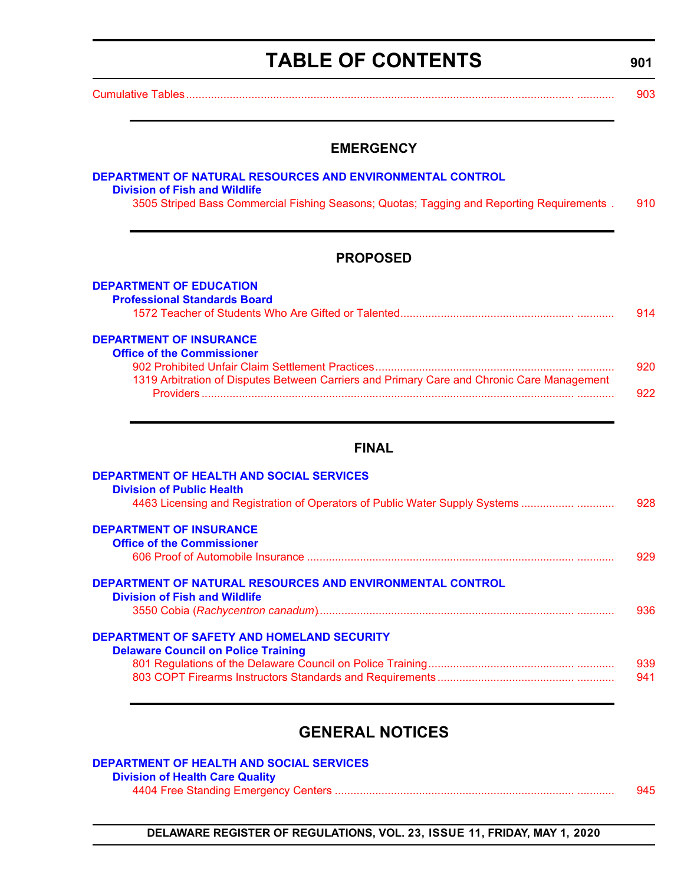# TABLE OF CONTENTS

Cumulative Tables ............ 903

## EMERGENCY

**DEPARTMENT OF NATURAL RESOURCES AND ENVIRONMENTAL CONTROL**

**Division of Fish and Wildlife**

3505 Striped Bass Commercial Fishing Seasons; Quotas; Tagging and Reporting Requirements . 910

## PROPOSED

**DEPARTMENT OF EDUCATION**

**Professional Standards Board**

1572 Teacher of Students Who Are Gifted or Talented............ 914

**DEPARTMENT OF INSURANCE**

**Office of the Commissioner**

902 Prohibited Unfair Claim Settlement Practices............ 920

1319 Arbitration of Disputes Between Carriers and Primary Care and Chronic Care Management Providers ............ 922

## FINAL

**DEPARTMENT OF HEALTH AND SOCIAL SERVICES**

**Division of Public Health**

4463 Licensing and Registration of Operators of Public Water Supply Systems ............ 928

**DEPARTMENT OF INSURANCE**

**Office of the Commissioner**

606 Proof of Automobile Insurance ............ 929

**DEPARTMENT OF NATURAL RESOURCES AND ENVIRONMENTAL CONTROL**

**Division of Fish and Wildlife**

3550 Cobia (*Rachycentron canadum*)............ 936

**DEPARTMENT OF SAFETY AND HOMELAND SECURITY**

**Delaware Council on Police Training**

801 Regulations of the Delaware Council on Police Training............ 939

803 COPT Firearms Instructors Standards and Requirements............ 941

## GENERAL NOTICES

**DEPARTMENT OF HEALTH AND SOCIAL SERVICES**

**Division of Health Care Quality**

4404 Free Standing Emergency Centers ............ 945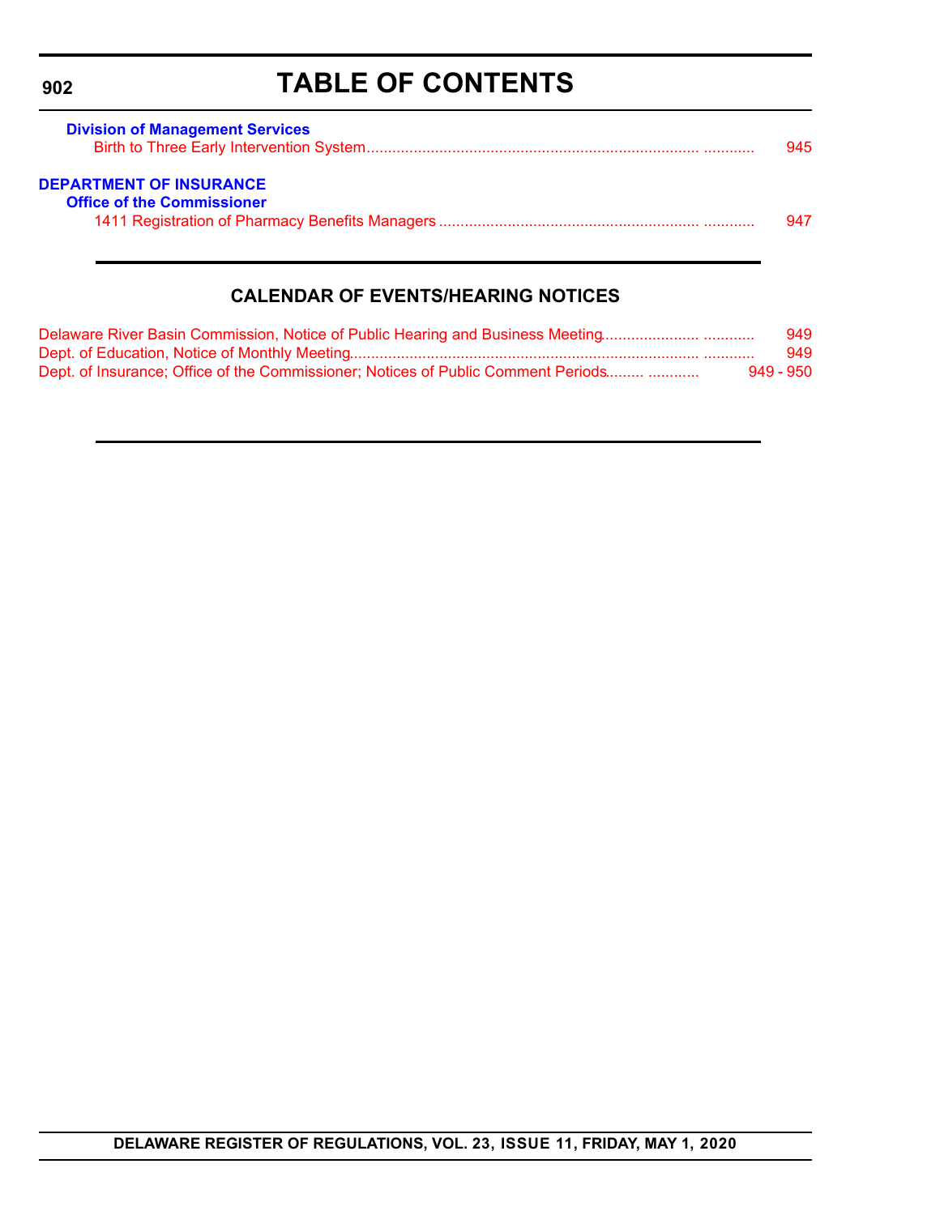# TABLE OF CONTENTS

**Division of Management Services**

Birth to Three Early Intervention System ........................................................................... 945

**DEPARTMENT OF INSURANCE**

**Office of the Commissioner**

1411 Registration of Pharmacy Benefits Managers ........................................................... 947

## CALENDAR OF EVENTS/HEARING NOTICES

Delaware River Basin Commission, Notice of Public Hearing and Business Meeting ...................... 949

Dept. of Education, Notice of Monthly Meeting ................................................................ 949

Dept. of Insurance; Office of the Commissioner; Notices of Public Comment Periods ......... 949 - 950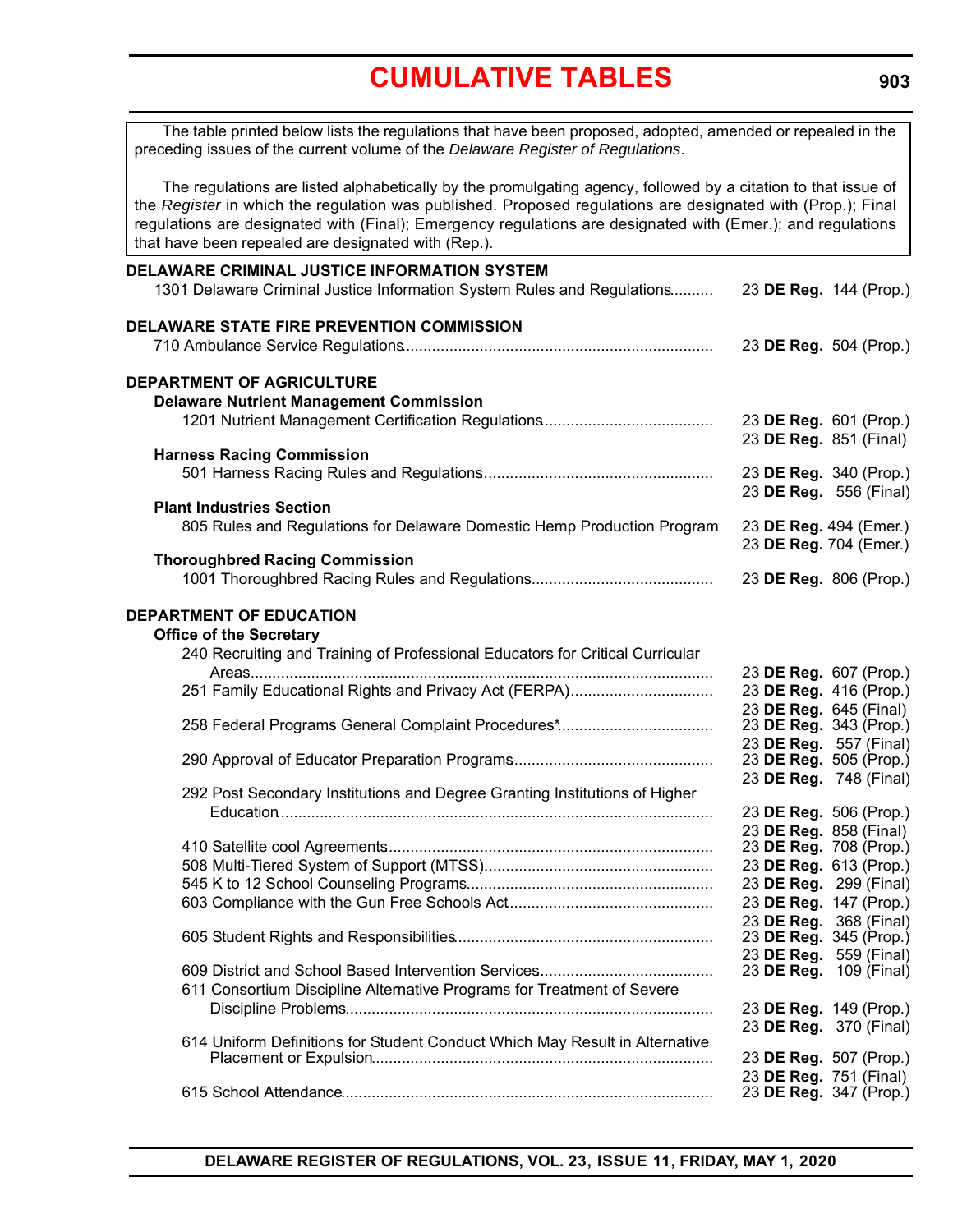# CUMULATIVE TABLES

The table printed below lists the regulations that have been proposed, adopted, amended or repealed in the preceding issues of the current volume of the *Delaware Register of Regulations*.

The regulations are listed alphabetically by the promulgating agency, followed by a citation to that issue of the *Register* in which the regulation was published. Proposed regulations are designated with (Prop.); Final regulations are designated with (Final); Emergency regulations are designated with (Emer.); and regulations that have been repealed are designated with (Rep.).

**DELAWARE CRIMINAL JUSTICE INFORMATION SYSTEM**

1301 Delaware Criminal Justice Information System Rules and Regulations .......... 23 **DE Reg.** 144 (Prop.)

**DELAWARE STATE FIRE PREVENTION COMMISSION**

710 Ambulance Service Regulations .......... 23 **DE Reg.** 504 (Prop.)

**DEPARTMENT OF AGRICULTURE**

**Delaware Nutrient Management Commission**

1201 Nutrient Management Certification Regulations .......... 23 **DE Reg.** 601 (Prop.)
23 **DE Reg.** 851 (Final)

**Harness Racing Commission**

501 Harness Racing Rules and Regulations .......... 23 **DE Reg.** 340 (Prop.)
23 **DE Reg.** 556 (Final)

**Plant Industries Section**

805 Rules and Regulations for Delaware Domestic Hemp Production Program 23 **DE Reg.** 494 (Emer.)
23 **DE Reg.** 704 (Emer.)

**Thoroughbred Racing Commission**

1001 Thoroughbred Racing Rules and Regulations .......... 23 **DE Reg.** 806 (Prop.)

**DEPARTMENT OF EDUCATION**

**Office of the Secretary**

240 Recruiting and Training of Professional Educators for Critical Curricular Areas .......... 23 **DE Reg.** 607 (Prop.)

251 Family Educational Rights and Privacy Act (FERPA) .......... 23 **DE Reg.** 416 (Prop.)
23 **DE Reg.** 645 (Final)

258 Federal Programs General Complaint Procedures* .......... 23 **DE Reg.** 343 (Prop.)
23 **DE Reg.** 557 (Final)

290 Approval of Educator Preparation Programs .......... 23 **DE Reg.** 505 (Prop.)
23 **DE Reg.** 748 (Final)

292 Post Secondary Institutions and Degree Granting Institutions of Higher Education .......... 23 **DE Reg.** 506 (Prop.)
23 **DE Reg.** 858 (Final)

410 Satellite cool Agreements .......... 23 **DE Reg.** 708 (Prop.)

508 Multi-Tiered System of Support (MTSS) .......... 23 **DE Reg.** 613 (Prop.)

545 K to 12 School Counseling Programs .......... 23 **DE Reg.** 299 (Final)

603 Compliance with the Gun Free Schools Act .......... 23 **DE Reg.** 147 (Prop.)
23 **DE Reg.** 368 (Final)

605 Student Rights and Responsibilities .......... 23 **DE Reg.** 345 (Prop.)
23 **DE Reg.** 559 (Final)

609 District and School Based Intervention Services .......... 23 **DE Reg.** 109 (Final)

611 Consortium Discipline Alternative Programs for Treatment of Severe Discipline Problems .......... 23 **DE Reg.** 149 (Prop.)
23 **DE Reg.** 370 (Final)

614 Uniform Definitions for Student Conduct Which May Result in Alternative Placement or Expulsion .......... 23 **DE Reg.** 507 (Prop.)
23 **DE Reg.** 751 (Final)

615 School Attendance .......... 23 **DE Reg.** 347 (Prop.)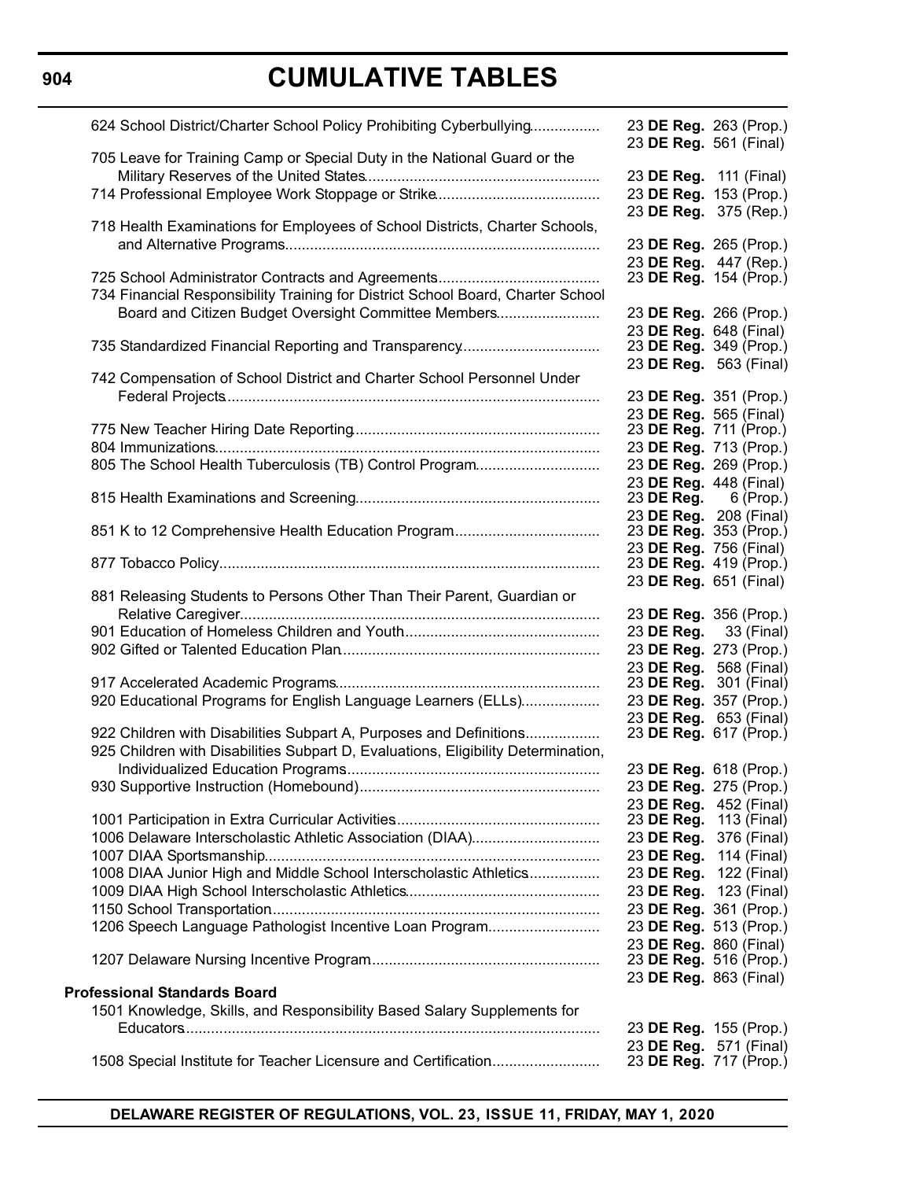# CUMULATIVE TABLES

| Regulation | Citation |
|---|---|
| 624 School District/Charter School Policy Prohibiting Cyberbullying | 23 **DE Reg.** 263 (Prop.) |
| | 23 **DE Reg.** 561 (Final) |
| 705 Leave for Training Camp or Special Duty in the National Guard or the Military Reserves of the United States | 23 **DE Reg.** 111 (Final) |
| 714 Professional Employee Work Stoppage or Strike | 23 **DE Reg.** 153 (Prop.) |
| | 23 **DE Reg.** 375 (Rep.) |
| 718 Health Examinations for Employees of School Districts, Charter Schools, and Alternative Programs | 23 **DE Reg.** 265 (Prop.) |
| | 23 **DE Reg.** 447 (Rep.) |
| 725 School Administrator Contracts and Agreements | 23 **DE Reg.** 154 (Prop.) |
| 734 Financial Responsibility Training for District School Board, Charter School Board and Citizen Budget Oversight Committee Members | 23 **DE Reg.** 266 (Prop.) |
| | 23 **DE Reg.** 648 (Final) |
| 735 Standardized Financial Reporting and Transparency | 23 **DE Reg.** 349 (Prop.) |
| | 23 **DE Reg.** 563 (Final) |
| 742 Compensation of School District and Charter School Personnel Under Federal Projects | 23 **DE Reg.** 351 (Prop.) |
| | 23 **DE Reg.** 565 (Final) |
| 775 New Teacher Hiring Date Reporting | 23 **DE Reg.** 711 (Prop.) |
| 804 Immunizations | 23 **DE Reg.** 713 (Prop.) |
| 805 The School Health Tuberculosis (TB) Control Program | 23 **DE Reg.** 269 (Prop.) |
| | 23 **DE Reg.** 448 (Final) |
| 815 Health Examinations and Screening | 23 **DE Reg.** 6 (Prop.) |
| | 23 **DE Reg.** 208 (Final) |
| 851 K to 12 Comprehensive Health Education Program | 23 **DE Reg.** 353 (Prop.) |
| | 23 **DE Reg.** 756 (Final) |
| 877 Tobacco Policy | 23 **DE Reg.** 419 (Prop.) |
| | 23 **DE Reg.** 651 (Final) |
| 881 Releasing Students to Persons Other Than Their Parent, Guardian or Relative Caregiver | 23 **DE Reg.** 356 (Prop.) |
| 901 Education of Homeless Children and Youth | 23 **DE Reg.** 33 (Final) |
| 902 Gifted or Talented Education Plan | 23 **DE Reg.** 273 (Prop.) |
| | 23 **DE Reg.** 568 (Final) |
| 917 Accelerated Academic Programs | 23 **DE Reg.** 301 (Final) |
| 920 Educational Programs for English Language Learners (ELLs) | 23 **DE Reg.** 357 (Prop.) |
| | 23 **DE Reg.** 653 (Final) |
| 922 Children with Disabilities Subpart A, Purposes and Definitions | 23 **DE Reg.** 617 (Prop.) |
| 925 Children with Disabilities Subpart D, Evaluations, Eligibility Determination, Individualized Education Programs | 23 **DE Reg.** 618 (Prop.) |
| 930 Supportive Instruction (Homebound) | 23 **DE Reg.** 275 (Prop.) |
| | 23 **DE Reg.** 452 (Final) |
| 1001 Participation in Extra Curricular Activities | 23 **DE Reg.** 113 (Final) |
| 1006 Delaware Interscholastic Athletic Association (DIAA) | 23 **DE Reg.** 376 (Final) |
| 1007 DIAA Sportsmanship | 23 **DE Reg.** 114 (Final) |
| 1008 DIAA Junior High and Middle School Interscholastic Athletics | 23 **DE Reg.** 122 (Final) |
| 1009 DIAA High School Interscholastic Athletics | 23 **DE Reg.** 123 (Final) |
| 1150 School Transportation | 23 **DE Reg.** 361 (Prop.) |
| 1206 Speech Language Pathologist Incentive Loan Program | 23 **DE Reg.** 513 (Prop.) |
| | 23 **DE Reg.** 860 (Final) |
| 1207 Delaware Nursing Incentive Program | 23 **DE Reg.** 516 (Prop.) |
| | 23 **DE Reg.** 863 (Final) |
| **Professional Standards Board** | |
| 1501 Knowledge, Skills, and Responsibility Based Salary Supplements for Educators | 23 **DE Reg.** 155 (Prop.) |
| | 23 **DE Reg.** 571 (Final) |
| 1508 Special Institute for Teacher Licensure and Certification | 23 **DE Reg.** 717 (Prop.) |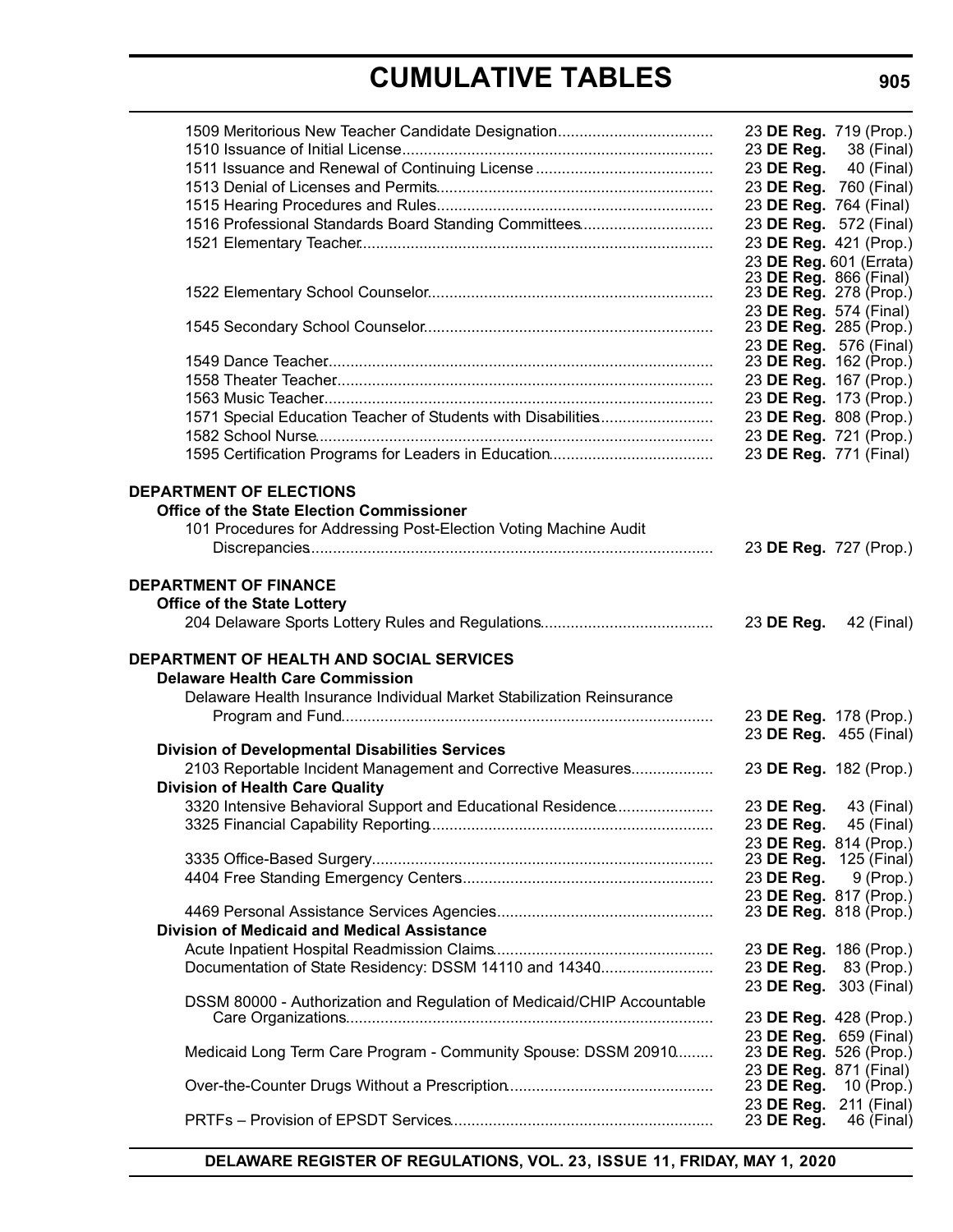# CUMULATIVE TABLES

| | |
|---|---|
| 1509 Meritorious New Teacher Candidate Designation | 23 **DE Reg.** 719 (Prop.) |
| 1510 Issuance of Initial License | 23 **DE Reg.** 38 (Final) |
| 1511 Issuance and Renewal of Continuing License | 23 **DE Reg.** 40 (Final) |
| 1513 Denial of Licenses and Permits | 23 **DE Reg.** 760 (Final) |
| 1515 Hearing Procedures and Rules | 23 **DE Reg.** 764 (Final) |
| 1516 Professional Standards Board Standing Committees | 23 **DE Reg.** 572 (Final) |
| 1521 Elementary Teacher | 23 **DE Reg.** 421 (Prop.) |
| | 23 **DE Reg.** 601 (Errata) |
| | 23 **DE Reg.** 866 (Final) |
| 1522 Elementary School Counselor | 23 **DE Reg.** 278 (Prop.) |
| | 23 **DE Reg.** 574 (Final) |
| 1545 Secondary School Counselor | 23 **DE Reg.** 285 (Prop.) |
| | 23 **DE Reg.** 576 (Final) |
| 1549 Dance Teacher | 23 **DE Reg.** 162 (Prop.) |
| 1558 Theater Teacher | 23 **DE Reg.** 167 (Prop.) |
| 1563 Music Teacher | 23 **DE Reg.** 173 (Prop.) |
| 1571 Special Education Teacher of Students with Disabilities | 23 **DE Reg.** 808 (Prop.) |
| 1582 School Nurse | 23 **DE Reg.** 721 (Prop.) |
| 1595 Certification Programs for Leaders in Education | 23 **DE Reg.** 771 (Final) |

**DEPARTMENT OF ELECTIONS**

**Office of the State Election Commissioner**

| | |
|---|---|
| 101 Procedures for Addressing Post-Election Voting Machine Audit Discrepancies | 23 **DE Reg.** 727 (Prop.) |

**DEPARTMENT OF FINANCE**

**Office of the State Lottery**

| | |
|---|---|
| 204 Delaware Sports Lottery Rules and Regulations | 23 **DE Reg.** 42 (Final) |

**DEPARTMENT OF HEALTH AND SOCIAL SERVICES**

**Delaware Health Care Commission**

| | |
|---|---|
| Delaware Health Insurance Individual Market Stabilization Reinsurance Program and Fund | 23 **DE Reg.** 178 (Prop.) |
| | 23 **DE Reg.** 455 (Final) |

**Division of Developmental Disabilities Services**

| | |
|---|---|
| 2103 Reportable Incident Management and Corrective Measures | 23 **DE Reg.** 182 (Prop.) |

**Division of Health Care Quality**

| | |
|---|---|
| 3320 Intensive Behavioral Support and Educational Residence | 23 **DE Reg.** 43 (Final) |
| 3325 Financial Capability Reporting | 23 **DE Reg.** 45 (Final) |
| | 23 **DE Reg.** 814 (Prop.) |
| 3335 Office-Based Surgery | 23 **DE Reg.** 125 (Final) |
| 4404 Free Standing Emergency Centers | 23 **DE Reg.** 9 (Prop.) |
| | 23 **DE Reg.** 817 (Prop.) |
| 4469 Personal Assistance Services Agencies | 23 **DE Reg.** 818 (Prop.) |

**Division of Medicaid and Medical Assistance**

| | |
|---|---|
| Acute Inpatient Hospital Readmission Claims | 23 **DE Reg.** 186 (Prop.) |
| Documentation of State Residency: DSSM 14110 and 14340 | 23 **DE Reg.** 83 (Prop.) |
| | 23 **DE Reg.** 303 (Final) |
| DSSM 80000 - Authorization and Regulation of Medicaid/CHIP Accountable Care Organizations | 23 **DE Reg.** 428 (Prop.) |
| | 23 **DE Reg.** 659 (Final) |
| Medicaid Long Term Care Program - Community Spouse: DSSM 20910 | 23 **DE Reg.** 526 (Prop.) |
| | 23 **DE Reg.** 871 (Final) |
| Over-the-Counter Drugs Without a Prescription | 23 **DE Reg.** 10 (Prop.) |
| | 23 **DE Reg.** 211 (Final) |
| PRTFs – Provision of EPSDT Services | 23 **DE Reg.** 46 (Final) |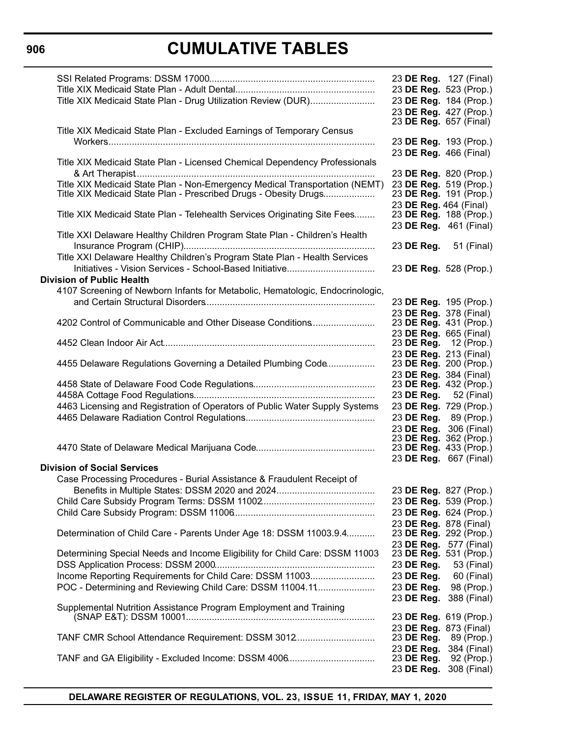# CUMULATIVE TABLES

SSI Related Programs: DSSM 17000 ........ 23 **DE Reg.** 127 (Final)
Title XIX Medicaid State Plan - Adult Dental ........ 23 **DE Reg.** 523 (Prop.)
Title XIX Medicaid State Plan - Drug Utilization Review (DUR) ........ 23 **DE Reg.** 184 (Prop.)
23 **DE Reg.** 427 (Prop.)
23 **DE Reg.** 657 (Final)
Title XIX Medicaid State Plan - Excluded Earnings of Temporary Census Workers ........ 23 **DE Reg.** 193 (Prop.)
23 **DE Reg.** 466 (Final)
Title XIX Medicaid State Plan - Licensed Chemical Dependency Professionals & Art Therapist ........ 23 **DE Reg.** 820 (Prop.)
Title XIX Medicaid State Plan - Non-Emergency Medical Transportation (NEMT) 23 **DE Reg.** 519 (Prop.)
Title XIX Medicaid State Plan - Prescribed Drugs - Obesity Drugs ........ 23 **DE Reg.** 191 (Prop.)
23 **DE Reg.** 464 (Final)
Title XIX Medicaid State Plan - Telehealth Services Originating Site Fees ........ 23 **DE Reg.** 188 (Prop.)
23 **DE Reg.** 461 (Final)
Title XXI Delaware Healthy Children Program State Plan - Children's Health Insurance Program (CHIP) ........ 23 **DE Reg.** 51 (Final)
Title XXI Delaware Healthy Children's Program State Plan - Health Services Initiatives - Vision Services - School-Based Initiative ........ 23 **DE Reg.** 528 (Prop.)

**Division of Public Health**

4107 Screening of Newborn Infants for Metabolic, Hematologic, Endocrinologic, and Certain Structural Disorders ........ 23 **DE Reg.** 195 (Prop.)
23 **DE Reg.** 378 (Final)
4202 Control of Communicable and Other Disease Conditions ........ 23 **DE Reg.** 431 (Prop.)
23 **DE Reg.** 665 (Final)
4452 Clean Indoor Air Act ........ 23 **DE Reg.** 12 (Prop.)
23 **DE Reg.** 213 (Final)
4455 Delaware Regulations Governing a Detailed Plumbing Code ........ 23 **DE Reg.** 200 (Prop.)
23 **DE Reg.** 384 (Final)
4458 State of Delaware Food Code Regulations ........ 23 **DE Reg.** 432 (Prop.)
4458A Cottage Food Regulations ........ 23 **DE Reg.** 52 (Final)
4463 Licensing and Registration of Operators of Public Water Supply Systems 23 **DE Reg.** 729 (Prop.)
4465 Delaware Radiation Control Regulations ........ 23 **DE Reg.** 89 (Prop.)
23 **DE Reg.** 306 (Final)
23 **DE Reg.** 362 (Prop.)
4470 State of Delaware Medical Marijuana Code ........ 23 **DE Reg.** 433 (Prop.)
23 **DE Reg.** 667 (Final)

**Division of Social Services**

Case Processing Procedures - Burial Assistance & Fraudulent Receipt of Benefits in Multiple States: DSSM 2020 and 2024 ........ 23 **DE Reg.** 827 (Prop.)
Child Care Subsidy Program Terms: DSSM 11002 ........ 23 **DE Reg.** 539 (Prop.)
Child Care Subsidy Program: DSSM 11006 ........ 23 **DE Reg.** 624 (Prop.)
23 **DE Reg.** 878 (Final)
Determination of Child Care - Parents Under Age 18: DSSM 11003.9.4 ........ 23 **DE Reg.** 292 (Prop.)
23 **DE Reg.** 577 (Final)
Determining Special Needs and Income Eligibility for Child Care: DSSM 11003 23 **DE Reg.** 531 (Prop.)
DSS Application Process: DSSM 2000 ........ 23 **DE Reg.** 53 (Final)
Income Reporting Requirements for Child Care: DSSM 11003 ........ 23 **DE Reg.** 60 (Final)
POC - Determining and Reviewing Child Care: DSSM 11004.11 ........ 23 **DE Reg.** 98 (Prop.)
23 **DE Reg.** 388 (Final)
Supplemental Nutrition Assistance Program Employment and Training (SNAP E&T): DSSM 10001 ........ 23 **DE Reg.** 619 (Prop.)
23 **DE Reg.** 873 (Final)
TANF CMR School Attendance Requirement: DSSM 3012 ........ 23 **DE Reg.** 89 (Prop.)
23 **DE Reg.** 384 (Final)
TANF and GA Eligibility - Excluded Income: DSSM 4006 ........ 23 **DE Reg.** 92 (Prop.)
23 **DE Reg.** 308 (Final)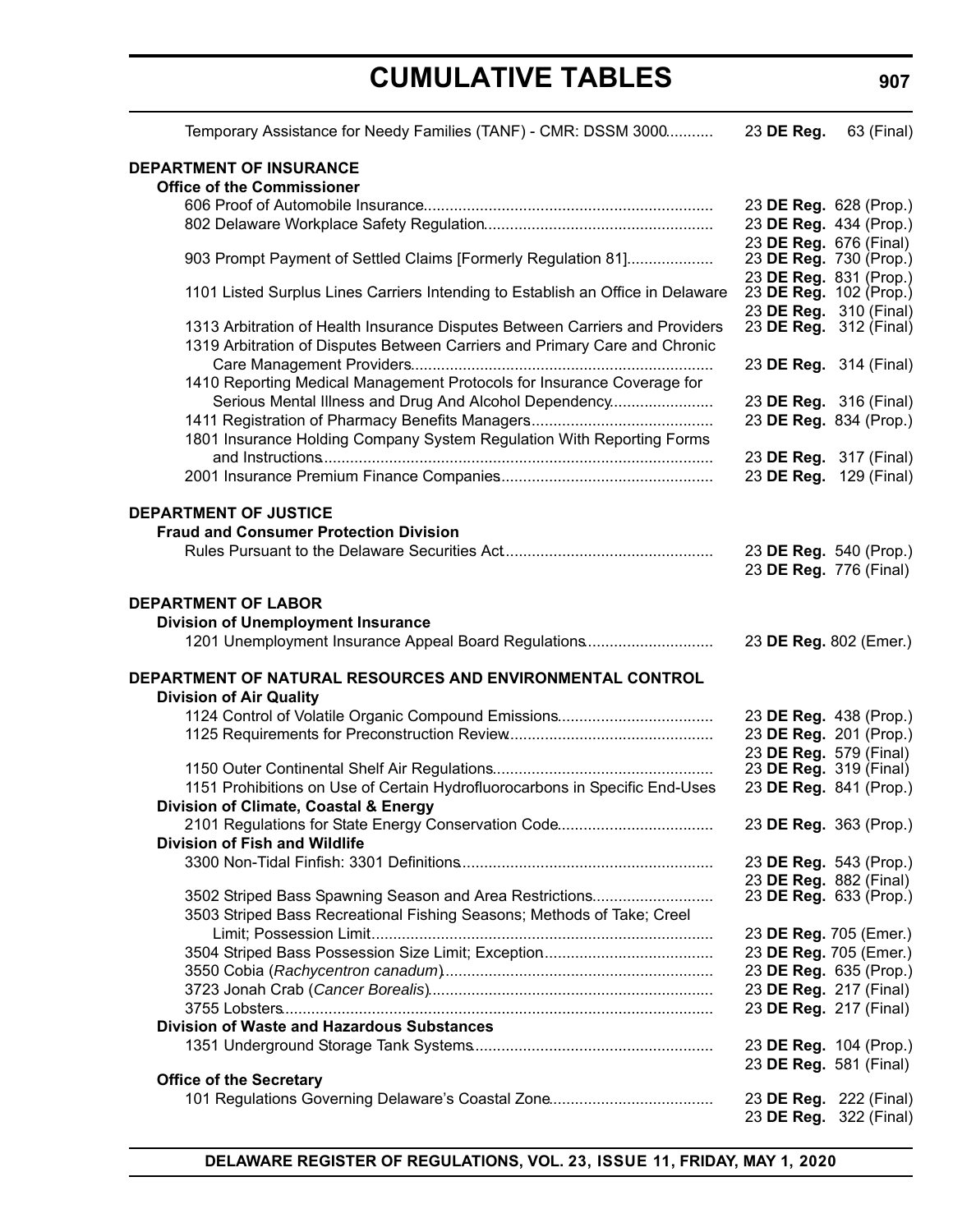# CUMULATIVE TABLES

| | |
|---|---|
| Temporary Assistance for Needy Families (TANF) - CMR: DSSM 3000 | 23 **DE Reg.** 63 (Final) |

**DEPARTMENT OF INSURANCE**

**Office of the Commissioner**

| | |
|---|---|
| 606 Proof of Automobile Insurance | 23 **DE Reg.** 628 (Prop.) |
| 802 Delaware Workplace Safety Regulation | 23 **DE Reg.** 434 (Prop.)<br>23 **DE Reg.** 676 (Final) |
| 903 Prompt Payment of Settled Claims [Formerly Regulation 81] | 23 **DE Reg.** 730 (Prop.)<br>23 **DE Reg.** 831 (Prop.) |
| 1101 Listed Surplus Lines Carriers Intending to Establish an Office in Delaware | 23 **DE Reg.** 102 (Prop.)<br>23 **DE Reg.** 310 (Final) |
| 1313 Arbitration of Health Insurance Disputes Between Carriers and Providers | 23 **DE Reg.** 312 (Final) |
| 1319 Arbitration of Disputes Between Carriers and Primary Care and Chronic Care Management Providers | 23 **DE Reg.** 314 (Final) |
| 1410 Reporting Medical Management Protocols for Insurance Coverage for Serious Mental Illness and Drug And Alcohol Dependency | 23 **DE Reg.** 316 (Final) |
| 1411 Registration of Pharmacy Benefits Managers | 23 **DE Reg.** 834 (Prop.) |
| 1801 Insurance Holding Company System Regulation With Reporting Forms and Instructions | 23 **DE Reg.** 317 (Final) |
| 2001 Insurance Premium Finance Companies | 23 **DE Reg.** 129 (Final) |

**DEPARTMENT OF JUSTICE**

**Fraud and Consumer Protection Division**

| | |
|---|---|
| Rules Pursuant to the Delaware Securities Act | 23 **DE Reg.** 540 (Prop.)<br>23 **DE Reg.** 776 (Final) |

**DEPARTMENT OF LABOR**

**Division of Unemployment Insurance**

| | |
|---|---|
| 1201 Unemployment Insurance Appeal Board Regulations | 23 **DE Reg.** 802 (Emer.) |

**DEPARTMENT OF NATURAL RESOURCES AND ENVIRONMENTAL CONTROL**

**Division of Air Quality**

| | |
|---|---|
| 1124 Control of Volatile Organic Compound Emissions | 23 **DE Reg.** 438 (Prop.) |
| 1125 Requirements for Preconstruction Review | 23 **DE Reg.** 201 (Prop.)<br>23 **DE Reg.** 579 (Final) |
| 1150 Outer Continental Shelf Air Regulations | 23 **DE Reg.** 319 (Final) |
| 1151 Prohibitions on Use of Certain Hydrofluorocarbons in Specific End-Uses | 23 **DE Reg.** 841 (Prop.) |

**Division of Climate, Coastal & Energy**

| | |
|---|---|
| 2101 Regulations for State Energy Conservation Code | 23 **DE Reg.** 363 (Prop.) |

**Division of Fish and Wildlife**

| | |
|---|---|
| 3300 Non-Tidal Finfish: 3301 Definitions | 23 **DE Reg.** 543 (Prop.)<br>23 **DE Reg.** 882 (Final) |
| 3502 Striped Bass Spawning Season and Area Restrictions | 23 **DE Reg.** 633 (Prop.) |
| 3503 Striped Bass Recreational Fishing Seasons; Methods of Take; Creel Limit; Possession Limit | 23 **DE Reg.** 705 (Emer.) |
| 3504 Striped Bass Possession Size Limit; Exception | 23 **DE Reg.** 705 (Emer.) |
| 3550 Cobia (*Rachycentron canadum*) | 23 **DE Reg.** 635 (Prop.) |
| 3723 Jonah Crab (*Cancer Borealis*) | 23 **DE Reg.** 217 (Final) |
| 3755 Lobsters | 23 **DE Reg.** 217 (Final) |

**Division of Waste and Hazardous Substances**

| | |
|---|---|
| 1351 Underground Storage Tank Systems | 23 **DE Reg.** 104 (Prop.)<br>23 **DE Reg.** 581 (Final) |

**Office of the Secretary**

| | |
|---|---|
| 101 Regulations Governing Delaware's Coastal Zone | 23 **DE Reg.** 222 (Final)<br>23 **DE Reg.** 322 (Final) |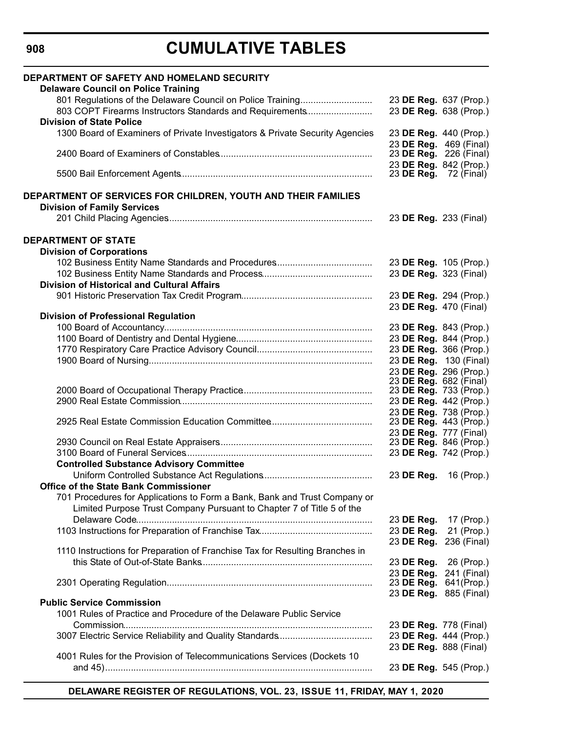# CUMULATIVE TABLES

**DEPARTMENT OF SAFETY AND HOMELAND SECURITY**

**Delaware Council on Police Training**

| Regulation | Citation |
|---|---|
| 801 Regulations of the Delaware Council on Police Training | 23 **DE Reg.** 637 (Prop.) |
| 803 COPT Firearms Instructors Standards and Requirements | 23 **DE Reg.** 638 (Prop.) |

**Division of State Police**

| Regulation | Citation |
|---|---|
| 1300 Board of Examiners of Private Investigators & Private Security Agencies | 23 **DE Reg.** 440 (Prop.) |
| | 23 **DE Reg.** 469 (Final) |
| 2400 Board of Examiners of Constables | 23 **DE Reg.** 226 (Final) |
| | 23 **DE Reg.** 842 (Prop.) |
| 5500 Bail Enforcement Agents | 23 **DE Reg.** 72 (Final) |

**DEPARTMENT OF SERVICES FOR CHILDREN, YOUTH AND THEIR FAMILIES**

**Division of Family Services**

| Regulation | Citation |
|---|---|
| 201 Child Placing Agencies | 23 **DE Reg.** 233 (Final) |

**DEPARTMENT OF STATE**

**Division of Corporations**

| Regulation | Citation |
|---|---|
| 102 Business Entity Name Standards and Procedures | 23 **DE Reg.** 105 (Prop.) |
| 102 Business Entity Name Standards and Process | 23 **DE Reg.** 323 (Final) |

**Division of Historical and Cultural Affairs**

| Regulation | Citation |
|---|---|
| 901 Historic Preservation Tax Credit Program | 23 **DE Reg.** 294 (Prop.) |
| | 23 **DE Reg.** 470 (Final) |

**Division of Professional Regulation**

| Regulation | Citation |
|---|---|
| 100 Board of Accountancy | 23 **DE Reg.** 843 (Prop.) |
| 1100 Board of Dentistry and Dental Hygiene | 23 **DE Reg.** 844 (Prop.) |
| 1770 Respiratory Care Practice Advisory Council | 23 **DE Reg.** 366 (Prop.) |
| 1900 Board of Nursing | 23 **DE Reg.** 130 (Final) |
| | 23 **DE Reg.** 296 (Prop.) |
| | 23 **DE Reg.** 682 (Final) |
| 2000 Board of Occupational Therapy Practice | 23 **DE Reg.** 733 (Prop.) |
| 2900 Real Estate Commission | 23 **DE Reg.** 442 (Prop.) |
| | 23 **DE Reg.** 738 (Prop.) |
| 2925 Real Estate Commission Education Committee | 23 **DE Reg.** 443 (Prop.) |
| | 23 **DE Reg.** 777 (Final) |
| 2930 Council on Real Estate Appraisers | 23 **DE Reg.** 846 (Prop.) |
| 3100 Board of Funeral Services | 23 **DE Reg.** 742 (Prop.) |

**Controlled Substance Advisory Committee**

| Regulation | Citation |
|---|---|
| Uniform Controlled Substance Act Regulations | 23 **DE Reg.** 16 (Prop.) |

**Office of the State Bank Commissioner**

| Regulation | Citation |
|---|---|
| 701 Procedures for Applications to Form a Bank, Bank and Trust Company or Limited Purpose Trust Company Pursuant to Chapter 7 of Title 5 of the Delaware Code | 23 **DE Reg.** 17 (Prop.) |
| 1103 Instructions for Preparation of Franchise Tax | 23 **DE Reg.** 21 (Prop.) |
| | 23 **DE Reg.** 236 (Final) |
| 1110 Instructions for Preparation of Franchise Tax for Resulting Branches in this State of Out-of-State Banks | 23 **DE Reg.** 26 (Prop.) |
| | 23 **DE Reg.** 241 (Final) |
| 2301 Operating Regulation | 23 **DE Reg.** 641(Prop.) |
| | 23 **DE Reg.** 885 (Final) |

**Public Service Commission**

| Regulation | Citation |
|---|---|
| 1001 Rules of Practice and Procedure of the Delaware Public Service Commission | 23 **DE Reg.** 778 (Final) |
| 3007 Electric Service Reliability and Quality Standards | 23 **DE Reg.** 444 (Prop.) |
| | 23 **DE Reg.** 888 (Final) |
| 4001 Rules for the Provision of Telecommunications Services (Dockets 10 and 45) | 23 **DE Reg.** 545 (Prop.) |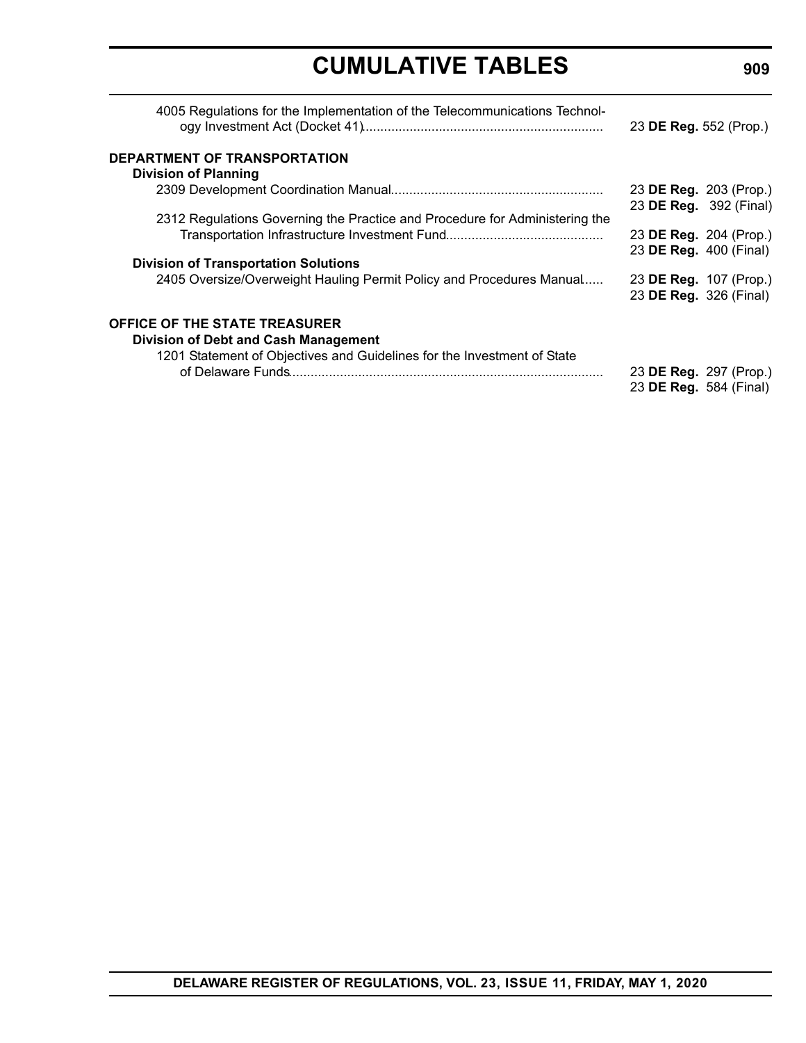# CUMULATIVE TABLES

4005 Regulations for the Implementation of the Telecommunications Technology Investment Act (Docket 41)................................................................. 23 **DE Reg.** 552 (Prop.)

**DEPARTMENT OF TRANSPORTATION**

**Division of Planning**

2309 Development Coordination Manual.......................................................... 23 **DE Reg.** 203 (Prop.)
23 **DE Reg.** 392 (Final)

2312 Regulations Governing the Practice and Procedure for Administering the Transportation Infrastructure Investment Fund........................................... 23 **DE Reg.** 204 (Prop.)
23 **DE Reg.** 400 (Final)

**Division of Transportation Solutions**

2405 Oversize/Overweight Hauling Permit Policy and Procedures Manual...... 23 **DE Reg.** 107 (Prop.)
23 **DE Reg.** 326 (Final)

**OFFICE OF THE STATE TREASURER**

**Division of Debt and Cash Management**

1201 Statement of Objectives and Guidelines for the Investment of State of Delaware Funds..................................................................................... 23 **DE Reg.** 297 (Prop.)
23 **DE Reg.** 584 (Final)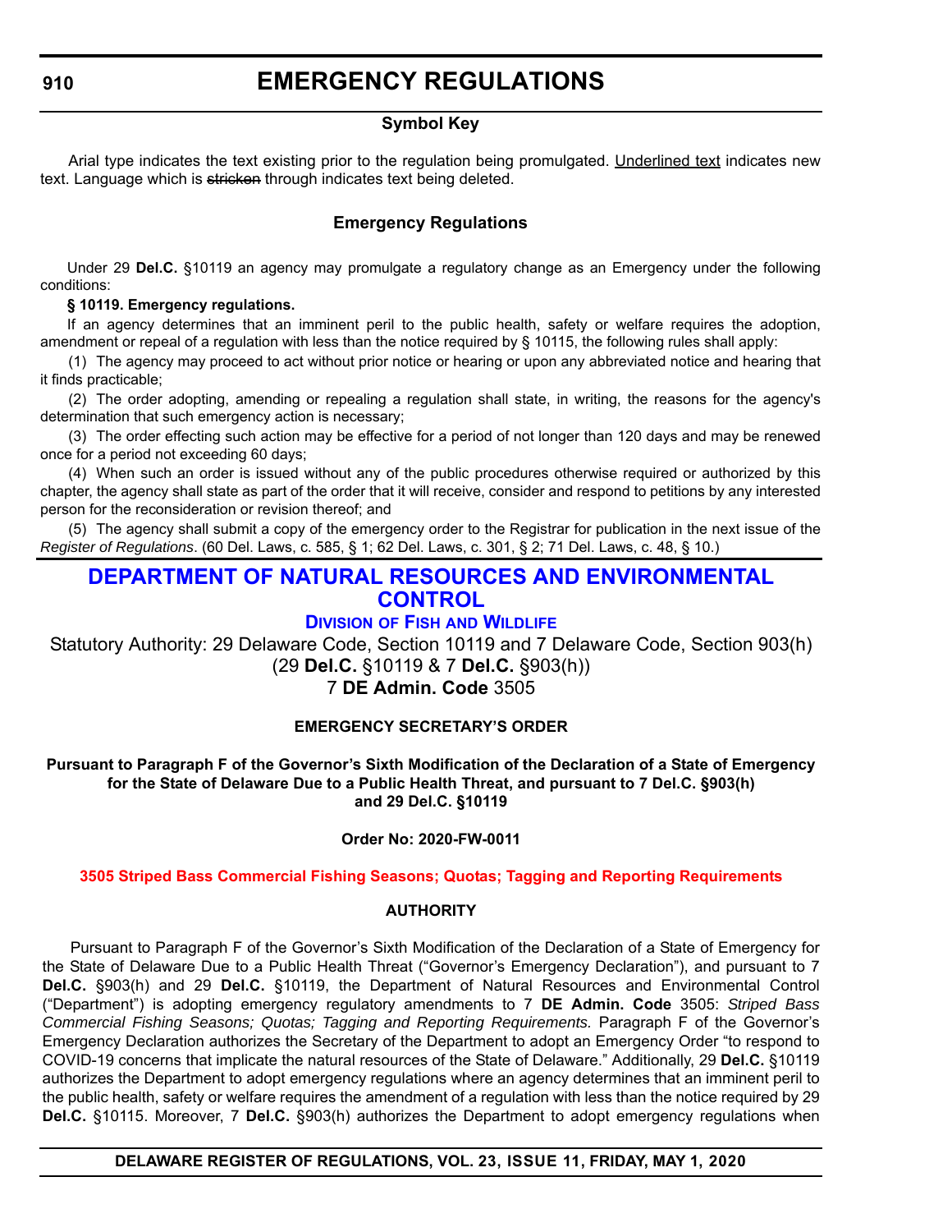# EMERGENCY REGULATIONS

### Symbol Key

Arial type indicates the text existing prior to the regulation being promulgated. Underlined text indicates new text. Language which is ~~stricken~~ through indicates text being deleted.

### Emergency Regulations

Under 29 **Del.C.** §10119 an agency may promulgate a regulatory change as an Emergency under the following conditions:

**§ 10119. Emergency regulations.**

If an agency determines that an imminent peril to the public health, safety or welfare requires the adoption, amendment or repeal of a regulation with less than the notice required by § 10115, the following rules shall apply:

(1) The agency may proceed to act without prior notice or hearing or upon any abbreviated notice and hearing that it finds practicable;

(2) The order adopting, amending or repealing a regulation shall state, in writing, the reasons for the agency's determination that such emergency action is necessary;

(3) The order effecting such action may be effective for a period of not longer than 120 days and may be renewed once for a period not exceeding 60 days;

(4) When such an order is issued without any of the public procedures otherwise required or authorized by this chapter, the agency shall state as part of the order that it will receive, consider and respond to petitions by any interested person for the reconsideration or revision thereof; and

(5) The agency shall submit a copy of the emergency order to the Registrar for publication in the next issue of the *Register of Regulations*. (60 Del. Laws, c. 585, § 1; 62 Del. Laws, c. 301, § 2; 71 Del. Laws, c. 48, § 10.)

## DEPARTMENT OF NATURAL RESOURCES AND ENVIRONMENTAL CONTROL

### Division of Fish and Wildlife

Statutory Authority: 29 Delaware Code, Section 10119 and 7 Delaware Code, Section 903(h) (29 **Del.C.** §10119 & 7 **Del.C.** §903(h))

7 **DE Admin. Code** 3505

**EMERGENCY SECRETARY'S ORDER**

**Pursuant to Paragraph F of the Governor's Sixth Modification of the Declaration of a State of Emergency for the State of Delaware Due to a Public Health Threat, and pursuant to 7 Del.C. §903(h) and 29 Del.C. §10119**

**Order No: 2020-FW-0011**

**3505 Striped Bass Commercial Fishing Seasons; Quotas; Tagging and Reporting Requirements**

**AUTHORITY**

Pursuant to Paragraph F of the Governor's Sixth Modification of the Declaration of a State of Emergency for the State of Delaware Due to a Public Health Threat ("Governor's Emergency Declaration"), and pursuant to 7 **Del.C.** §903(h) and 29 **Del.C.** §10119, the Department of Natural Resources and Environmental Control ("Department") is adopting emergency regulatory amendments to 7 **DE Admin. Code** 3505: *Striped Bass Commercial Fishing Seasons; Quotas; Tagging and Reporting Requirements.* Paragraph F of the Governor's Emergency Declaration authorizes the Secretary of the Department to adopt an Emergency Order "to respond to COVID-19 concerns that implicate the natural resources of the State of Delaware." Additionally, 29 **Del.C.** §10119 authorizes the Department to adopt emergency regulations where an agency determines that an imminent peril to the public health, safety or welfare requires the amendment of a regulation with less than the notice required by 29 **Del.C.** §10115. Moreover, 7 **Del.C.** §903(h) authorizes the Department to adopt emergency regulations when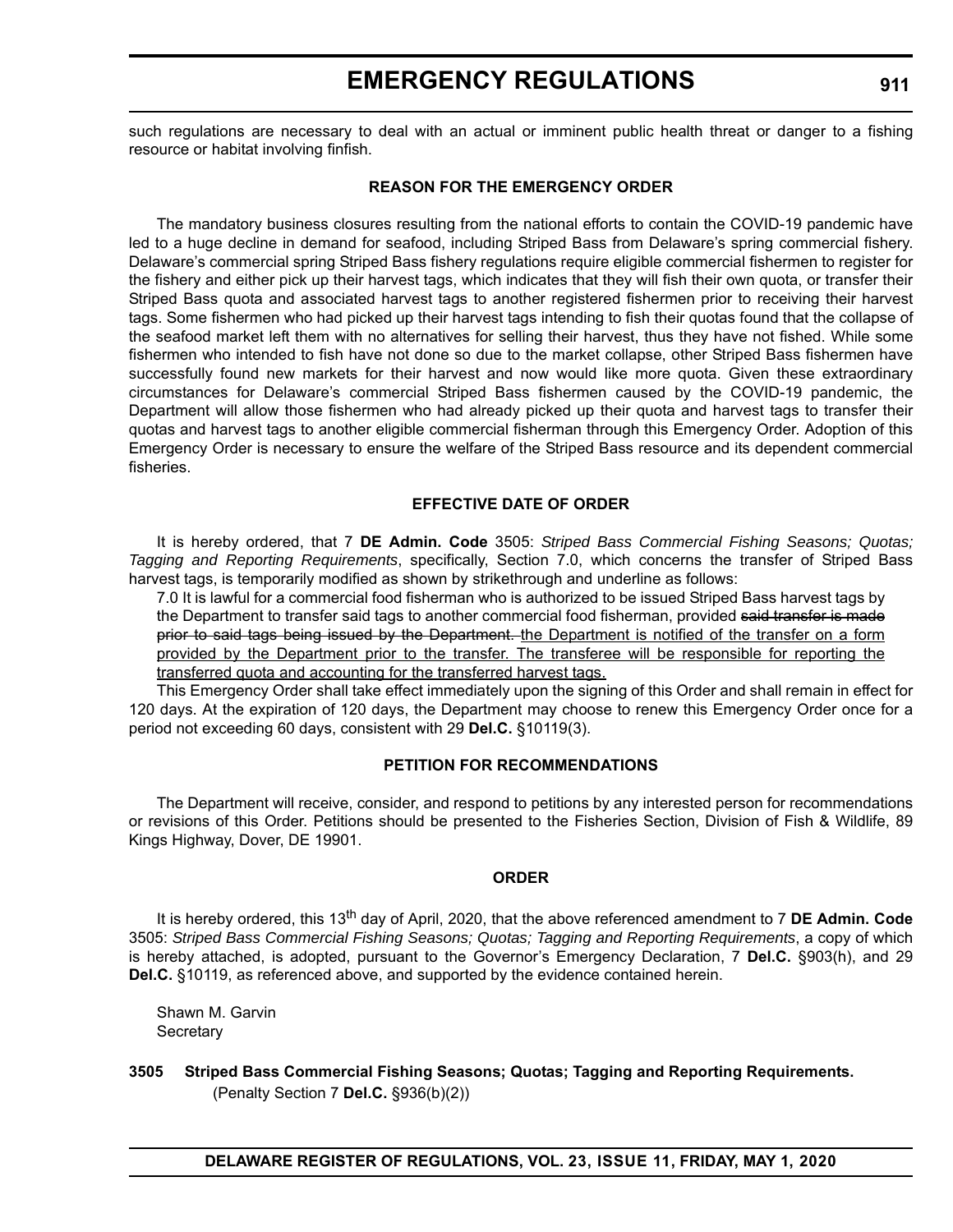such regulations are necessary to deal with an actual or imminent public health threat or danger to a fishing resource or habitat involving finfish.

### REASON FOR THE EMERGENCY ORDER

The mandatory business closures resulting from the national efforts to contain the COVID-19 pandemic have led to a huge decline in demand for seafood, including Striped Bass from Delaware's spring commercial fishery. Delaware's commercial spring Striped Bass fishery regulations require eligible commercial fishermen to register for the fishery and either pick up their harvest tags, which indicates that they will fish their own quota, or transfer their Striped Bass quota and associated harvest tags to another registered fishermen prior to receiving their harvest tags. Some fishermen who had picked up their harvest tags intending to fish their quotas found that the collapse of the seafood market left them with no alternatives for selling their harvest, thus they have not fished. While some fishermen who intended to fish have not done so due to the market collapse, other Striped Bass fishermen have successfully found new markets for their harvest and now would like more quota. Given these extraordinary circumstances for Delaware's commercial Striped Bass fishermen caused by the COVID-19 pandemic, the Department will allow those fishermen who had already picked up their quota and harvest tags to transfer their quotas and harvest tags to another eligible commercial fisherman through this Emergency Order. Adoption of this Emergency Order is necessary to ensure the welfare of the Striped Bass resource and its dependent commercial fisheries.

### EFFECTIVE DATE OF ORDER

It is hereby ordered, that 7 **DE Admin. Code** 3505: *Striped Bass Commercial Fishing Seasons; Quotas; Tagging and Reporting Requirements*, specifically, Section 7.0, which concerns the transfer of Striped Bass harvest tags, is temporarily modified as shown by strikethrough and underline as follows:

7.0 It is lawful for a commercial food fisherman who is authorized to be issued Striped Bass harvest tags by the Department to transfer said tags to another commercial food fisherman, provided ~~said transfer is made prior to said tags being issued by the Department.~~ <u>the Department is notified of the transfer on a form provided by the Department prior to the transfer. The transferee will be responsible for reporting the transferred quota and accounting for the transferred harvest tags.</u>

This Emergency Order shall take effect immediately upon the signing of this Order and shall remain in effect for 120 days. At the expiration of 120 days, the Department may choose to renew this Emergency Order once for a period not exceeding 60 days, consistent with 29 **Del.C.** §10119(3).

### PETITION FOR RECOMMENDATIONS

The Department will receive, consider, and respond to petitions by any interested person for recommendations or revisions of this Order. Petitions should be presented to the Fisheries Section, Division of Fish & Wildlife, 89 Kings Highway, Dover, DE 19901.

### ORDER

It is hereby ordered, this 13th day of April, 2020, that the above referenced amendment to 7 **DE Admin. Code** 3505: *Striped Bass Commercial Fishing Seasons; Quotas; Tagging and Reporting Requirements*, a copy of which is hereby attached, is adopted, pursuant to the Governor's Emergency Declaration, 7 **Del.C.** §903(h), and 29 **Del.C.** §10119, as referenced above, and supported by the evidence contained herein.

Shawn M. Garvin
Secretary

**3505 Striped Bass Commercial Fishing Seasons; Quotas; Tagging and Reporting Requirements.**
(Penalty Section 7 **Del.C.** §936(b)(2))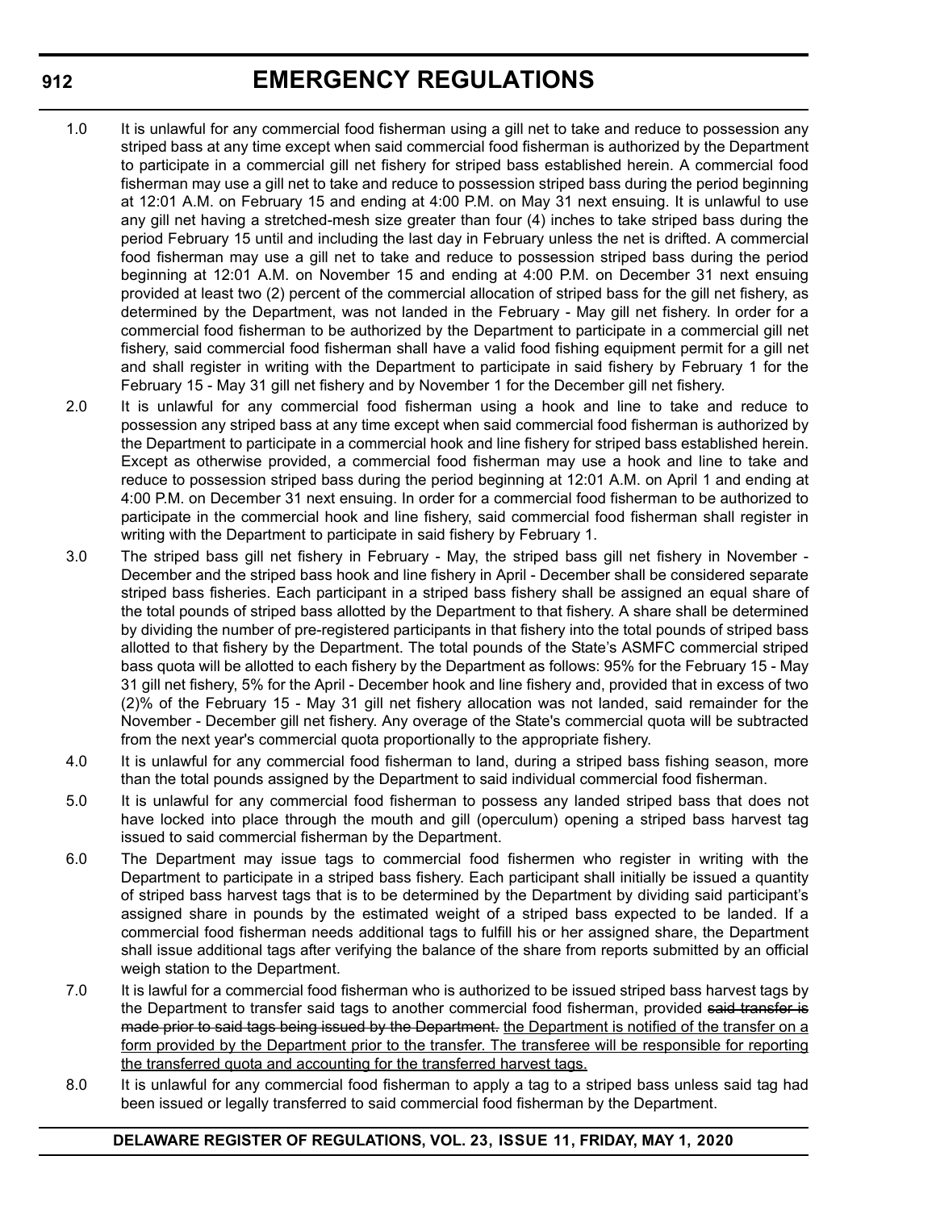1.0 It is unlawful for any commercial food fisherman using a gill net to take and reduce to possession any striped bass at any time except when said commercial food fisherman is authorized by the Department to participate in a commercial gill net fishery for striped bass established herein. A commercial food fisherman may use a gill net to take and reduce to possession striped bass during the period beginning at 12:01 A.M. on February 15 and ending at 4:00 P.M. on May 31 next ensuing. It is unlawful to use any gill net having a stretched-mesh size greater than four (4) inches to take striped bass during the period February 15 until and including the last day in February unless the net is drifted. A commercial food fisherman may use a gill net to take and reduce to possession striped bass during the period beginning at 12:01 A.M. on November 15 and ending at 4:00 P.M. on December 31 next ensuing provided at least two (2) percent of the commercial allocation of striped bass for the gill net fishery, as determined by the Department, was not landed in the February - May gill net fishery. In order for a commercial food fisherman to be authorized by the Department to participate in a commercial gill net fishery, said commercial food fisherman shall have a valid food fishing equipment permit for a gill net and shall register in writing with the Department to participate in said fishery by February 1 for the February 15 - May 31 gill net fishery and by November 1 for the December gill net fishery.

2.0 It is unlawful for any commercial food fisherman using a hook and line to take and reduce to possession any striped bass at any time except when said commercial food fisherman is authorized by the Department to participate in a commercial hook and line fishery for striped bass established herein. Except as otherwise provided, a commercial food fisherman may use a hook and line to take and reduce to possession striped bass during the period beginning at 12:01 A.M. on April 1 and ending at 4:00 P.M. on December 31 next ensuing. In order for a commercial food fisherman to be authorized to participate in the commercial hook and line fishery, said commercial food fisherman shall register in writing with the Department to participate in said fishery by February 1.

3.0 The striped bass gill net fishery in February - May, the striped bass gill net fishery in November - December and the striped bass hook and line fishery in April - December shall be considered separate striped bass fisheries. Each participant in a striped bass fishery shall be assigned an equal share of the total pounds of striped bass allotted by the Department to that fishery. A share shall be determined by dividing the number of pre-registered participants in that fishery into the total pounds of striped bass allotted to that fishery by the Department. The total pounds of the State's ASMFC commercial striped bass quota will be allotted to each fishery by the Department as follows: 95% for the February 15 - May 31 gill net fishery, 5% for the April - December hook and line fishery and, provided that in excess of two (2)% of the February 15 - May 31 gill net fishery allocation was not landed, said remainder for the November - December gill net fishery. Any overage of the State's commercial quota will be subtracted from the next year's commercial quota proportionally to the appropriate fishery.

4.0 It is unlawful for any commercial food fisherman to land, during a striped bass fishing season, more than the total pounds assigned by the Department to said individual commercial food fisherman.

5.0 It is unlawful for any commercial food fisherman to possess any landed striped bass that does not have locked into place through the mouth and gill (operculum) opening a striped bass harvest tag issued to said commercial fisherman by the Department.

6.0 The Department may issue tags to commercial food fishermen who register in writing with the Department to participate in a striped bass fishery. Each participant shall initially be issued a quantity of striped bass harvest tags that is to be determined by the Department by dividing said participant's assigned share in pounds by the estimated weight of a striped bass expected to be landed. If a commercial food fisherman needs additional tags to fulfill his or her assigned share, the Department shall issue additional tags after verifying the balance of the share from reports submitted by an official weigh station to the Department.

7.0 It is lawful for a commercial food fisherman who is authorized to be issued striped bass harvest tags by the Department to transfer said tags to another commercial food fisherman, provided ~~said transfer is made prior to said tags being issued by the Department.~~ <u>the Department is notified of the transfer on a form provided by the Department prior to the transfer. The transferee will be responsible for reporting the transferred quota and accounting for the transferred harvest tags.</u>

8.0 It is unlawful for any commercial food fisherman to apply a tag to a striped bass unless said tag had been issued or legally transferred to said commercial food fisherman by the Department.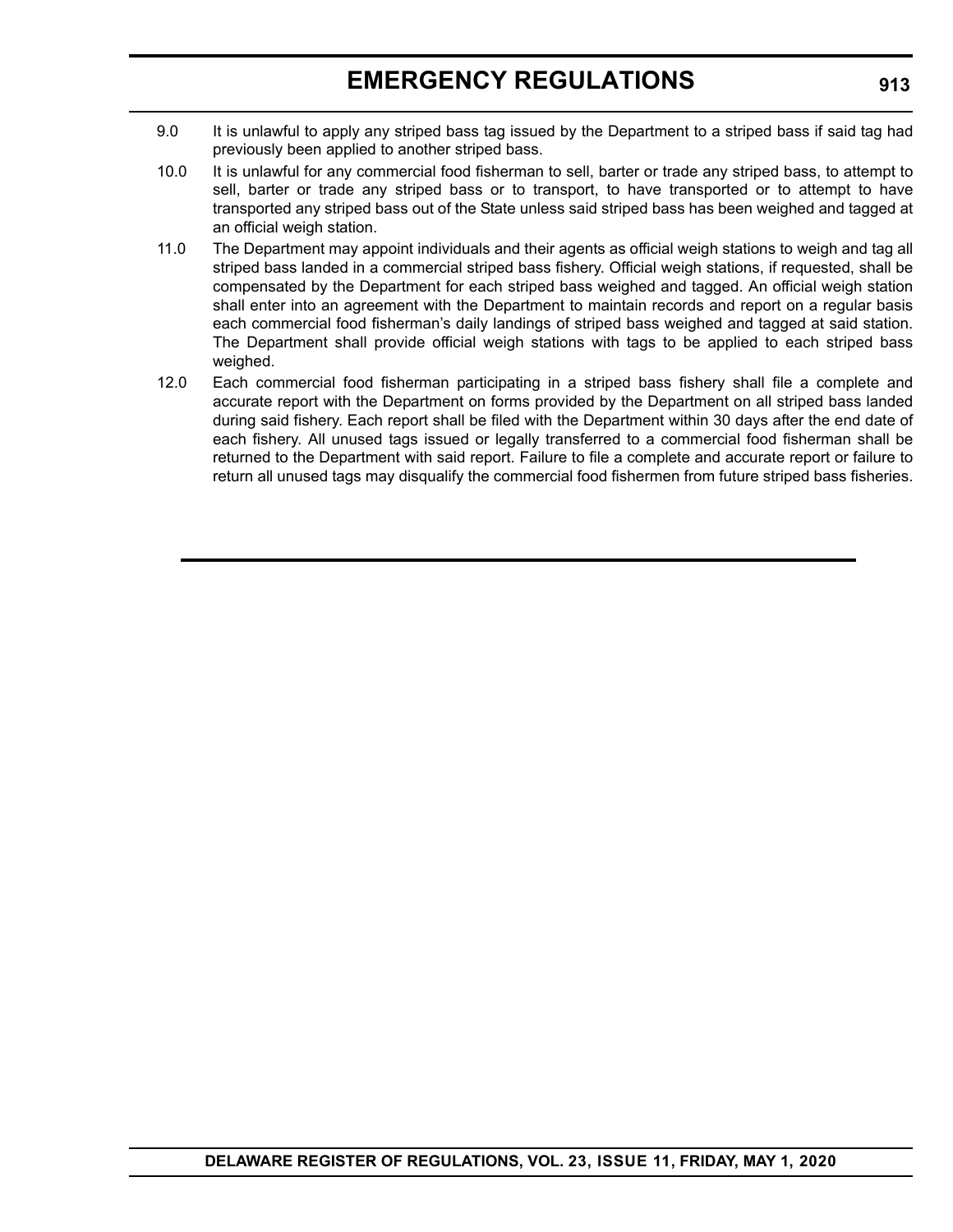9.0 It is unlawful to apply any striped bass tag issued by the Department to a striped bass if said tag had previously been applied to another striped bass.

10.0 It is unlawful for any commercial food fisherman to sell, barter or trade any striped bass, to attempt to sell, barter or trade any striped bass or to transport, to have transported or to attempt to have transported any striped bass out of the State unless said striped bass has been weighed and tagged at an official weigh station.

11.0 The Department may appoint individuals and their agents as official weigh stations to weigh and tag all striped bass landed in a commercial striped bass fishery. Official weigh stations, if requested, shall be compensated by the Department for each striped bass weighed and tagged. An official weigh station shall enter into an agreement with the Department to maintain records and report on a regular basis each commercial food fisherman's daily landings of striped bass weighed and tagged at said station. The Department shall provide official weigh stations with tags to be applied to each striped bass weighed.

12.0 Each commercial food fisherman participating in a striped bass fishery shall file a complete and accurate report with the Department on forms provided by the Department on all striped bass landed during said fishery. Each report shall be filed with the Department within 30 days after the end date of each fishery. All unused tags issued or legally transferred to a commercial food fisherman shall be returned to the Department with said report. Failure to file a complete and accurate report or failure to return all unused tags may disqualify the commercial food fishermen from future striped bass fisheries.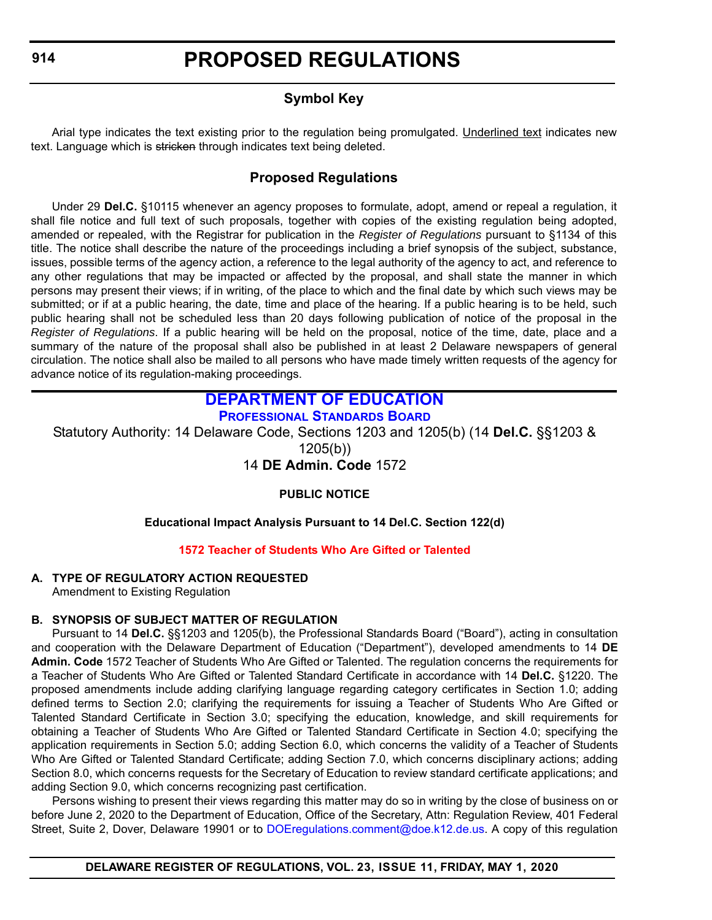# PROPOSED REGULATIONS

## Symbol Key

Arial type indicates the text existing prior to the regulation being promulgated. Underlined text indicates new text. Language which is ~~stricken~~ through indicates text being deleted.

## Proposed Regulations

Under 29 **Del.C.** §10115 whenever an agency proposes to formulate, adopt, amend or repeal a regulation, it shall file notice and full text of such proposals, together with copies of the existing regulation being adopted, amended or repealed, with the Registrar for publication in the *Register of Regulations* pursuant to §1134 of this title. The notice shall describe the nature of the proceedings including a brief synopsis of the subject, substance, issues, possible terms of the agency action, a reference to the legal authority of the agency to act, and reference to any other regulations that may be impacted or affected by the proposal, and shall state the manner in which persons may present their views; if in writing, of the place to which and the final date by which such views may be submitted; or if at a public hearing, the date, time and place of the hearing. If a public hearing is to be held, such public hearing shall not be scheduled less than 20 days following publication of notice of the proposal in the *Register of Regulations*. If a public hearing will be held on the proposal, notice of the time, date, place and a summary of the nature of the proposal shall also be published in at least 2 Delaware newspapers of general circulation. The notice shall also be mailed to all persons who have made timely written requests of the agency for advance notice of its regulation-making proceedings.

## DEPARTMENT OF EDUCATION

### PROFESSIONAL STANDARDS BOARD

Statutory Authority: 14 Delaware Code, Sections 1203 and 1205(b) (14 **Del.C.** §§1203 & 1205(b))

14 **DE Admin. Code** 1572

**PUBLIC NOTICE**

**Educational Impact Analysis Pursuant to 14 Del.C. Section 122(d)**

**1572 Teacher of Students Who Are Gifted or Talented**

**A. TYPE OF REGULATORY ACTION REQUESTED**

Amendment to Existing Regulation

**B. SYNOPSIS OF SUBJECT MATTER OF REGULATION**

Pursuant to 14 **Del.C.** §§1203 and 1205(b), the Professional Standards Board ("Board"), acting in consultation and cooperation with the Delaware Department of Education ("Department"), developed amendments to 14 **DE Admin. Code** 1572 Teacher of Students Who Are Gifted or Talented. The regulation concerns the requirements for a Teacher of Students Who Are Gifted or Talented Standard Certificate in accordance with 14 **Del.C.** §1220. The proposed amendments include adding clarifying language regarding category certificates in Section 1.0; adding defined terms to Section 2.0; clarifying the requirements for issuing a Teacher of Students Who Are Gifted or Talented Standard Certificate in Section 3.0; specifying the education, knowledge, and skill requirements for obtaining a Teacher of Students Who Are Gifted or Talented Standard Certificate in Section 4.0; specifying the application requirements in Section 5.0; adding Section 6.0, which concerns the validity of a Teacher of Students Who Are Gifted or Talented Standard Certificate; adding Section 7.0, which concerns disciplinary actions; adding Section 8.0, which concerns requests for the Secretary of Education to review standard certificate applications; and adding Section 9.0, which concerns recognizing past certification.

Persons wishing to present their views regarding this matter may do so in writing by the close of business on or before June 2, 2020 to the Department of Education, Office of the Secretary, Attn: Regulation Review, 401 Federal Street, Suite 2, Dover, Delaware 19901 or to DOEregulations.comment@doe.k12.de.us. A copy of this regulation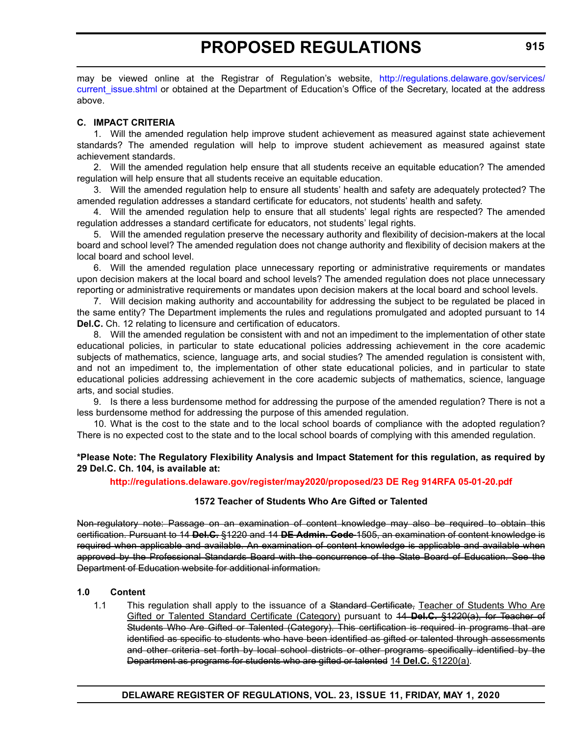may be viewed online at the Registrar of Regulation's website, http://regulations.delaware.gov/services/current_issue.shtml or obtained at the Department of Education's Office of the Secretary, located at the address above.

**C. IMPACT CRITERIA**

1. Will the amended regulation help improve student achievement as measured against state achievement standards? The amended regulation will help to improve student achievement as measured against state achievement standards.

2. Will the amended regulation help ensure that all students receive an equitable education? The amended regulation will help ensure that all students receive an equitable education.

3. Will the amended regulation help to ensure all students' health and safety are adequately protected? The amended regulation addresses a standard certificate for educators, not students' health and safety.

4. Will the amended regulation help to ensure that all students' legal rights are respected? The amended regulation addresses a standard certificate for educators, not students' legal rights.

5. Will the amended regulation preserve the necessary authority and flexibility of decision-makers at the local board and school level? The amended regulation does not change authority and flexibility of decision makers at the local board and school level.

6. Will the amended regulation place unnecessary reporting or administrative requirements or mandates upon decision makers at the local board and school levels? The amended regulation does not place unnecessary reporting or administrative requirements or mandates upon decision makers at the local board and school levels.

7. Will decision making authority and accountability for addressing the subject to be regulated be placed in the same entity? The Department implements the rules and regulations promulgated and adopted pursuant to 14 **Del.C.** Ch. 12 relating to licensure and certification of educators.

8. Will the amended regulation be consistent with and not an impediment to the implementation of other state educational policies, in particular to state educational policies addressing achievement in the core academic subjects of mathematics, science, language arts, and social studies? The amended regulation is consistent with, and not an impediment to, the implementation of other state educational policies, and in particular to state educational policies addressing achievement in the core academic subjects of mathematics, science, language arts, and social studies.

9. Is there a less burdensome method for addressing the purpose of the amended regulation? There is not a less burdensome method for addressing the purpose of this amended regulation.

10. What is the cost to the state and to the local school boards of compliance with the adopted regulation? There is no expected cost to the state and to the local school boards of complying with this amended regulation.

**\*Please Note: The Regulatory Flexibility Analysis and Impact Statement for this regulation, as required by 29 Del.C. Ch. 104, is available at:**

**http://regulations.delaware.gov/register/may2020/proposed/23 DE Reg 914RFA 05-01-20.pdf**

**1572 Teacher of Students Who Are Gifted or Talented**

~~Non-regulatory note: Passage on an examination of content knowledge may also be required to obtain this certification. Pursuant to 14 **Del.C.** §1220 and 14 **DE Admin. Code** 1505, an examination of content knowledge is required when applicable and available. An examination of content knowledge is applicable and available when approved by the Professional Standards Board with the concurrence of the State Board of Education. See the Department of Education website for additional information.~~

**1.0 Content**

1.1 This regulation shall apply to the issuance of a ~~Standard Certificate,~~ <u>Teacher of Students Who Are Gifted or Talented Standard Certificate (Category)</u> pursuant to ~~14 **Del.C.** §1220(a), for Teacher of Students Who Are Gifted or Talented (Category). This certification is required in programs that are identified as specific to students who have been identified as gifted or talented through assessments and other criteria set forth by local school districts or other programs specifically identified by the Department as programs for students who are gifted or talented~~ <u>14 **Del.C.** §1220(a)</u>.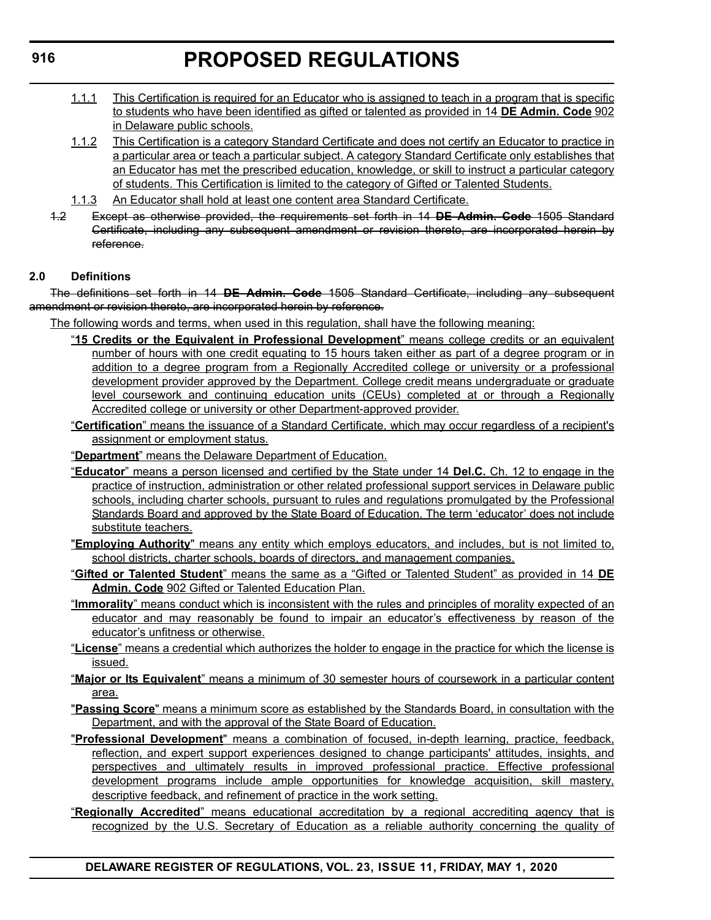1.1.1 This Certification is required for an Educator who is assigned to teach in a program that is specific to students who have been identified as gifted or talented as provided in 14 **DE Admin. Code** 902 in Delaware public schools.

1.1.2 This Certification is a category Standard Certificate and does not certify an Educator to practice in a particular area or teach a particular subject. A category Standard Certificate only establishes that an Educator has met the prescribed education, knowledge, or skill to instruct a particular category of students. This Certification is limited to the category of Gifted or Talented Students.

1.1.3 An Educator shall hold at least one content area Standard Certificate.

~~1.2 Except as otherwise provided, the requirements set forth in 14 **DE Admin. Code** 1505 Standard Certificate, including any subsequent amendment or revision thereto, are incorporated herein by reference.~~

**2.0 Definitions**

~~The definitions set forth in 14 **DE Admin. Code** 1505 Standard Certificate, including any subsequent amendment or revision thereto, are incorporated herein by reference.~~

The following words and terms, when used in this regulation, shall have the following meaning:

"**15 Credits or the Equivalent in Professional Development**" means college credits or an equivalent number of hours with one credit equating to 15 hours taken either as part of a degree program or in addition to a degree program from a Regionally Accredited college or university or a professional development provider approved by the Department. College credit means undergraduate or graduate level coursework and continuing education units (CEUs) completed at or through a Regionally Accredited college or university or other Department-approved provider.

"**Certification**" means the issuance of a Standard Certificate, which may occur regardless of a recipient's assignment or employment status.

"**Department**" means the Delaware Department of Education.

"**Educator**" means a person licensed and certified by the State under 14 **Del.C.** Ch. 12 to engage in the practice of instruction, administration or other related professional support services in Delaware public schools, including charter schools, pursuant to rules and regulations promulgated by the Professional Standards Board and approved by the State Board of Education. The term 'educator' does not include substitute teachers.

"**Employing Authority**" means any entity which employs educators, and includes, but is not limited to, school districts, charter schools, boards of directors, and management companies.

"**Gifted or Talented Student**" means the same as a "Gifted or Talented Student" as provided in 14 **DE Admin. Code** 902 Gifted or Talented Education Plan.

"**Immorality**" means conduct which is inconsistent with the rules and principles of morality expected of an educator and may reasonably be found to impair an educator's effectiveness by reason of the educator's unfitness or otherwise.

"**License**" means a credential which authorizes the holder to engage in the practice for which the license is issued.

"**Major or Its Equivalent**" means a minimum of 30 semester hours of coursework in a particular content area.

"**Passing Score**" means a minimum score as established by the Standards Board, in consultation with the Department, and with the approval of the State Board of Education.

"**Professional Development**" means a combination of focused, in-depth learning, practice, feedback, reflection, and expert support experiences designed to change participants' attitudes, insights, and perspectives and ultimately results in improved professional practice. Effective professional development programs include ample opportunities for knowledge acquisition, skill mastery, descriptive feedback, and refinement of practice in the work setting.

"**Regionally Accredited**" means educational accreditation by a regional accrediting agency that is recognized by the U.S. Secretary of Education as a reliable authority concerning the quality of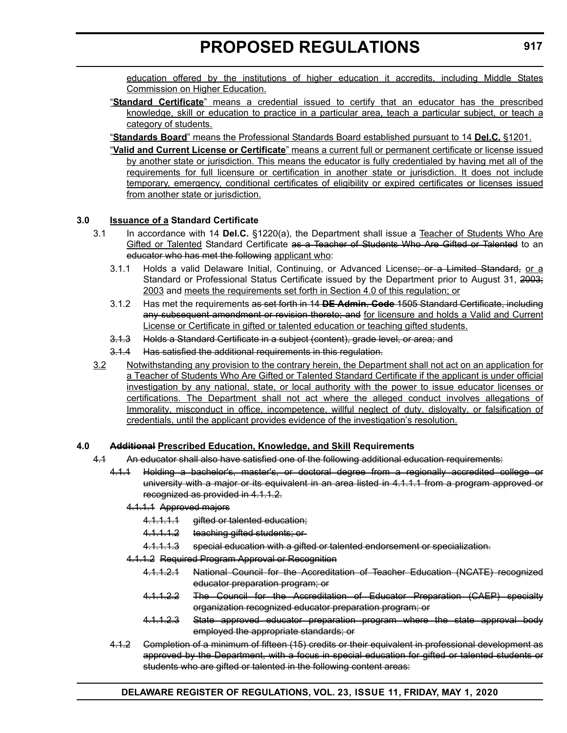education offered by the institutions of higher education it accredits, including Middle States Commission on Higher Education.

"**Standard Certificate**" means a credential issued to certify that an educator has the prescribed knowledge, skill or education to practice in a particular area, teach a particular subject, or teach a category of students.

"**Standards Board**" means the Professional Standards Board established pursuant to 14 **Del.C.** §1201.

"**Valid and Current License or Certificate**" means a current full or permanent certificate or license issued by another state or jurisdiction. This means the educator is fully credentialed by having met all of the requirements for full licensure or certification in another state or jurisdiction. It does not include temporary, emergency, conditional certificates of eligibility or expired certificates or licenses issued from another state or jurisdiction.

### 3.0 Issuance of a Standard Certificate

3.1 In accordance with 14 **Del.C.** §1220(a), the Department shall issue a Teacher of Students Who Are Gifted or Talented Standard Certificate ~~as a Teacher of Students Who Are Gifted or Talented~~ to an ~~educator who has met the following~~ applicant who:

3.1.1 Holds a valid Delaware Initial, Continuing, or Advanced License~~; or a Limited Standard,~~ or a Standard or Professional Status Certificate issued by the Department prior to August 31, ~~2003;~~ 2003 and meets the requirements set forth in Section 4.0 of this regulation; or

3.1.2 Has met the requirements ~~as set forth in 14 **DE Admin. Code** 1505 Standard Certificate, including any subsequent amendment or revision thereto; and~~ for licensure and holds a Valid and Current License or Certificate in gifted or talented education or teaching gifted students.

~~3.1.3 Holds a Standard Certificate in a subject (content), grade level, or area; and~~

~~3.1.4 Has satisfied the additional requirements in this regulation.~~

3.2 Notwithstanding any provision to the contrary herein, the Department shall not act on an application for a Teacher of Students Who Are Gifted or Talented Standard Certificate if the applicant is under official investigation by any national, state, or local authority with the power to issue educator licenses or certifications. The Department shall not act where the alleged conduct involves allegations of Immorality, misconduct in office, incompetence, willful neglect of duty, disloyalty, or falsification of credentials, until the applicant provides evidence of the investigation's resolution.

### 4.0 ~~Additional~~ Prescribed Education, Knowledge, and Skill Requirements

~~4.1 An educator shall also have satisfied one of the following additional education requirements:~~

~~4.1.1 Holding a bachelor's, master's, or doctoral degree from a regionally accredited college or university with a major or its equivalent in an area listed in 4.1.1.1 from a program approved or recognized as provided in 4.1.1.2.~~

~~4.1.1.1 Approved majors~~

~~4.1.1.1.1 gifted or talented education;~~

~~4.1.1.1.2 teaching gifted students; or~~

~~4.1.1.1.3 special education with a gifted or talented endorsement or specialization.~~

~~4.1.1.2 Required Program Approval or Recognition~~

~~4.1.1.2.1 National Council for the Accreditation of Teacher Education (NCATE) recognized educator preparation program; or~~

~~4.1.1.2.2 The Council for the Accreditation of Educator Preparation (CAEP) specialty organization recognized educator preparation program; or~~

~~4.1.1.2.3 State approved educator preparation program where the state approval body employed the appropriate standards; or~~

~~4.1.2 Completion of a minimum of fifteen (15) credits or their equivalent in professional development as approved by the Department, with a focus in special education for gifted or talented students or students who are gifted or talented in the following content areas:~~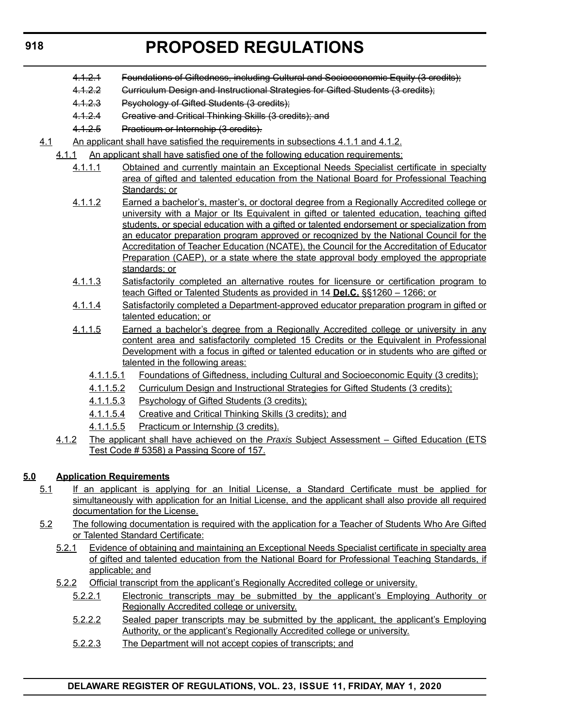~~4.1.2.1 Foundations of Giftedness, including Cultural and Socioeconomic Equity (3 credits);~~

~~4.1.2.2 Curriculum Design and Instructional Strategies for Gifted Students (3 credits);~~

~~4.1.2.3 Psychology of Gifted Students (3 credits);~~

~~4.1.2.4 Creative and Critical Thinking Skills (3 credits); and~~

~~4.1.2.5 Practicum or Internship (3 credits).~~

<u>4.1 An applicant shall have satisfied the requirements in subsections 4.1.1 and 4.1.2.</u>

<u>4.1.1 An applicant shall have satisfied one of the following education requirements:</u>

<u>4.1.1.1 Obtained and currently maintain an Exceptional Needs Specialist certificate in specialty area of gifted and talented education from the National Board for Professional Teaching Standards; or</u>

<u>4.1.1.2 Earned a bachelor's, master's, or doctoral degree from a Regionally Accredited college or university with a Major or Its Equivalent in gifted or talented education, teaching gifted students, or special education with a gifted or talented endorsement or specialization from an educator preparation program approved or recognized by the National Council for the Accreditation of Teacher Education (NCATE), the Council for the Accreditation of Educator Preparation (CAEP), or a state where the state approval body employed the appropriate standards; or</u>

<u>4.1.1.3 Satisfactorily completed an alternative routes for licensure or certification program to teach Gifted or Talented Students as provided in 14 **Del.C.** §§1260 – 1266; or</u>

<u>4.1.1.4 Satisfactorily completed a Department-approved educator preparation program in gifted or talented education; or</u>

<u>4.1.1.5 Earned a bachelor's degree from a Regionally Accredited college or university in any content area and satisfactorily completed 15 Credits or the Equivalent in Professional Development with a focus in gifted or talented education or in students who are gifted or talented in the following areas:</u>

<u>4.1.1.5.1 Foundations of Giftedness, including Cultural and Socioeconomic Equity (3 credits);</u>

<u>4.1.1.5.2 Curriculum Design and Instructional Strategies for Gifted Students (3 credits);</u>

<u>4.1.1.5.3 Psychology of Gifted Students (3 credits);</u>

<u>4.1.1.5.4 Creative and Critical Thinking Skills (3 credits); and</u>

<u>4.1.1.5.5 Practicum or Internship (3 credits).</u>

<u>4.1.2 The applicant shall have achieved on the *Praxis* Subject Assessment – Gifted Education (ETS Test Code # 5358) a Passing Score of 157.</u>

## <u>5.0 Application Requirements</u>

<u>5.1 If an applicant is applying for an Initial License, a Standard Certificate must be applied for simultaneously with application for an Initial License, and the applicant shall also provide all required documentation for the License.</u>

<u>5.2 The following documentation is required with the application for a Teacher of Students Who Are Gifted or Talented Standard Certificate:</u>

<u>5.2.1 Evidence of obtaining and maintaining an Exceptional Needs Specialist certificate in specialty area of gifted and talented education from the National Board for Professional Teaching Standards, if applicable; and</u>

<u>5.2.2 Official transcript from the applicant's Regionally Accredited college or university.</u>

<u>5.2.2.1 Electronic transcripts may be submitted by the applicant's Employing Authority or Regionally Accredited college or university.</u>

<u>5.2.2.2 Sealed paper transcripts may be submitted by the applicant, the applicant's Employing Authority, or the applicant's Regionally Accredited college or university.</u>

<u>5.2.2.3 The Department will not accept copies of transcripts; and</u>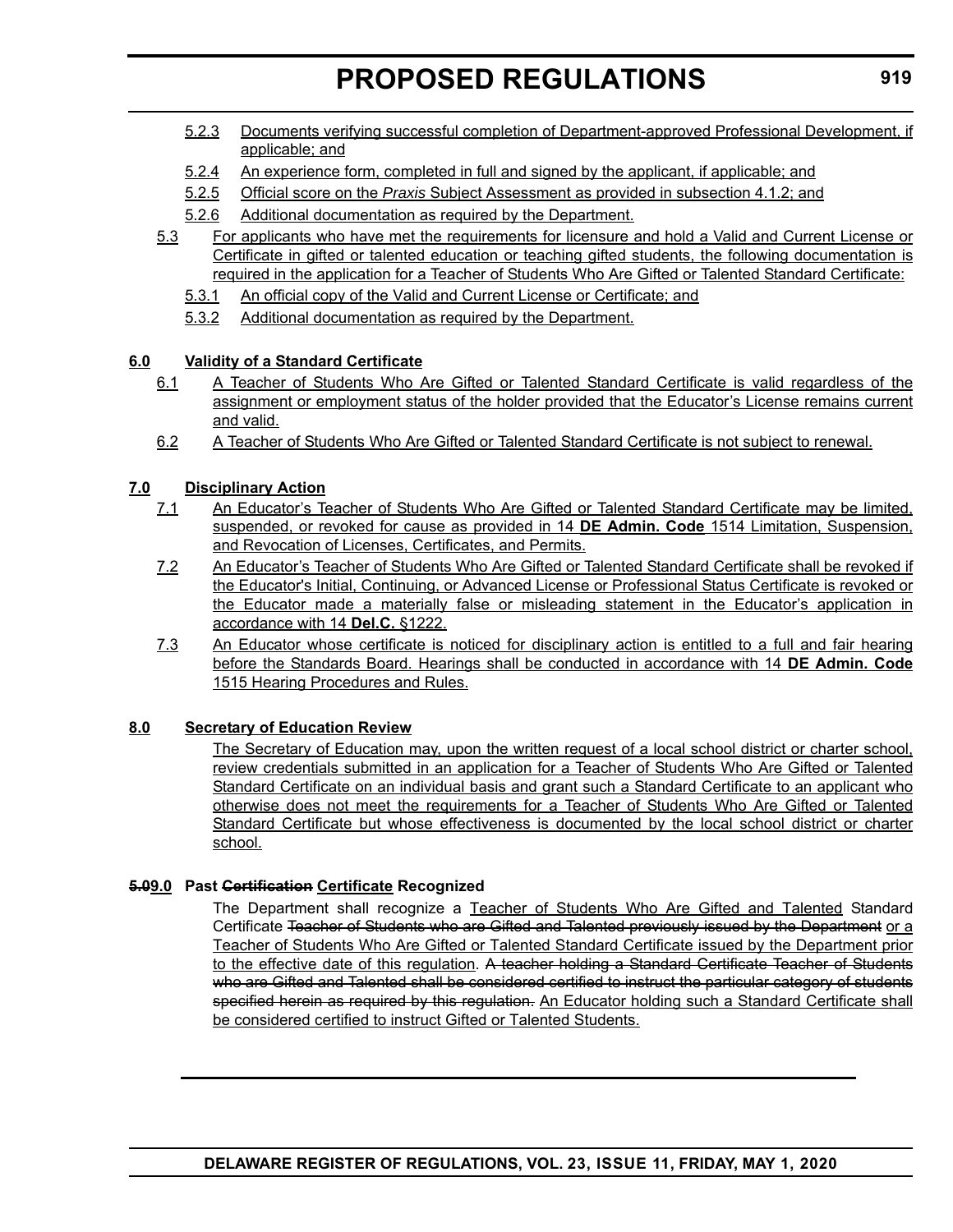5.2.3 Documents verifying successful completion of Department-approved Professional Development, if applicable; and

5.2.4 An experience form, completed in full and signed by the applicant, if applicable; and

5.2.5 Official score on the *Praxis* Subject Assessment as provided in subsection 4.1.2; and

5.2.6 Additional documentation as required by the Department.

5.3 For applicants who have met the requirements for licensure and hold a Valid and Current License or Certificate in gifted or talented education or teaching gifted students, the following documentation is required in the application for a Teacher of Students Who Are Gifted or Talented Standard Certificate:

5.3.1 An official copy of the Valid and Current License or Certificate; and

5.3.2 Additional documentation as required by the Department.

**6.0 Validity of a Standard Certificate**

6.1 A Teacher of Students Who Are Gifted or Talented Standard Certificate is valid regardless of the assignment or employment status of the holder provided that the Educator's License remains current and valid.

6.2 A Teacher of Students Who Are Gifted or Talented Standard Certificate is not subject to renewal.

**7.0 Disciplinary Action**

7.1 An Educator's Teacher of Students Who Are Gifted or Talented Standard Certificate may be limited, suspended, or revoked for cause as provided in 14 **DE Admin. Code** 1514 Limitation, Suspension, and Revocation of Licenses, Certificates, and Permits.

7.2 An Educator's Teacher of Students Who Are Gifted or Talented Standard Certificate shall be revoked if the Educator's Initial, Continuing, or Advanced License or Professional Status Certificate is revoked or the Educator made a materially false or misleading statement in the Educator's application in accordance with 14 **Del.C.** §1222.

7.3 An Educator whose certificate is noticed for disciplinary action is entitled to a full and fair hearing before the Standards Board. Hearings shall be conducted in accordance with 14 **DE Admin. Code** 1515 Hearing Procedures and Rules.

**8.0 Secretary of Education Review**

The Secretary of Education may, upon the written request of a local school district or charter school, review credentials submitted in an application for a Teacher of Students Who Are Gifted or Talented Standard Certificate on an individual basis and grant such a Standard Certificate to an applicant who otherwise does not meet the requirements for a Teacher of Students Who Are Gifted or Talented Standard Certificate but whose effectiveness is documented by the local school district or charter school.

**~~5.0~~9.0 Past ~~Certification~~ Certificate Recognized**

The Department shall recognize a Teacher of Students Who Are Gifted and Talented Standard Certificate ~~Teacher of Students who are Gifted and Talented previously issued by the Department~~ or a Teacher of Students Who Are Gifted or Talented Standard Certificate issued by the Department prior to the effective date of this regulation. ~~A teacher holding a Standard Certificate Teacher of Students who are Gifted and Talented shall be considered certified to instruct the particular category of students specified herein as required by this regulation.~~ An Educator holding such a Standard Certificate shall be considered certified to instruct Gifted or Talented Students.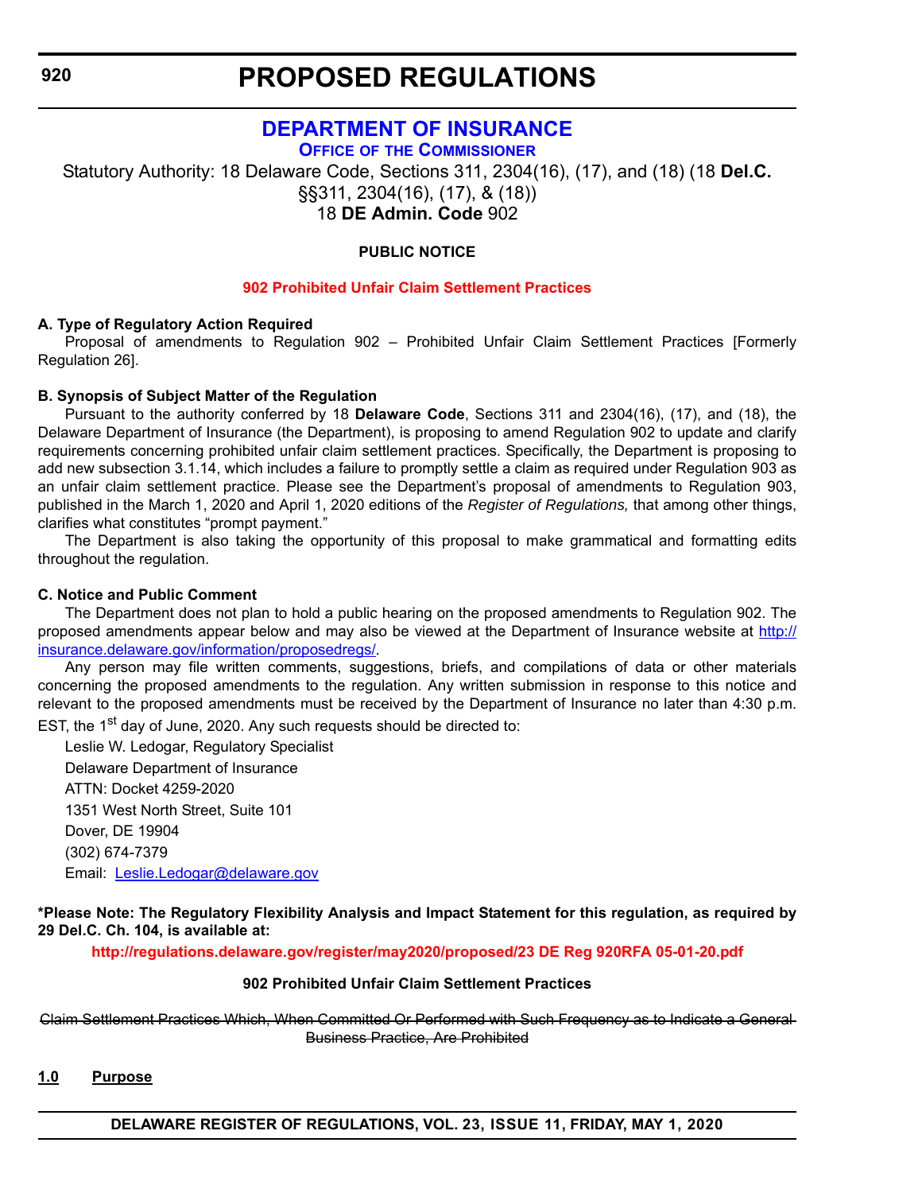# PROPOSED REGULATIONS

## DEPARTMENT OF INSURANCE

### OFFICE OF THE COMMISSIONER

Statutory Authority: 18 Delaware Code, Sections 311, 2304(16), (17), and (18) (18 **Del.C.** §§311, 2304(16), (17), & (18))
18 **DE Admin. Code** 902

**PUBLIC NOTICE**

**902 Prohibited Unfair Claim Settlement Practices**

**A. Type of Regulatory Action Required**

Proposal of amendments to Regulation 902 – Prohibited Unfair Claim Settlement Practices [Formerly Regulation 26].

**B. Synopsis of Subject Matter of the Regulation**

Pursuant to the authority conferred by 18 **Delaware Code**, Sections 311 and 2304(16), (17), and (18), the Delaware Department of Insurance (the Department), is proposing to amend Regulation 902 to update and clarify requirements concerning prohibited unfair claim settlement practices. Specifically, the Department is proposing to add new subsection 3.1.14, which includes a failure to promptly settle a claim as required under Regulation 903 as an unfair claim settlement practice. Please see the Department's proposal of amendments to Regulation 903, published in the March 1, 2020 and April 1, 2020 editions of the *Register of Regulations,* that among other things, clarifies what constitutes "prompt payment."

The Department is also taking the opportunity of this proposal to make grammatical and formatting edits throughout the regulation.

**C. Notice and Public Comment**

The Department does not plan to hold a public hearing on the proposed amendments to Regulation 902. The proposed amendments appear below and may also be viewed at the Department of Insurance website at http://insurance.delaware.gov/information/proposedregs/.

Any person may file written comments, suggestions, briefs, and compilations of data or other materials concerning the proposed amendments to the regulation. Any written submission in response to this notice and relevant to the proposed amendments must be received by the Department of Insurance no later than 4:30 p.m. EST, the 1st day of June, 2020. Any such requests should be directed to:

Leslie W. Ledogar, Regulatory Specialist
Delaware Department of Insurance
ATTN: Docket 4259-2020
1351 West North Street, Suite 101
Dover, DE 19904
(302) 674-7379
Email: Leslie.Ledogar@delaware.gov

**\*Please Note: The Regulatory Flexibility Analysis and Impact Statement for this regulation, as required by 29 Del.C. Ch. 104, is available at:**

**http://regulations.delaware.gov/register/may2020/proposed/23 DE Reg 920RFA 05-01-20.pdf**

**902 Prohibited Unfair Claim Settlement Practices**

~~Claim Settlement Practices Which, When Committed Or Performed with Such Frequency as to Indicate a General Business Practice, Are Prohibited~~

**1.0 Purpose**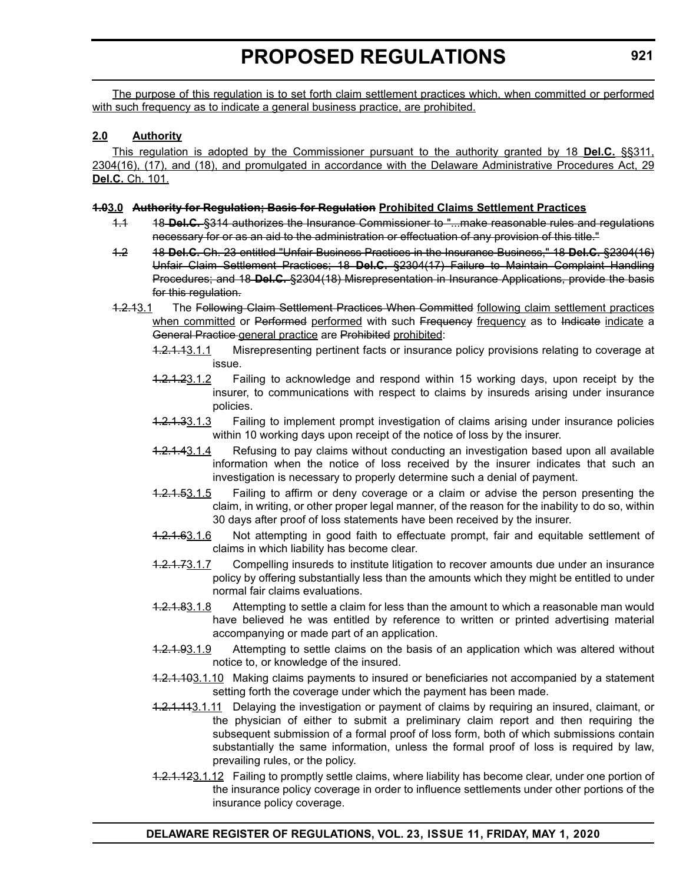The purpose of this regulation is to set forth claim settlement practices which, when committed or performed with such frequency as to indicate a general business practice, are prohibited.

**2.0 Authority**

This regulation is adopted by the Commissioner pursuant to the authority granted by 18 **Del.C.** §§311, 2304(16), (17), and (18), and promulgated in accordance with the Delaware Administrative Procedures Act, 29 **Del.C.** Ch. 101.

**~~1.0~~3.0 ~~Authority for Regulation; Basis for Regulation~~ Prohibited Claims Settlement Practices**

~~1.1 18 **Del.C.** §314 authorizes the Insurance Commissioner to "...make reasonable rules and regulations necessary for or as an aid to the administration or effectuation of any provision of this title."~~

~~1.2 18 **Del.C.** Ch. 23 entitled "Unfair Business Practices in the Insurance Business," 18 **Del.C.** §2304(16) Unfair Claim Settlement Practices; 18 **Del.C.** §2304(17) Failure to Maintain Complaint Handling Procedures; and 18 **Del.C.** §2304(18) Misrepresentation in Insurance Applications, provide the basis for this regulation.~~

~~1.2.1~~3.1 The ~~Following Claim Settlement Practices When Committed~~ following claim settlement practices when committed or ~~Performed~~ performed with such ~~Frequency~~ frequency as to ~~Indicate~~ indicate a ~~General Practice~~ general practice are ~~Prohibited~~ prohibited:

~~1.2.1.1~~3.1.1 Misrepresenting pertinent facts or insurance policy provisions relating to coverage at issue.

~~1.2.1.2~~3.1.2 Failing to acknowledge and respond within 15 working days, upon receipt by the insurer, to communications with respect to claims by insureds arising under insurance policies.

~~1.2.1.3~~3.1.3 Failing to implement prompt investigation of claims arising under insurance policies within 10 working days upon receipt of the notice of loss by the insurer.

~~1.2.1.4~~3.1.4 Refusing to pay claims without conducting an investigation based upon all available information when the notice of loss received by the insurer indicates that such an investigation is necessary to properly determine such a denial of payment.

~~1.2.1.5~~3.1.5 Failing to affirm or deny coverage or a claim or advise the person presenting the claim, in writing, or other proper legal manner, of the reason for the inability to do so, within 30 days after proof of loss statements have been received by the insurer.

~~1.2.1.6~~3.1.6 Not attempting in good faith to effectuate prompt, fair and equitable settlement of claims in which liability has become clear.

~~1.2.1.7~~3.1.7 Compelling insureds to institute litigation to recover amounts due under an insurance policy by offering substantially less than the amounts which they might be entitled to under normal fair claims evaluations.

~~1.2.1.8~~3.1.8 Attempting to settle a claim for less than the amount to which a reasonable man would have believed he was entitled by reference to written or printed advertising material accompanying or made part of an application.

~~1.2.1.9~~3.1.9 Attempting to settle claims on the basis of an application which was altered without notice to, or knowledge of the insured.

~~1.2.1.10~~3.1.10 Making claims payments to insured or beneficiaries not accompanied by a statement setting forth the coverage under which the payment has been made.

~~1.2.1.11~~3.1.11 Delaying the investigation or payment of claims by requiring an insured, claimant, or the physician of either to submit a preliminary claim report and then requiring the subsequent submission of a formal proof of loss form, both of which submissions contain substantially the same information, unless the formal proof of loss is required by law, prevailing rules, or the policy.

~~1.2.1.12~~3.1.12 Failing to promptly settle claims, where liability has become clear, under one portion of the insurance policy coverage in order to influence settlements under other portions of the insurance policy coverage.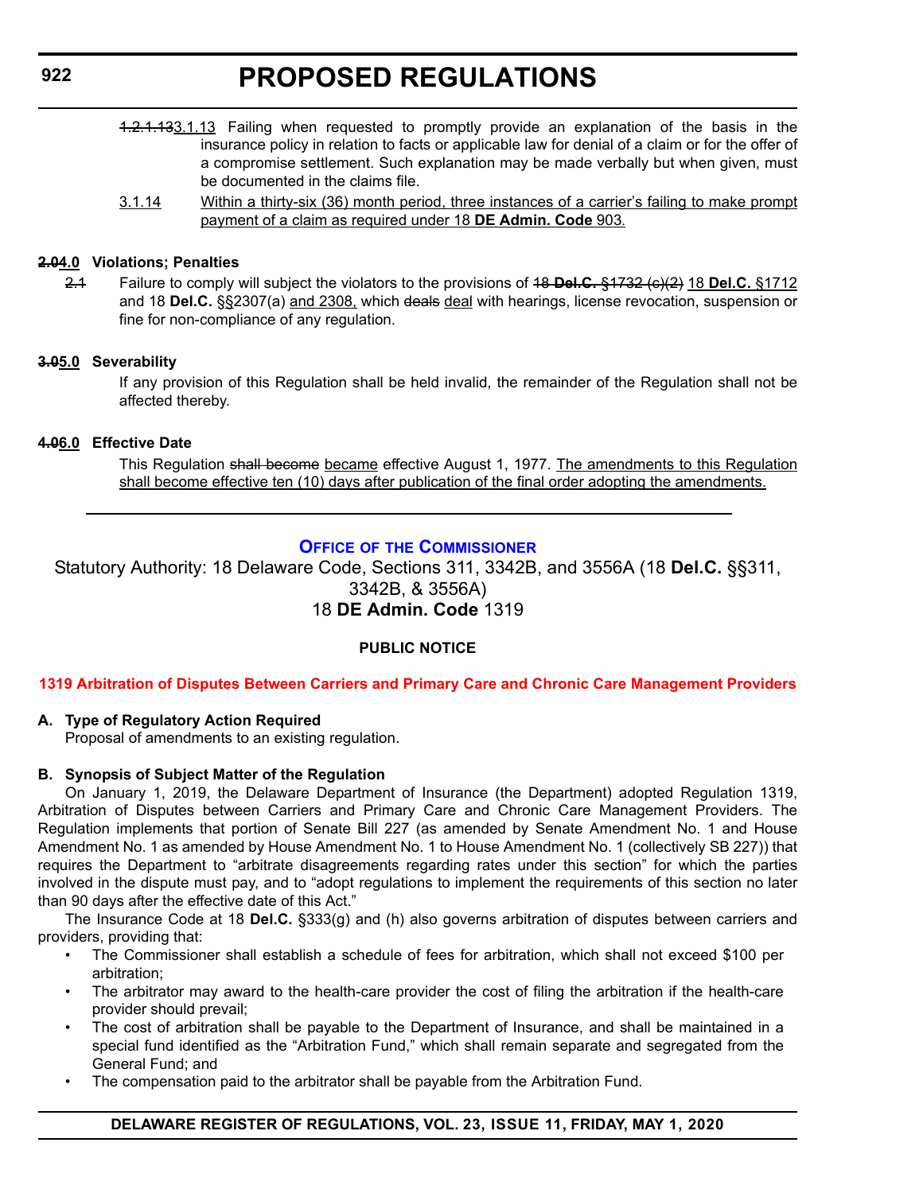~~1.2.1.13~~3.1.13 Failing when requested to promptly provide an explanation of the basis in the insurance policy in relation to facts or applicable law for denial of a claim or for the offer of a compromise settlement. Such explanation may be made verbally but when given, must be documented in the claims file.

3.1.14 Within a thirty-six (36) month period, three instances of a carrier's failing to make prompt payment of a claim as required under 18 **DE Admin. Code** 903.

**~~2.0~~4.0 Violations; Penalties**

~~2.1~~ Failure to comply will subject the violators to the provisions of ~~18 **Del.C.** §1732 (c)(2)~~ 18 **Del.C.** §1712 and 18 **Del.C.** §§2307(a) and 2308, which ~~deals~~ deal with hearings, license revocation, suspension or fine for non-compliance of any regulation.

**~~3.0~~5.0 Severability**

If any provision of this Regulation shall be held invalid, the remainder of the Regulation shall not be affected thereby.

**~~4.0~~6.0 Effective Date**

This Regulation ~~shall become~~ became effective August 1, 1977. The amendments to this Regulation shall become effective ten (10) days after publication of the final order adopting the amendments.

---

## Office of the Commissioner

Statutory Authority: 18 Delaware Code, Sections 311, 3342B, and 3556A (18 **Del.C.** §§311, 3342B, & 3556A)
18 **DE Admin. Code** 1319

**PUBLIC NOTICE**

**1319 Arbitration of Disputes Between Carriers and Primary Care and Chronic Care Management Providers**

**A. Type of Regulatory Action Required**

Proposal of amendments to an existing regulation.

**B. Synopsis of Subject Matter of the Regulation**

On January 1, 2019, the Delaware Department of Insurance (the Department) adopted Regulation 1319, Arbitration of Disputes between Carriers and Primary Care and Chronic Care Management Providers. The Regulation implements that portion of Senate Bill 227 (as amended by Senate Amendment No. 1 and House Amendment No. 1 as amended by House Amendment No. 1 to House Amendment No. 1 (collectively SB 227)) that requires the Department to "arbitrate disagreements regarding rates under this section" for which the parties involved in the dispute must pay, and to "adopt regulations to implement the requirements of this section no later than 90 days after the effective date of this Act."

The Insurance Code at 18 **Del.C.** §333(g) and (h) also governs arbitration of disputes between carriers and providers, providing that:

- The Commissioner shall establish a schedule of fees for arbitration, which shall not exceed $100 per arbitration;
- The arbitrator may award to the health-care provider the cost of filing the arbitration if the health-care provider should prevail;
- The cost of arbitration shall be payable to the Department of Insurance, and shall be maintained in a special fund identified as the "Arbitration Fund," which shall remain separate and segregated from the General Fund; and
- The compensation paid to the arbitrator shall be payable from the Arbitration Fund.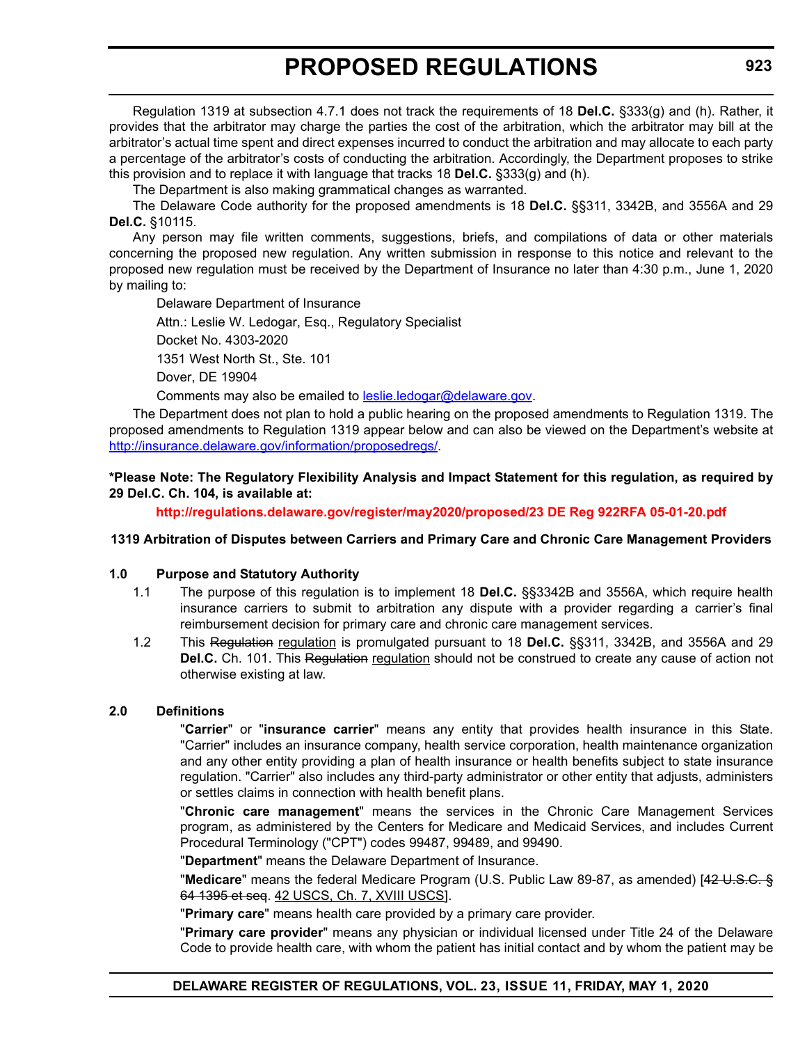Regulation 1319 at subsection 4.7.1 does not track the requirements of 18 **Del.C.** §333(g) and (h). Rather, it provides that the arbitrator may charge the parties the cost of the arbitration, which the arbitrator may bill at the arbitrator's actual time spent and direct expenses incurred to conduct the arbitration and may allocate to each party a percentage of the arbitrator's costs of conducting the arbitration. Accordingly, the Department proposes to strike this provision and to replace it with language that tracks 18 **Del.C.** §333(g) and (h).

The Department is also making grammatical changes as warranted.

The Delaware Code authority for the proposed amendments is 18 **Del.C.** §§311, 3342B, and 3556A and 29 **Del.C.** §10115.

Any person may file written comments, suggestions, briefs, and compilations of data or other materials concerning the proposed new regulation. Any written submission in response to this notice and relevant to the proposed new regulation must be received by the Department of Insurance no later than 4:30 p.m., June 1, 2020 by mailing to:

Delaware Department of Insurance
Attn.: Leslie W. Ledogar, Esq., Regulatory Specialist
Docket No. 4303-2020
1351 West North St., Ste. 101
Dover, DE 19904

Comments may also be emailed to leslie.ledogar@delaware.gov.

The Department does not plan to hold a public hearing on the proposed amendments to Regulation 1319. The proposed amendments to Regulation 1319 appear below and can also be viewed on the Department's website at http://insurance.delaware.gov/information/proposedregs/.

**\*Please Note: The Regulatory Flexibility Analysis and Impact Statement for this regulation, as required by 29 Del.C. Ch. 104, is available at:**

**http://regulations.delaware.gov/register/may2020/proposed/23 DE Reg 922RFA 05-01-20.pdf**

**1319 Arbitration of Disputes between Carriers and Primary Care and Chronic Care Management Providers**

**1.0 Purpose and Statutory Authority**

1.1 The purpose of this regulation is to implement 18 **Del.C.** §§3342B and 3556A, which require health insurance carriers to submit to arbitration any dispute with a provider regarding a carrier's final reimbursement decision for primary care and chronic care management services.

1.2 This ~~Regulation~~ <u>regulation</u> is promulgated pursuant to 18 **Del.C.** §§311, 3342B, and 3556A and 29 **Del.C.** Ch. 101. This ~~Regulation~~ <u>regulation</u> should not be construed to create any cause of action not otherwise existing at law.

**2.0 Definitions**

"**Carrier**" or "**insurance carrier**" means any entity that provides health insurance in this State. "Carrier" includes an insurance company, health service corporation, health maintenance organization and any other entity providing a plan of health insurance or health benefits subject to state insurance regulation. "Carrier" also includes any third-party administrator or other entity that adjusts, administers or settles claims in connection with health benefit plans.

"**Chronic care management**" means the services in the Chronic Care Management Services program, as administered by the Centers for Medicare and Medicaid Services, and includes Current Procedural Terminology ("CPT") codes 99487, 99489, and 99490.

"**Department**" means the Delaware Department of Insurance.

"**Medicare**" means the federal Medicare Program (U.S. Public Law 89-87, as amended) [~~42 U.S.C. § 64 1395 et seq~~. <u>42 USCS, Ch. 7, XVIII USCS</u>].

"**Primary care**" means health care provided by a primary care provider.

"**Primary care provider**" means any physician or individual licensed under Title 24 of the Delaware Code to provide health care, with whom the patient has initial contact and by whom the patient may be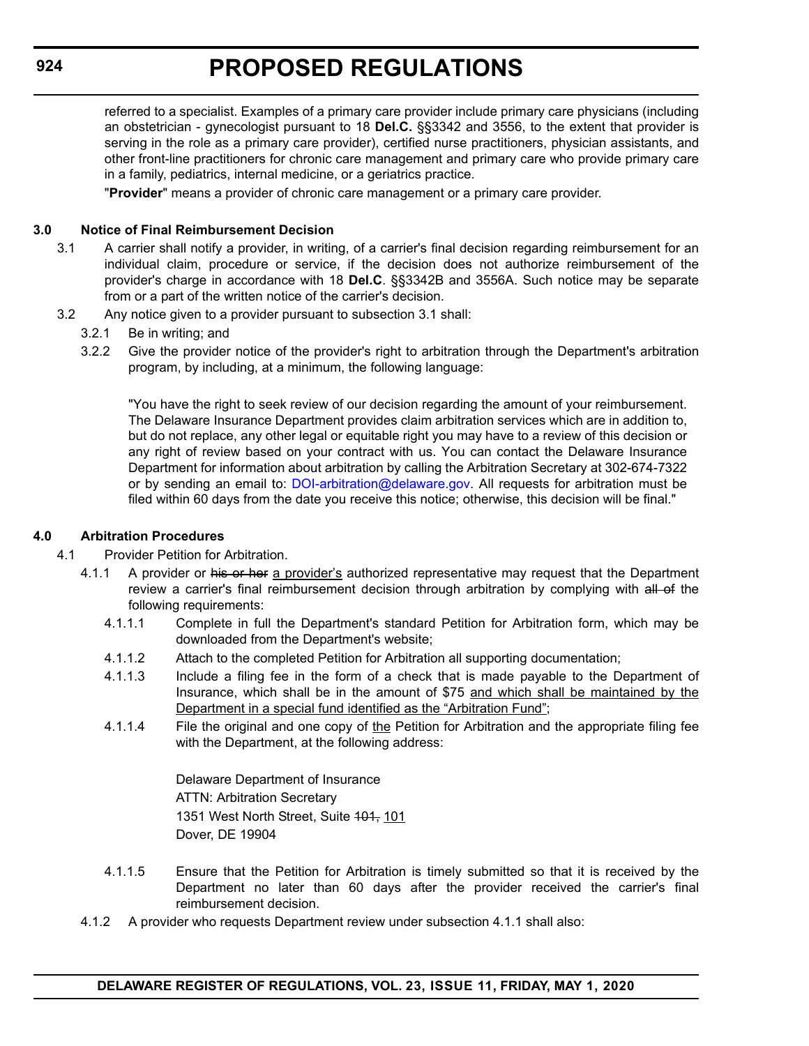referred to a specialist. Examples of a primary care provider include primary care physicians (including an obstetrician - gynecologist pursuant to 18 **Del.C.** §§3342 and 3556, to the extent that provider is serving in the role as a primary care provider), certified nurse practitioners, physician assistants, and other front-line practitioners for chronic care management and primary care who provide primary care in a family, pediatrics, internal medicine, or a geriatrics practice.

"**Provider**" means a provider of chronic care management or a primary care provider.

**3.0 Notice of Final Reimbursement Decision**

3.1 A carrier shall notify a provider, in writing, of a carrier's final decision regarding reimbursement for an individual claim, procedure or service, if the decision does not authorize reimbursement of the provider's charge in accordance with 18 **Del.C**. §§3342B and 3556A. Such notice may be separate from or a part of the written notice of the carrier's decision.

3.2 Any notice given to a provider pursuant to subsection 3.1 shall:

3.2.1 Be in writing; and

3.2.2 Give the provider notice of the provider's right to arbitration through the Department's arbitration program, by including, at a minimum, the following language:

"You have the right to seek review of our decision regarding the amount of your reimbursement. The Delaware Insurance Department provides claim arbitration services which are in addition to, but do not replace, any other legal or equitable right you may have to a review of this decision or any right of review based on your contract with us. You can contact the Delaware Insurance Department for information about arbitration by calling the Arbitration Secretary at 302-674-7322 or by sending an email to: DOI-arbitration@delaware.gov. All requests for arbitration must be filed within 60 days from the date you receive this notice; otherwise, this decision will be final."

**4.0 Arbitration Procedures**

4.1 Provider Petition for Arbitration.

4.1.1 A provider or ~~his or her~~ a provider's authorized representative may request that the Department review a carrier's final reimbursement decision through arbitration by complying with ~~all of~~ the following requirements:

4.1.1.1 Complete in full the Department's standard Petition for Arbitration form, which may be downloaded from the Department's website;

4.1.1.2 Attach to the completed Petition for Arbitration all supporting documentation;

4.1.1.3 Include a filing fee in the form of a check that is made payable to the Department of Insurance, which shall be in the amount of $75 and which shall be maintained by the Department in a special fund identified as the "Arbitration Fund";

4.1.1.4 File the original and one copy of the Petition for Arbitration and the appropriate filing fee with the Department, at the following address:

Delaware Department of Insurance
ATTN: Arbitration Secretary
1351 West North Street, Suite ~~101,~~ 101
Dover, DE 19904

4.1.1.5 Ensure that the Petition for Arbitration is timely submitted so that it is received by the Department no later than 60 days after the provider received the carrier's final reimbursement decision.

4.1.2 A provider who requests Department review under subsection 4.1.1 shall also: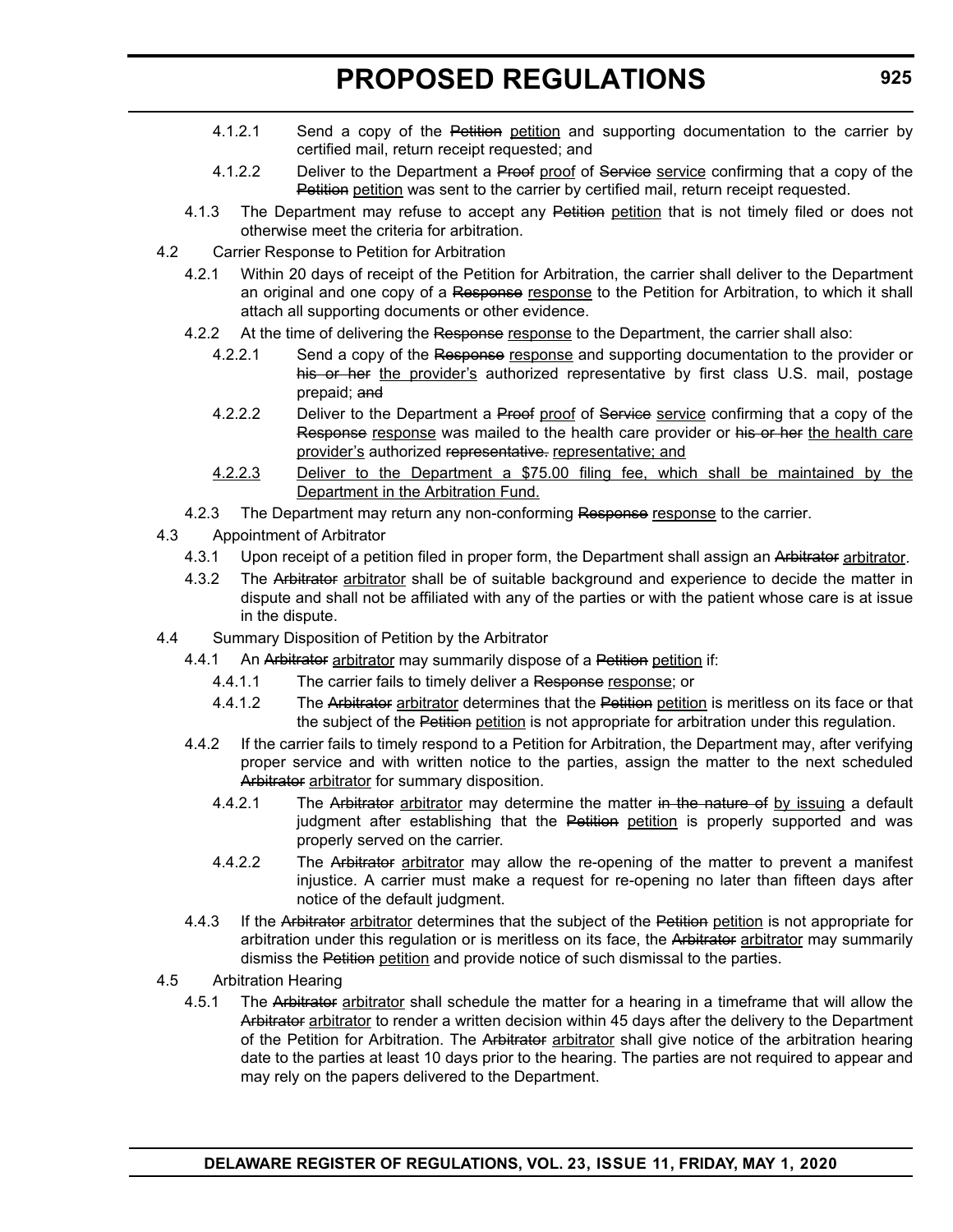4.1.2.1 Send a copy of the ~~Petition~~ <u>petition</u> and supporting documentation to the carrier by certified mail, return receipt requested; and

4.1.2.2 Deliver to the Department a ~~Proof~~ <u>proof</u> of ~~Service~~ <u>service</u> confirming that a copy of the ~~Petition~~ <u>petition</u> was sent to the carrier by certified mail, return receipt requested.

4.1.3 The Department may refuse to accept any ~~Petition~~ <u>petition</u> that is not timely filed or does not otherwise meet the criteria for arbitration.

4.2 Carrier Response to Petition for Arbitration

4.2.1 Within 20 days of receipt of the Petition for Arbitration, the carrier shall deliver to the Department an original and one copy of a ~~Response~~ <u>response</u> to the Petition for Arbitration, to which it shall attach all supporting documents or other evidence.

4.2.2 At the time of delivering the ~~Response~~ <u>response</u> to the Department, the carrier shall also:

4.2.2.1 Send a copy of the ~~Response~~ <u>response</u> and supporting documentation to the provider or ~~his or her~~ <u>the provider's</u> authorized representative by first class U.S. mail, postage prepaid; ~~and~~

4.2.2.2 Deliver to the Department a ~~Proof~~ <u>proof</u> of ~~Service~~ <u>service</u> confirming that a copy of the ~~Response~~ <u>response</u> was mailed to the health care provider or ~~his or her~~ <u>the health care provider's</u> authorized ~~representative.~~ <u>representative; and</u>

<u>4.2.2.3 Deliver to the Department a $75.00 filing fee, which shall be maintained by the Department in the Arbitration Fund.</u>

4.2.3 The Department may return any non-conforming ~~Response~~ <u>response</u> to the carrier.

4.3 Appointment of Arbitrator

4.3.1 Upon receipt of a petition filed in proper form, the Department shall assign an ~~Arbitrator~~ <u>arbitrator</u>.

4.3.2 The ~~Arbitrator~~ <u>arbitrator</u> shall be of suitable background and experience to decide the matter in dispute and shall not be affiliated with any of the parties or with the patient whose care is at issue in the dispute.

4.4 Summary Disposition of Petition by the Arbitrator

4.4.1 An ~~Arbitrator~~ <u>arbitrator</u> may summarily dispose of a ~~Petition~~ <u>petition</u> if:

4.4.1.1 The carrier fails to timely deliver a ~~Response~~ <u>response</u>; or

4.4.1.2 The ~~Arbitrator~~ <u>arbitrator</u> determines that the ~~Petition~~ <u>petition</u> is meritless on its face or that the subject of the ~~Petition~~ <u>petition</u> is not appropriate for arbitration under this regulation.

4.4.2 If the carrier fails to timely respond to a Petition for Arbitration, the Department may, after verifying proper service and with written notice to the parties, assign the matter to the next scheduled ~~Arbitrator~~ <u>arbitrator</u> for summary disposition.

4.4.2.1 The ~~Arbitrator~~ <u>arbitrator</u> may determine the matter ~~in the nature of~~ <u>by issuing</u> a default judgment after establishing that the ~~Petition~~ <u>petition</u> is properly supported and was properly served on the carrier.

4.4.2.2 The ~~Arbitrator~~ <u>arbitrator</u> may allow the re-opening of the matter to prevent a manifest injustice. A carrier must make a request for re-opening no later than fifteen days after notice of the default judgment.

4.4.3 If the ~~Arbitrator~~ <u>arbitrator</u> determines that the subject of the ~~Petition~~ <u>petition</u> is not appropriate for arbitration under this regulation or is meritless on its face, the ~~Arbitrator~~ <u>arbitrator</u> may summarily dismiss the ~~Petition~~ <u>petition</u> and provide notice of such dismissal to the parties.

4.5 Arbitration Hearing

4.5.1 The ~~Arbitrator~~ <u>arbitrator</u> shall schedule the matter for a hearing in a timeframe that will allow the ~~Arbitrator~~ <u>arbitrator</u> to render a written decision within 45 days after the delivery to the Department of the Petition for Arbitration. The ~~Arbitrator~~ <u>arbitrator</u> shall give notice of the arbitration hearing date to the parties at least 10 days prior to the hearing. The parties are not required to appear and may rely on the papers delivered to the Department.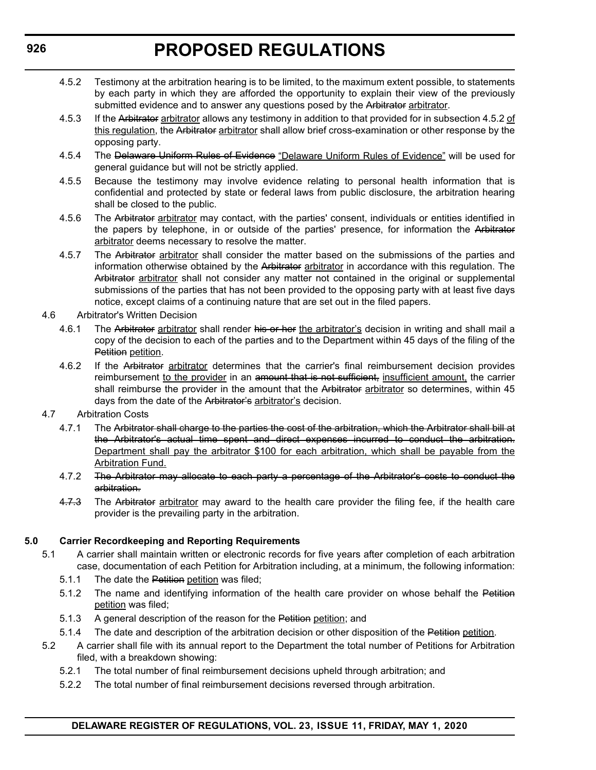4.5.2 Testimony at the arbitration hearing is to be limited, to the maximum extent possible, to statements by each party in which they are afforded the opportunity to explain their view of the previously submitted evidence and to answer any questions posed by the ~~Arbitrator~~ arbitrator.

4.5.3 If the ~~Arbitrator~~ arbitrator allows any testimony in addition to that provided for in subsection 4.5.2 of this regulation, the ~~Arbitrator~~ arbitrator shall allow brief cross-examination or other response by the opposing party.

4.5.4 The ~~Delaware Uniform Rules of Evidence~~ "Delaware Uniform Rules of Evidence" will be used for general guidance but will not be strictly applied.

4.5.5 Because the testimony may involve evidence relating to personal health information that is confidential and protected by state or federal laws from public disclosure, the arbitration hearing shall be closed to the public.

4.5.6 The ~~Arbitrator~~ arbitrator may contact, with the parties' consent, individuals or entities identified in the papers by telephone, in or outside of the parties' presence, for information the ~~Arbitrator~~ arbitrator deems necessary to resolve the matter.

4.5.7 The ~~Arbitrator~~ arbitrator shall consider the matter based on the submissions of the parties and information otherwise obtained by the ~~Arbitrator~~ arbitrator in accordance with this regulation. The ~~Arbitrator~~ arbitrator shall not consider any matter not contained in the original or supplemental submissions of the parties that has not been provided to the opposing party with at least five days notice, except claims of a continuing nature that are set out in the filed papers.

4.6 Arbitrator's Written Decision

4.6.1 The ~~Arbitrator~~ arbitrator shall render ~~his or her~~ the arbitrator's decision in writing and shall mail a copy of the decision to each of the parties and to the Department within 45 days of the filing of the ~~Petition~~ petition.

4.6.2 If the ~~Arbitrator~~ arbitrator determines that the carrier's final reimbursement decision provides reimbursement to the provider in an ~~amount that is not sufficient,~~ insufficient amount, the carrier shall reimburse the provider in the amount that the ~~Arbitrator~~ arbitrator so determines, within 45 days from the date of the ~~Arbitrator's~~ arbitrator's decision.

4.7 Arbitration Costs

4.7.1 The ~~Arbitrator shall charge to the parties the cost of the arbitration, which the Arbitrator shall bill at the Arbitrator's actual time spent and direct expenses incurred to conduct the arbitration.~~ Department shall pay the arbitrator $100 for each arbitration, which shall be payable from the Arbitration Fund.

4.7.2 ~~The Arbitrator may allocate to each party a percentage of the Arbitrator's costs to conduct the arbitration.~~

~~4.7.3~~ The ~~Arbitrator~~ arbitrator may award to the health care provider the filing fee, if the health care provider is the prevailing party in the arbitration.

**5.0 Carrier Recordkeeping and Reporting Requirements**

5.1 A carrier shall maintain written or electronic records for five years after completion of each arbitration case, documentation of each Petition for Arbitration including, at a minimum, the following information:

5.1.1 The date the ~~Petition~~ petition was filed;

5.1.2 The name and identifying information of the health care provider on whose behalf the ~~Petition~~ petition was filed;

5.1.3 A general description of the reason for the ~~Petition~~ petition; and

5.1.4 The date and description of the arbitration decision or other disposition of the ~~Petition~~ petition.

5.2 A carrier shall file with its annual report to the Department the total number of Petitions for Arbitration filed, with a breakdown showing:

5.2.1 The total number of final reimbursement decisions upheld through arbitration; and

5.2.2 The total number of final reimbursement decisions reversed through arbitration.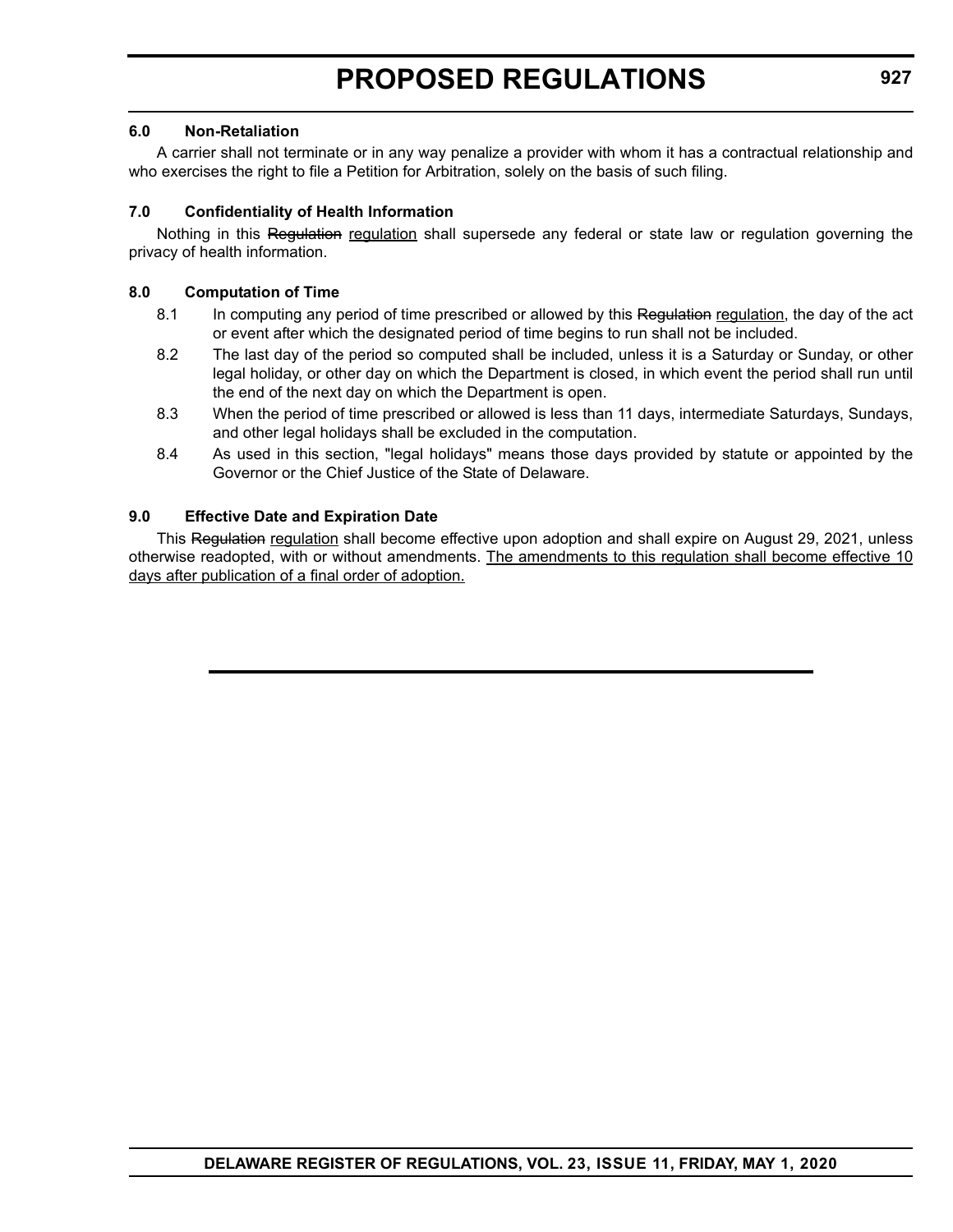### 6.0 Non-Retaliation

A carrier shall not terminate or in any way penalize a provider with whom it has a contractual relationship and who exercises the right to file a Petition for Arbitration, solely on the basis of such filing.

### 7.0 Confidentiality of Health Information

Nothing in this ~~Regulation~~ <u>regulation</u> shall supersede any federal or state law or regulation governing the privacy of health information.

### 8.0 Computation of Time

8.1 In computing any period of time prescribed or allowed by this ~~Regulation~~ <u>regulation</u>, the day of the act or event after which the designated period of time begins to run shall not be included.

8.2 The last day of the period so computed shall be included, unless it is a Saturday or Sunday, or other legal holiday, or other day on which the Department is closed, in which event the period shall run until the end of the next day on which the Department is open.

8.3 When the period of time prescribed or allowed is less than 11 days, intermediate Saturdays, Sundays, and other legal holidays shall be excluded in the computation.

8.4 As used in this section, "legal holidays" means those days provided by statute or appointed by the Governor or the Chief Justice of the State of Delaware.

### 9.0 Effective Date and Expiration Date

This ~~Regulation~~ <u>regulation</u> shall become effective upon adoption and shall expire on August 29, 2021, unless otherwise readopted, with or without amendments. <u>The amendments to this regulation shall become effective 10 days after publication of a final order of adoption.</u>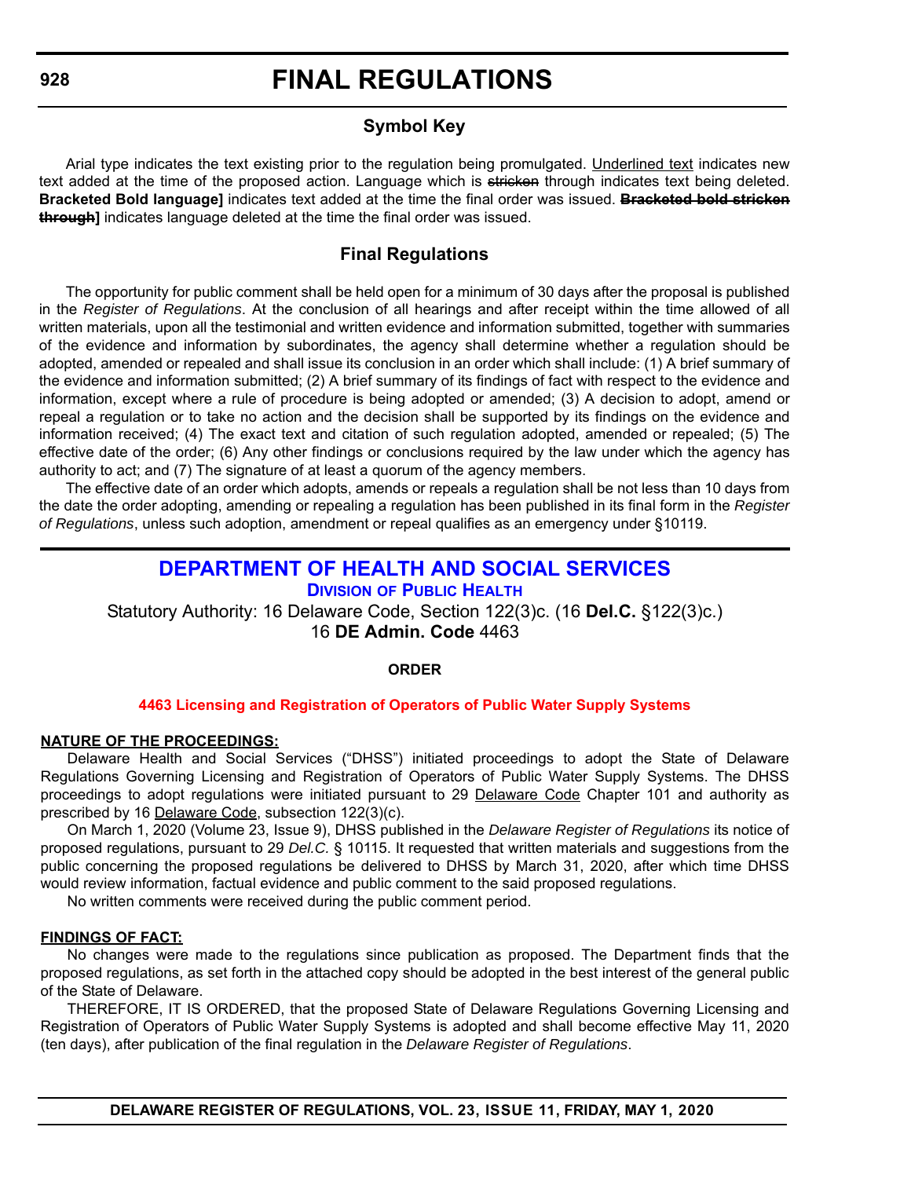# FINAL REGULATIONS

## Symbol Key

Arial type indicates the text existing prior to the regulation being promulgated. <u>Underlined text</u> indicates new text added at the time of the proposed action. Language which is ~~stricken~~ through indicates text being deleted. **Bracketed Bold language]** indicates text added at the time the final order was issued. **~~Bracketed bold stricken through~~]** indicates language deleted at the time the final order was issued.

## Final Regulations

The opportunity for public comment shall be held open for a minimum of 30 days after the proposal is published in the *Register of Regulations*. At the conclusion of all hearings and after receipt within the time allowed of all written materials, upon all the testimonial and written evidence and information submitted, together with summaries of the evidence and information by subordinates, the agency shall determine whether a regulation should be adopted, amended or repealed and shall issue its conclusion in an order which shall include: (1) A brief summary of the evidence and information submitted; (2) A brief summary of its findings of fact with respect to the evidence and information, except where a rule of procedure is being adopted or amended; (3) A decision to adopt, amend or repeal a regulation or to take no action and the decision shall be supported by its findings on the evidence and information received; (4) The exact text and citation of such regulation adopted, amended or repealed; (5) The effective date of the order; (6) Any other findings or conclusions required by the law under which the agency has authority to act; and (7) The signature of at least a quorum of the agency members.

The effective date of an order which adopts, amends or repeals a regulation shall be not less than 10 days from the date the order adopting, amending or repealing a regulation has been published in its final form in the *Register of Regulations*, unless such adoption, amendment or repeal qualifies as an emergency under §10119.

## DEPARTMENT OF HEALTH AND SOCIAL SERVICES

### Division of Public Health

Statutory Authority: 16 Delaware Code, Section 122(3)c. (16 **Del.C.** §122(3)c.)
16 **DE Admin. Code** 4463

**ORDER**

**4463 Licensing and Registration of Operators of Public Water Supply Systems**

**<u>NATURE OF THE PROCEEDINGS:</u>**

Delaware Health and Social Services ("DHSS") initiated proceedings to adopt the State of Delaware Regulations Governing Licensing and Registration of Operators of Public Water Supply Systems. The DHSS proceedings to adopt regulations were initiated pursuant to 29 <u>Delaware Code</u> Chapter 101 and authority as prescribed by 16 <u>Delaware Code</u>, subsection 122(3)(c).

On March 1, 2020 (Volume 23, Issue 9), DHSS published in the *Delaware Register of Regulations* its notice of proposed regulations, pursuant to 29 *Del.C.* § 10115. It requested that written materials and suggestions from the public concerning the proposed regulations be delivered to DHSS by March 31, 2020, after which time DHSS would review information, factual evidence and public comment to the said proposed regulations.

No written comments were received during the public comment period.

**<u>FINDINGS OF FACT:</u>**

No changes were made to the regulations since publication as proposed. The Department finds that the proposed regulations, as set forth in the attached copy should be adopted in the best interest of the general public of the State of Delaware.

THEREFORE, IT IS ORDERED, that the proposed State of Delaware Regulations Governing Licensing and Registration of Operators of Public Water Supply Systems is adopted and shall become effective May 11, 2020 (ten days), after publication of the final regulation in the *Delaware Register of Regulations*.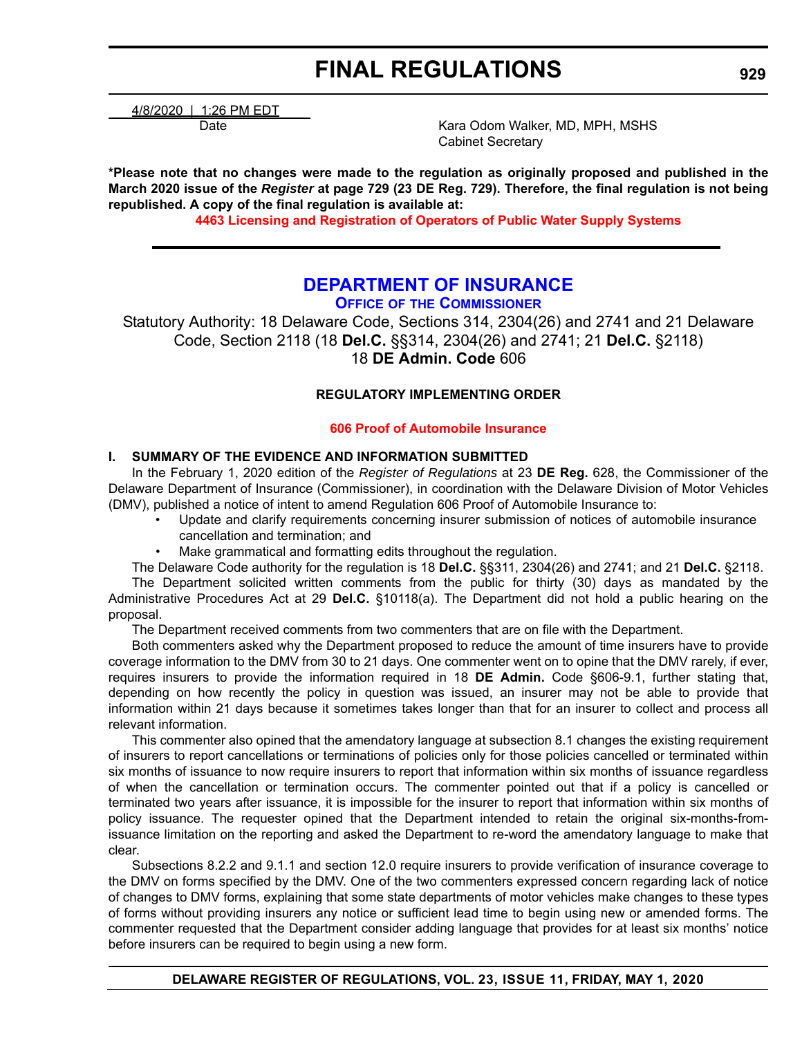4/8/2020 | 1:26 PM EDT
Date

Kara Odom Walker, MD, MPH, MSHS
Cabinet Secretary

**\*Please note that no changes were made to the regulation as originally proposed and published in the March 2020 issue of the *Register* at page 729 (23 DE Reg. 729). Therefore, the final regulation is not being republished. A copy of the final regulation is available at:**

**4463 Licensing and Registration of Operators of Public Water Supply Systems**

---

# DEPARTMENT OF INSURANCE

## OFFICE OF THE COMMISSIONER

Statutory Authority: 18 Delaware Code, Sections 314, 2304(26) and 2741 and 21 Delaware Code, Section 2118 (18 **Del.C.** §§314, 2304(26) and 2741; 21 **Del.C.** §2118)
18 **DE Admin. Code** 606

### REGULATORY IMPLEMENTING ORDER

**606 Proof of Automobile Insurance**

#### I. SUMMARY OF THE EVIDENCE AND INFORMATION SUBMITTED

In the February 1, 2020 edition of the *Register of Regulations* at 23 **DE Reg.** 628, the Commissioner of the Delaware Department of Insurance (Commissioner), in coordination with the Delaware Division of Motor Vehicles (DMV), published a notice of intent to amend Regulation 606 Proof of Automobile Insurance to:

- Update and clarify requirements concerning insurer submission of notices of automobile insurance cancellation and termination; and
- Make grammatical and formatting edits throughout the regulation.

The Delaware Code authority for the regulation is 18 **Del.C.** §§311, 2304(26) and 2741; and 21 **Del.C.** §2118.

The Department solicited written comments from the public for thirty (30) days as mandated by the Administrative Procedures Act at 29 **Del.C.** §10118(a). The Department did not hold a public hearing on the proposal.

The Department received comments from two commenters that are on file with the Department.

Both commenters asked why the Department proposed to reduce the amount of time insurers have to provide coverage information to the DMV from 30 to 21 days. One commenter went on to opine that the DMV rarely, if ever, requires insurers to provide the information required in 18 **DE Admin.** Code §606-9.1, further stating that, depending on how recently the policy in question was issued, an insurer may not be able to provide that information within 21 days because it sometimes takes longer than that for an insurer to collect and process all relevant information.

This commenter also opined that the amendatory language at subsection 8.1 changes the existing requirement of insurers to report cancellations or terminations of policies only for those policies cancelled or terminated within six months of issuance to now require insurers to report that information within six months of issuance regardless of when the cancellation or termination occurs. The commenter pointed out that if a policy is cancelled or terminated two years after issuance, it is impossible for the insurer to report that information within six months of policy issuance. The requester opined that the Department intended to retain the original six-months-from-issuance limitation on the reporting and asked the Department to re-word the amendatory language to make that clear.

Subsections 8.2.2 and 9.1.1 and section 12.0 require insurers to provide verification of insurance coverage to the DMV on forms specified by the DMV. One of the two commenters expressed concern regarding lack of notice of changes to DMV forms, explaining that some state departments of motor vehicles make changes to these types of forms without providing insurers any notice or sufficient lead time to begin using new or amended forms. The commenter requested that the Department consider adding language that provides for at least six months' notice before insurers can be required to begin using a new form.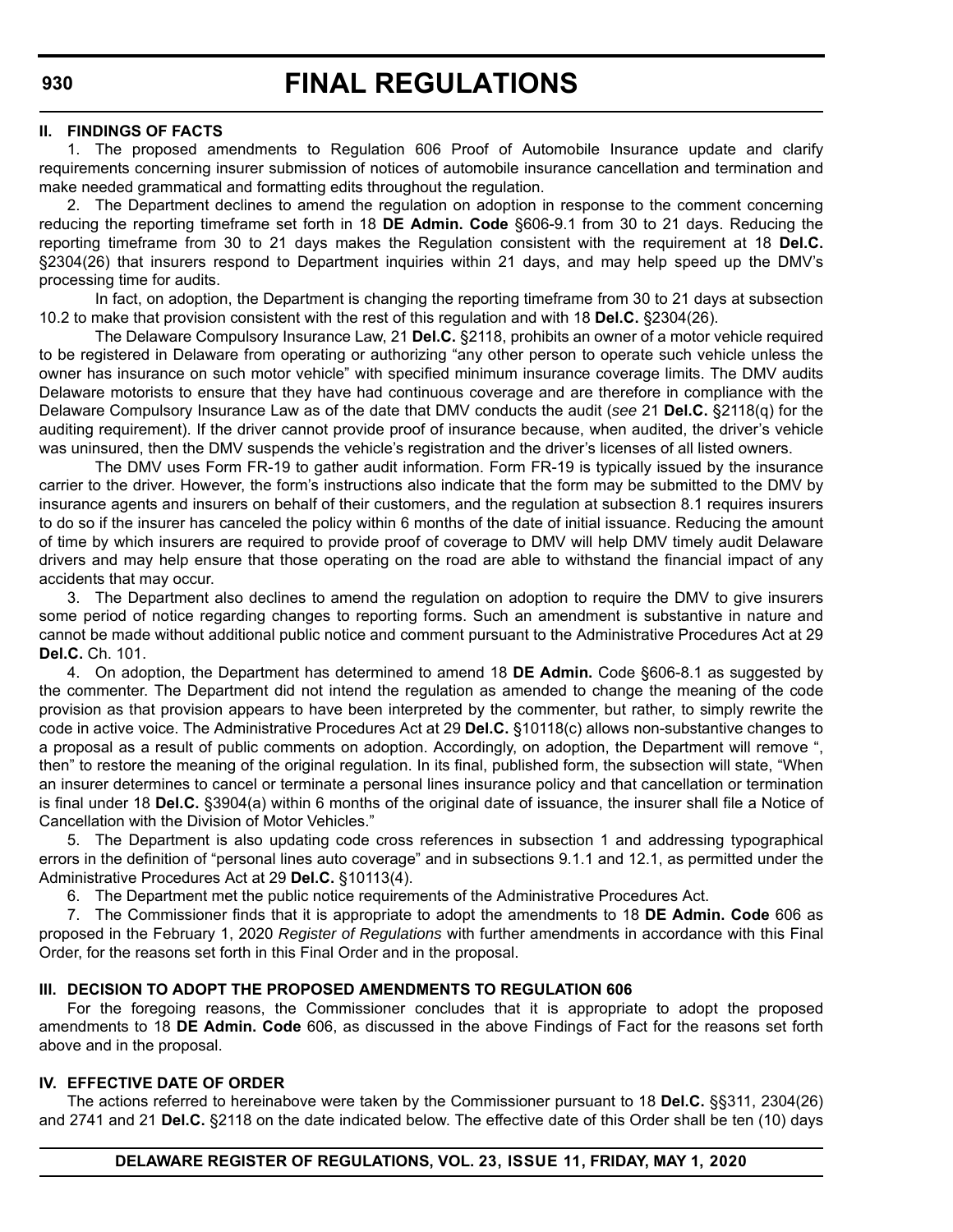## II. FINDINGS OF FACTS

1. The proposed amendments to Regulation 606 Proof of Automobile Insurance update and clarify requirements concerning insurer submission of notices of automobile insurance cancellation and termination and make needed grammatical and formatting edits throughout the regulation.

2. The Department declines to amend the regulation on adoption in response to the comment concerning reducing the reporting timeframe set forth in 18 **DE Admin. Code** §606-9.1 from 30 to 21 days. Reducing the reporting timeframe from 30 to 21 days makes the Regulation consistent with the requirement at 18 **Del.C.** §2304(26) that insurers respond to Department inquiries within 21 days, and may help speed up the DMV's processing time for audits.

In fact, on adoption, the Department is changing the reporting timeframe from 30 to 21 days at subsection 10.2 to make that provision consistent with the rest of this regulation and with 18 **Del.C.** §2304(26).

The Delaware Compulsory Insurance Law, 21 **Del.C.** §2118, prohibits an owner of a motor vehicle required to be registered in Delaware from operating or authorizing "any other person to operate such vehicle unless the owner has insurance on such motor vehicle" with specified minimum insurance coverage limits. The DMV audits Delaware motorists to ensure that they have had continuous coverage and are therefore in compliance with the Delaware Compulsory Insurance Law as of the date that DMV conducts the audit (*see* 21 **Del.C.** §2118(q) for the auditing requirement). If the driver cannot provide proof of insurance because, when audited, the driver's vehicle was uninsured, then the DMV suspends the vehicle's registration and the driver's licenses of all listed owners.

The DMV uses Form FR-19 to gather audit information. Form FR-19 is typically issued by the insurance carrier to the driver. However, the form's instructions also indicate that the form may be submitted to the DMV by insurance agents and insurers on behalf of their customers, and the regulation at subsection 8.1 requires insurers to do so if the insurer has canceled the policy within 6 months of the date of initial issuance. Reducing the amount of time by which insurers are required to provide proof of coverage to DMV will help DMV timely audit Delaware drivers and may help ensure that those operating on the road are able to withstand the financial impact of any accidents that may occur.

3. The Department also declines to amend the regulation on adoption to require the DMV to give insurers some period of notice regarding changes to reporting forms. Such an amendment is substantive in nature and cannot be made without additional public notice and comment pursuant to the Administrative Procedures Act at 29 **Del.C.** Ch. 101.

4. On adoption, the Department has determined to amend 18 **DE Admin.** Code §606-8.1 as suggested by the commenter. The Department did not intend the regulation as amended to change the meaning of the code provision as that provision appears to have been interpreted by the commenter, but rather, to simply rewrite the code in active voice. The Administrative Procedures Act at 29 **Del.C.** §10118(c) allows non-substantive changes to a proposal as a result of public comments on adoption. Accordingly, on adoption, the Department will remove ", then" to restore the meaning of the original regulation. In its final, published form, the subsection will state, "When an insurer determines to cancel or terminate a personal lines insurance policy and that cancellation or termination is final under 18 **Del.C.** §3904(a) within 6 months of the original date of issuance, the insurer shall file a Notice of Cancellation with the Division of Motor Vehicles."

5. The Department is also updating code cross references in subsection 1 and addressing typographical errors in the definition of "personal lines auto coverage" and in subsections 9.1.1 and 12.1, as permitted under the Administrative Procedures Act at 29 **Del.C.** §10113(4).

6. The Department met the public notice requirements of the Administrative Procedures Act.

7. The Commissioner finds that it is appropriate to adopt the amendments to 18 **DE Admin. Code** 606 as proposed in the February 1, 2020 *Register of Regulations* with further amendments in accordance with this Final Order, for the reasons set forth in this Final Order and in the proposal.

## III. DECISION TO ADOPT THE PROPOSED AMENDMENTS TO REGULATION 606

For the foregoing reasons, the Commissioner concludes that it is appropriate to adopt the proposed amendments to 18 **DE Admin. Code** 606, as discussed in the above Findings of Fact for the reasons set forth above and in the proposal.

## IV. EFFECTIVE DATE OF ORDER

The actions referred to hereinabove were taken by the Commissioner pursuant to 18 **Del.C.** §§311, 2304(26) and 2741 and 21 **Del.C.** §2118 on the date indicated below. The effective date of this Order shall be ten (10) days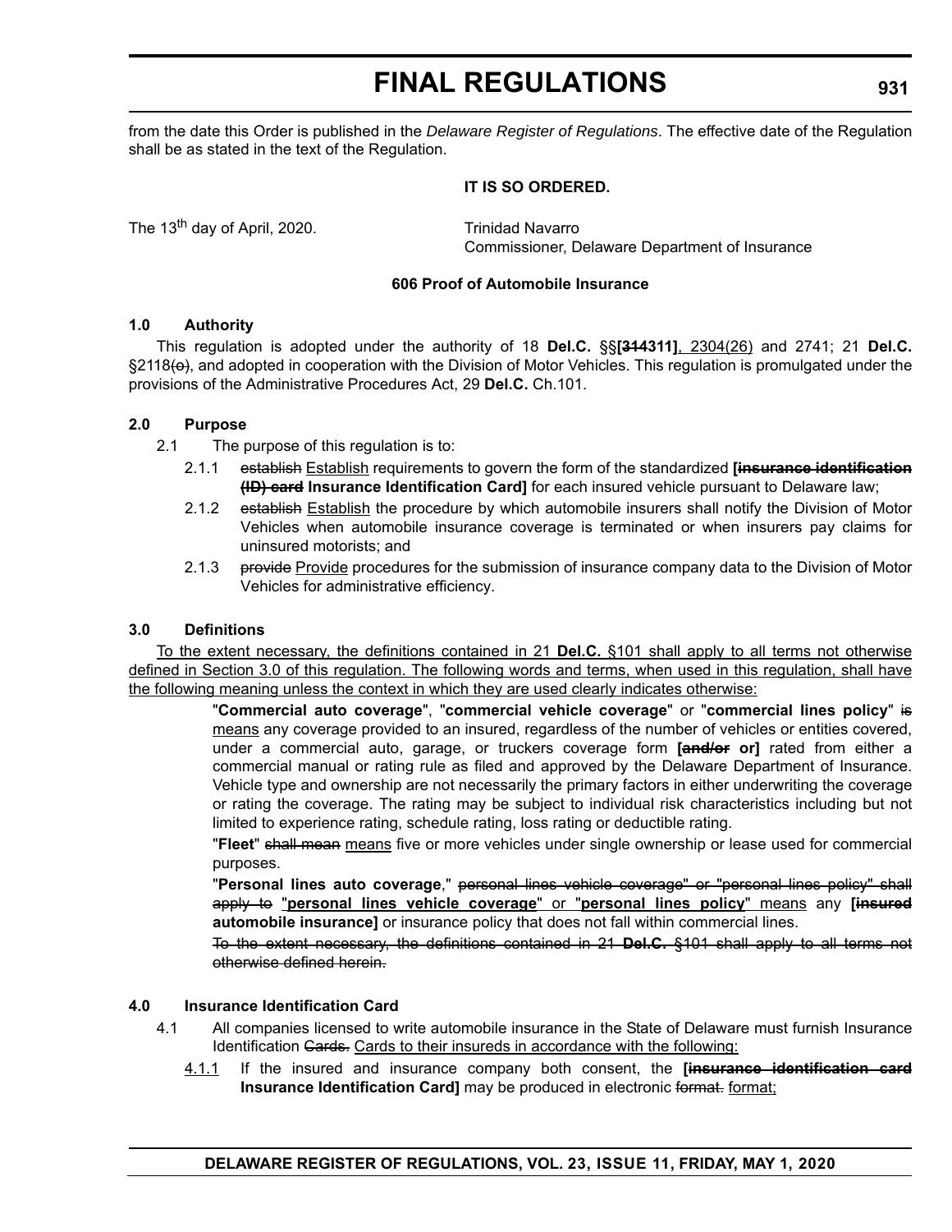from the date this Order is published in the *Delaware Register of Regulations*. The effective date of the Regulation shall be as stated in the text of the Regulation.

**IT IS SO ORDERED.**

The 13th day of April, 2020.

Trinidad Navarro
Commissioner, Delaware Department of Insurance

**606 Proof of Automobile Insurance**

**1.0 Authority**

This regulation is adopted under the authority of 18 **Del.C.** §§**[~~314~~311]**, 2304(26) and 2741; 21 **Del.C.** §2118~~(o)~~, and adopted in cooperation with the Division of Motor Vehicles. This regulation is promulgated under the provisions of the Administrative Procedures Act, 29 **Del.C.** Ch.101.

**2.0 Purpose**

2.1 The purpose of this regulation is to:

2.1.1 ~~establish~~ Establish requirements to govern the form of the standardized **[~~insurance identification (ID) card~~ Insurance Identification Card]** for each insured vehicle pursuant to Delaware law;

2.1.2 ~~establish~~ Establish the procedure by which automobile insurers shall notify the Division of Motor Vehicles when automobile insurance coverage is terminated or when insurers pay claims for uninsured motorists; and

2.1.3 ~~provide~~ Provide procedures for the submission of insurance company data to the Division of Motor Vehicles for administrative efficiency.

**3.0 Definitions**

To the extent necessary, the definitions contained in 21 **Del.C.** §101 shall apply to all terms not otherwise defined in Section 3.0 of this regulation. The following words and terms, when used in this regulation, shall have the following meaning unless the context in which they are used clearly indicates otherwise:

"**Commercial auto coverage**", "**commercial vehicle coverage**" or "**commercial lines policy**" ~~is~~ means any coverage provided to an insured, regardless of the number of vehicles or entities covered, under a commercial auto, garage, or truckers coverage form **[~~and/or~~ or]** rated from either a commercial manual or rating rule as filed and approved by the Delaware Department of Insurance. Vehicle type and ownership are not necessarily the primary factors in either underwriting the coverage or rating the coverage. The rating may be subject to individual risk characteristics including but not limited to experience rating, schedule rating, loss rating or deductible rating.

"**Fleet**" ~~shall mean~~ means five or more vehicles under single ownership or lease used for commercial purposes.

"**Personal lines auto coverage**," ~~personal lines vehicle coverage" or "personal lines policy" shall apply to~~ "**personal lines vehicle coverage**" or "**personal lines policy**" means any **[~~insured~~ automobile insurance]** or insurance policy that does not fall within commercial lines.

~~To the extent necessary, the definitions contained in 21 **Del.C.** §101 shall apply to all terms not otherwise defined herein.~~

**4.0 Insurance Identification Card**

4.1 All companies licensed to write automobile insurance in the State of Delaware must furnish Insurance Identification ~~Cards.~~ Cards to their insureds in accordance with the following:

4.1.1 If the insured and insurance company both consent, the **[~~insurance identification card~~ Insurance Identification Card]** may be produced in electronic ~~format.~~ format;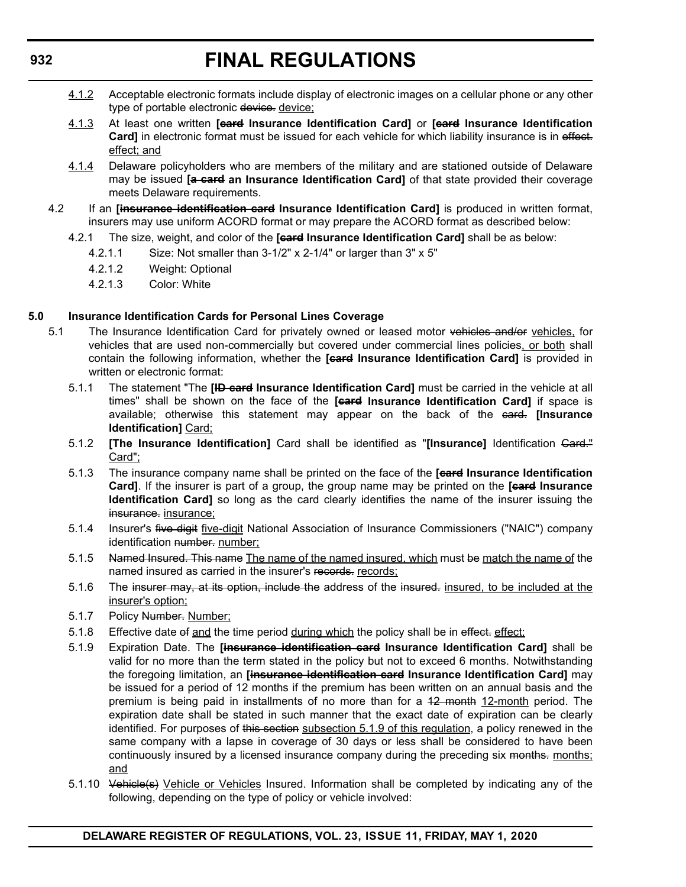<u>4.1.2</u> Acceptable electronic formats include display of electronic images on a cellular phone or any other type of portable electronic ~~device.~~ <u>device;</u>

<u>4.1.3</u> At least one written **[~~card~~ Insurance Identification Card]** or **[~~card~~ Insurance Identification Card]** in electronic format must be issued for each vehicle for which liability insurance is in ~~effect.~~ <u>effect; and</u>

<u>4.1.4</u> Delaware policyholders who are members of the military and are stationed outside of Delaware may be issued **[~~a card~~ an Insurance Identification Card]** of that state provided their coverage meets Delaware requirements.

4.2 If an **[~~insurance identification card~~ Insurance Identification Card]** is produced in written format, insurers may use uniform ACORD format or may prepare the ACORD format as described below:

4.2.1 The size, weight, and color of the **[~~card~~ Insurance Identification Card]** shall be as below:

4.2.1.1 Size: Not smaller than 3-1/2" x 2-1/4" or larger than 3" x 5"

4.2.1.2 Weight: Optional

4.2.1.3 Color: White

**5.0 Insurance Identification Cards for Personal Lines Coverage**

5.1 The Insurance Identification Card for privately owned or leased motor ~~vehicles and/or~~ <u>vehicles,</u> for vehicles that are used non-commercially but covered under commercial lines policies<u>, or both</u> shall contain the following information, whether the **[~~card~~ Insurance Identification Card]** is provided in written or electronic format:

5.1.1 The statement "The **[~~ID card~~ Insurance Identification Card]** must be carried in the vehicle at all times" shall be shown on the face of the **[~~card~~ Insurance Identification Card]** if space is available; otherwise this statement may appear on the back of the ~~card.~~ **[Insurance Identification]** <u>Card;</u>

5.1.2 **[The Insurance Identification]** Card shall be identified as "**[Insurance]** Identification ~~Card."~~ <u>Card";</u>

5.1.3 The insurance company name shall be printed on the face of the **[~~card~~ Insurance Identification Card]**. If the insurer is part of a group, the group name may be printed on the **[~~card~~ Insurance Identification Card]** so long as the card clearly identifies the name of the insurer issuing the ~~insurance.~~ <u>insurance;</u>

5.1.4 Insurer's ~~five digit~~ <u>five-digit</u> National Association of Insurance Commissioners ("NAIC") company identification ~~number.~~ <u>number;</u>

5.1.5 ~~Named Insured. This name~~ <u>The name of the named insured, which</u> must ~~be~~ <u>match the name of</u> the named insured as carried in the insurer's ~~records.~~ <u>records;</u>

5.1.6 The ~~insurer may, at its option, include the~~ address of the ~~insured.~~ <u>insured, to be included at the insurer's option;</u>

5.1.7 Policy ~~Number.~~ <u>Number;</u>

5.1.8 Effective date ~~of~~ <u>and</u> the time period <u>during which</u> the policy shall be in ~~effect.~~ <u>effect;</u>

5.1.9 Expiration Date. The **[~~insurance identification card~~ Insurance Identification Card]** shall be valid for no more than the term stated in the policy but not to exceed 6 months. Notwithstanding the foregoing limitation, an **[~~insurance identification card~~ Insurance Identification Card]** may be issued for a period of 12 months if the premium has been written on an annual basis and the premium is being paid in installments of no more than for a ~~12 month~~ <u>12-month</u> period. The expiration date shall be stated in such manner that the exact date of expiration can be clearly identified. For purposes of ~~this section~~ <u>subsection 5.1.9 of this regulation</u>, a policy renewed in the same company with a lapse in coverage of 30 days or less shall be considered to have been continuously insured by a licensed insurance company during the preceding six ~~months.~~ <u>months; and</u>

5.1.10 ~~Vehicle(s)~~ <u>Vehicle or Vehicles</u> Insured. Information shall be completed by indicating any of the following, depending on the type of policy or vehicle involved: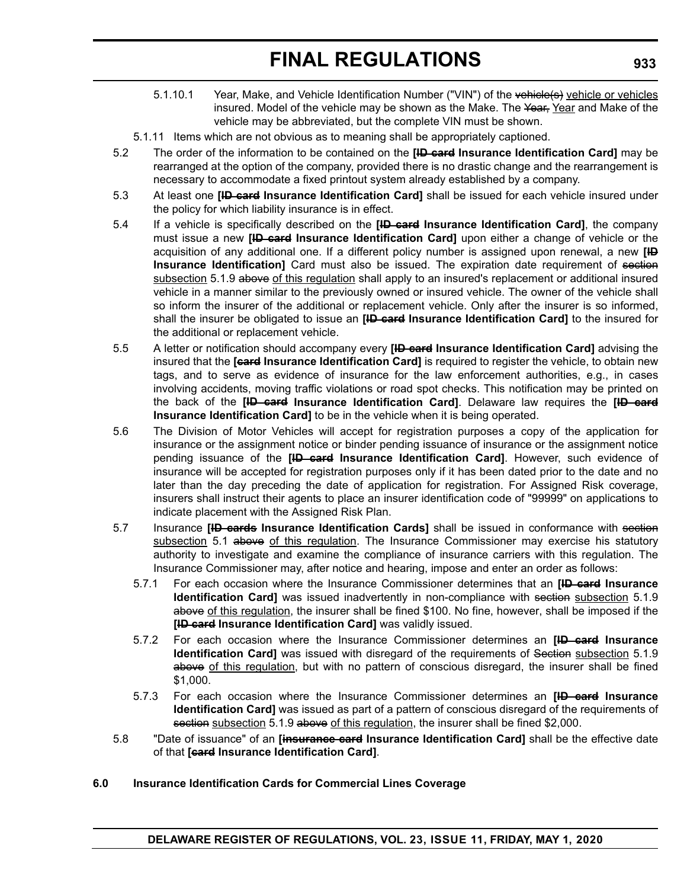5.1.10.1 Year, Make, and Vehicle Identification Number ("VIN") of the ~~vehicle(s)~~ vehicle or vehicles insured. Model of the vehicle may be shown as the Make. The ~~Year,~~ Year and Make of the vehicle may be abbreviated, but the complete VIN must be shown.

5.1.11 Items which are not obvious as to meaning shall be appropriately captioned.

5.2 The order of the information to be contained on the **[~~ID card~~ Insurance Identification Card]** may be rearranged at the option of the company, provided there is no drastic change and the rearrangement is necessary to accommodate a fixed printout system already established by a company.

5.3 At least one **[~~ID card~~ Insurance Identification Card]** shall be issued for each vehicle insured under the policy for which liability insurance is in effect.

5.4 If a vehicle is specifically described on the **[~~ID card~~ Insurance Identification Card]**, the company must issue a new **[~~ID card~~ Insurance Identification Card]** upon either a change of vehicle or the acquisition of any additional one. If a different policy number is assigned upon renewal, a new **[~~ID~~ Insurance Identification]** Card must also be issued. The expiration date requirement of ~~section~~ subsection 5.1.9 ~~above~~ of this regulation shall apply to an insured's replacement or additional insured vehicle in a manner similar to the previously owned or insured vehicle. The owner of the vehicle shall so inform the insurer of the additional or replacement vehicle. Only after the insurer is so informed, shall the insurer be obligated to issue an **[~~ID card~~ Insurance Identification Card]** to the insured for the additional or replacement vehicle.

5.5 A letter or notification should accompany every **[~~ID card~~ Insurance Identification Card]** advising the insured that the **[~~card~~ Insurance Identification Card]** is required to register the vehicle, to obtain new tags, and to serve as evidence of insurance for the law enforcement authorities, e.g., in cases involving accidents, moving traffic violations or road spot checks. This notification may be printed on the back of the **[~~ID card~~ Insurance Identification Card]**. Delaware law requires the **[~~ID card~~ Insurance Identification Card]** to be in the vehicle when it is being operated.

5.6 The Division of Motor Vehicles will accept for registration purposes a copy of the application for insurance or the assignment notice or binder pending issuance of insurance or the assignment notice pending issuance of the **[~~ID card~~ Insurance Identification Card]**. However, such evidence of insurance will be accepted for registration purposes only if it has been dated prior to the date and no later than the day preceding the date of application for registration. For Assigned Risk coverage, insurers shall instruct their agents to place an insurer identification code of "99999" on applications to indicate placement with the Assigned Risk Plan.

5.7 Insurance **[~~ID cards~~ Insurance Identification Cards]** shall be issued in conformance with ~~section~~ subsection 5.1 ~~above~~ of this regulation. The Insurance Commissioner may exercise his statutory authority to investigate and examine the compliance of insurance carriers with this regulation. The Insurance Commissioner may, after notice and hearing, impose and enter an order as follows:

5.7.1 For each occasion where the Insurance Commissioner determines that an **[~~ID card~~ Insurance Identification Card]** was issued inadvertently in non-compliance with ~~section~~ subsection 5.1.9 ~~above~~ of this regulation, the insurer shall be fined $100. No fine, however, shall be imposed if the **[~~ID card~~ Insurance Identification Card]** was validly issued.

5.7.2 For each occasion where the Insurance Commissioner determines an **[~~ID card~~ Insurance Identification Card]** was issued with disregard of the requirements of ~~Section~~ subsection 5.1.9 ~~above~~ of this regulation, but with no pattern of conscious disregard, the insurer shall be fined $1,000.

5.7.3 For each occasion where the Insurance Commissioner determines an **[~~ID card~~ Insurance Identification Card]** was issued as part of a pattern of conscious disregard of the requirements of ~~section~~ subsection 5.1.9 ~~above~~ of this regulation, the insurer shall be fined $2,000.

5.8 "Date of issuance" of an **[~~insurance card~~ Insurance Identification Card]** shall be the effective date of that **[~~card~~ Insurance Identification Card]**.

**6.0 Insurance Identification Cards for Commercial Lines Coverage**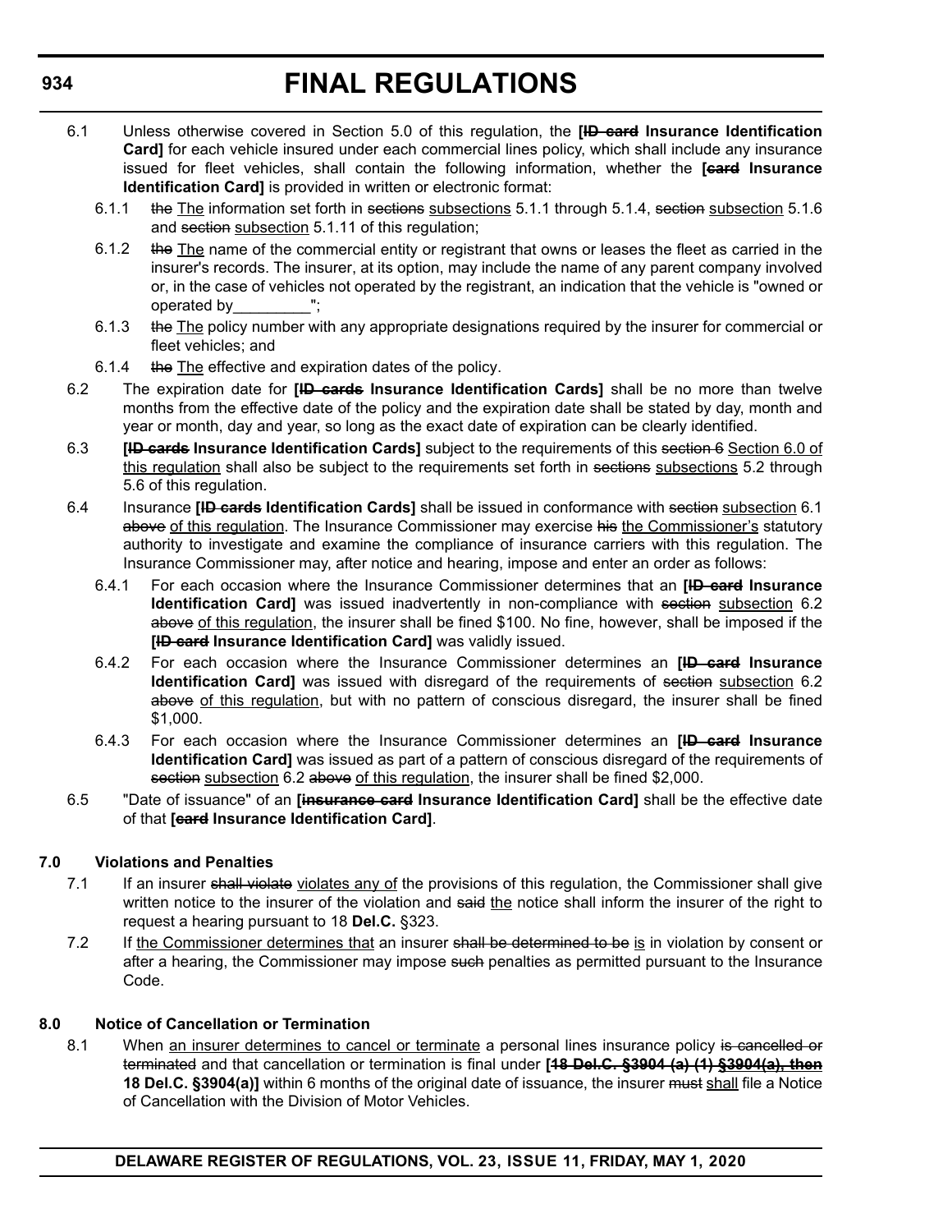6.1 Unless otherwise covered in Section 5.0 of this regulation, the **[ID card Insurance Identification Card]** for each vehicle insured under each commercial lines policy, which shall include any insurance issued for fleet vehicles, shall contain the following information, whether the **[card Insurance Identification Card]** is provided in written or electronic format:

6.1.1 the The information set forth in sections subsections 5.1.1 through 5.1.4, section subsection 5.1.6 and section subsection 5.1.11 of this regulation;

6.1.2 the The name of the commercial entity or registrant that owns or leases the fleet as carried in the insurer's records. The insurer, at its option, may include the name of any parent company involved or, in the case of vehicles not operated by the registrant, an indication that the vehicle is "owned or operated by_________";

6.1.3 the The policy number with any appropriate designations required by the insurer for commercial or fleet vehicles; and

6.1.4 the The effective and expiration dates of the policy.

6.2 The expiration date for **[ID cards Insurance Identification Cards]** shall be no more than twelve months from the effective date of the policy and the expiration date shall be stated by day, month and year or month, day and year, so long as the exact date of expiration can be clearly identified.

6.3 **[ID cards Insurance Identification Cards]** subject to the requirements of this section 6 Section 6.0 of this regulation shall also be subject to the requirements set forth in sections subsections 5.2 through 5.6 of this regulation.

6.4 Insurance **[ID cards Identification Cards]** shall be issued in conformance with section subsection 6.1 above of this regulation. The Insurance Commissioner may exercise his the Commissioner's statutory authority to investigate and examine the compliance of insurance carriers with this regulation. The Insurance Commissioner may, after notice and hearing, impose and enter an order as follows:

6.4.1 For each occasion where the Insurance Commissioner determines that an **[ID card Insurance Identification Card]** was issued inadvertently in non-compliance with section subsection 6.2 above of this regulation, the insurer shall be fined $100. No fine, however, shall be imposed if the **[ID card Insurance Identification Card]** was validly issued.

6.4.2 For each occasion where the Insurance Commissioner determines an **[ID card Insurance Identification Card]** was issued with disregard of the requirements of section subsection 6.2 above of this regulation, but with no pattern of conscious disregard, the insurer shall be fined $1,000.

6.4.3 For each occasion where the Insurance Commissioner determines an **[ID card Insurance Identification Card]** was issued as part of a pattern of conscious disregard of the requirements of section subsection 6.2 above of this regulation, the insurer shall be fined $2,000.

6.5 "Date of issuance" of an **[insurance card Insurance Identification Card]** shall be the effective date of that **[card Insurance Identification Card]**.

### 7.0 Violations and Penalties

7.1 If an insurer shall violate violates any of the provisions of this regulation, the Commissioner shall give written notice to the insurer of the violation and said the notice shall inform the insurer of the right to request a hearing pursuant to 18 **Del.C.** §323.

7.2 If the Commissioner determines that an insurer shall be determined to be is in violation by consent or after a hearing, the Commissioner may impose such penalties as permitted pursuant to the Insurance Code.

### 8.0 Notice of Cancellation or Termination

8.1 When an insurer determines to cancel or terminate a personal lines insurance policy is cancelled or terminated and that cancellation or termination is final under **[18 Del.C. §3904 (a) (1) §3904(a), then 18 Del.C. §3904(a)]** within 6 months of the original date of issuance, the insurer must shall file a Notice of Cancellation with the Division of Motor Vehicles.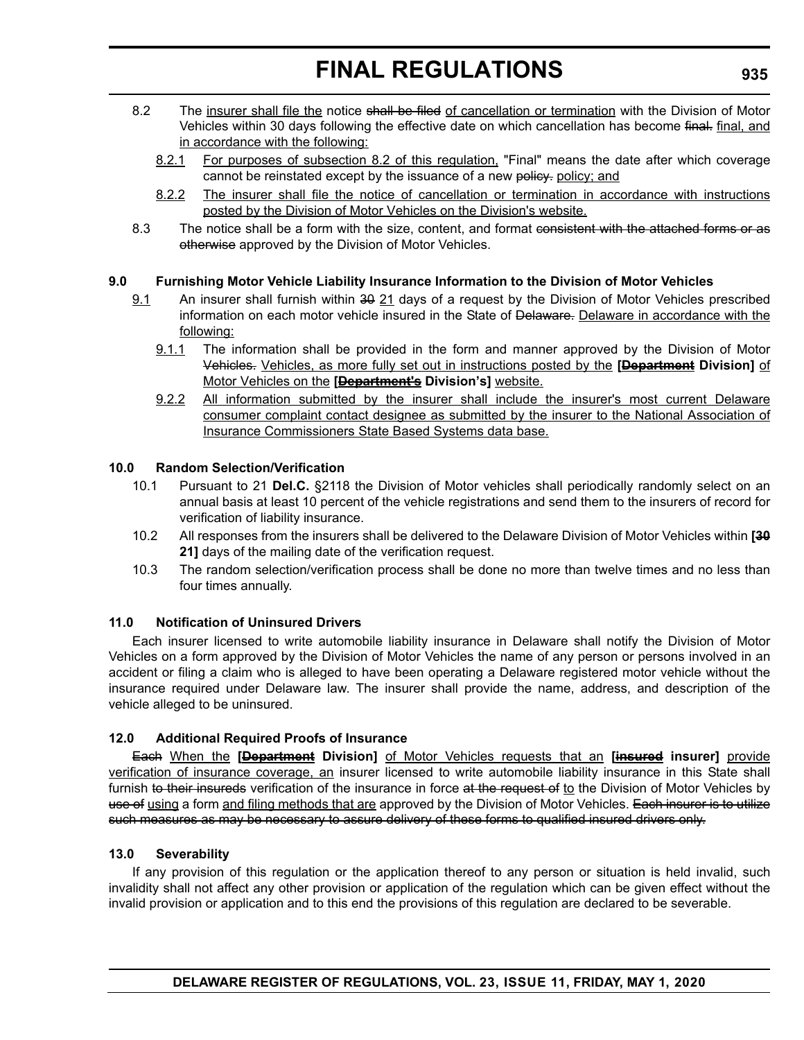8.2 The <u>insurer shall file the</u> notice ~~shall be filed~~ <u>of cancellation or termination</u> with the Division of Motor Vehicles within 30 days following the effective date on which cancellation has become ~~final.~~ <u>final, and in accordance with the following:</u>

<u>8.2.1</u> <u>For purposes of subsection 8.2 of this regulation,</u> "Final" means the date after which coverage cannot be reinstated except by the issuance of a new ~~policy.~~ <u>policy; and</u>

<u>8.2.2</u> <u>The insurer shall file the notice of cancellation or termination in accordance with instructions posted by the Division of Motor Vehicles on the Division's website.</u>

8.3 The notice shall be a form with the size, content, and format ~~consistent with the attached forms or as otherwise~~ approved by the Division of Motor Vehicles.

### 9.0 Furnishing Motor Vehicle Liability Insurance Information to the Division of Motor Vehicles

<u>9.1</u> An insurer shall furnish within ~~30~~ <u>21</u> days of a request by the Division of Motor Vehicles prescribed information on each motor vehicle insured in the State of ~~Delaware.~~ <u>Delaware in accordance with the following:</u>

<u>9.1.1</u> The information shall be provided in the form and manner approved by the Division of Motor ~~Vehicles.~~ <u>Vehicles, as more fully set out in instructions posted by the</u> **[~~Department~~ Division]** <u>of Motor Vehicles on the</u> **[~~Department's~~ Division's]** <u>website.</u>

<u>9.2.2</u> <u>All information submitted by the insurer shall include the insurer's most current Delaware consumer complaint contact designee as submitted by the insurer to the National Association of Insurance Commissioners State Based Systems data base.</u>

### 10.0 Random Selection/Verification

10.1 Pursuant to 21 **Del.C.** §2118 the Division of Motor vehicles shall periodically randomly select on an annual basis at least 10 percent of the vehicle registrations and send them to the insurers of record for verification of liability insurance.

10.2 All responses from the insurers shall be delivered to the Delaware Division of Motor Vehicles within **[~~30~~ 21]** days of the mailing date of the verification request.

10.3 The random selection/verification process shall be done no more than twelve times and no less than four times annually.

### 11.0 Notification of Uninsured Drivers

Each insurer licensed to write automobile liability insurance in Delaware shall notify the Division of Motor Vehicles on a form approved by the Division of Motor Vehicles the name of any person or persons involved in an accident or filing a claim who is alleged to have been operating a Delaware registered motor vehicle without the insurance required under Delaware law. The insurer shall provide the name, address, and description of the vehicle alleged to be uninsured.

### 12.0 Additional Required Proofs of Insurance

~~Each~~ <u>When the</u> **[~~Department~~ Division]** <u>of Motor Vehicles requests that an</u> **[~~insured~~ insurer]** <u>provide verification of insurance coverage, an</u> insurer licensed to write automobile liability insurance in this State shall furnish ~~to their insureds~~ verification of the insurance in force ~~at the request of~~ <u>to</u> the Division of Motor Vehicles by ~~use of~~ <u>using</u> a form <u>and filing methods that are</u> approved by the Division of Motor Vehicles. ~~Each insurer is to utilize such measures as may be necessary to assure delivery of these forms to qualified insured drivers only.~~

### 13.0 Severability

If any provision of this regulation or the application thereof to any person or situation is held invalid, such invalidity shall not affect any other provision or application of the regulation which can be given effect without the invalid provision or application and to this end the provisions of this regulation are declared to be severable.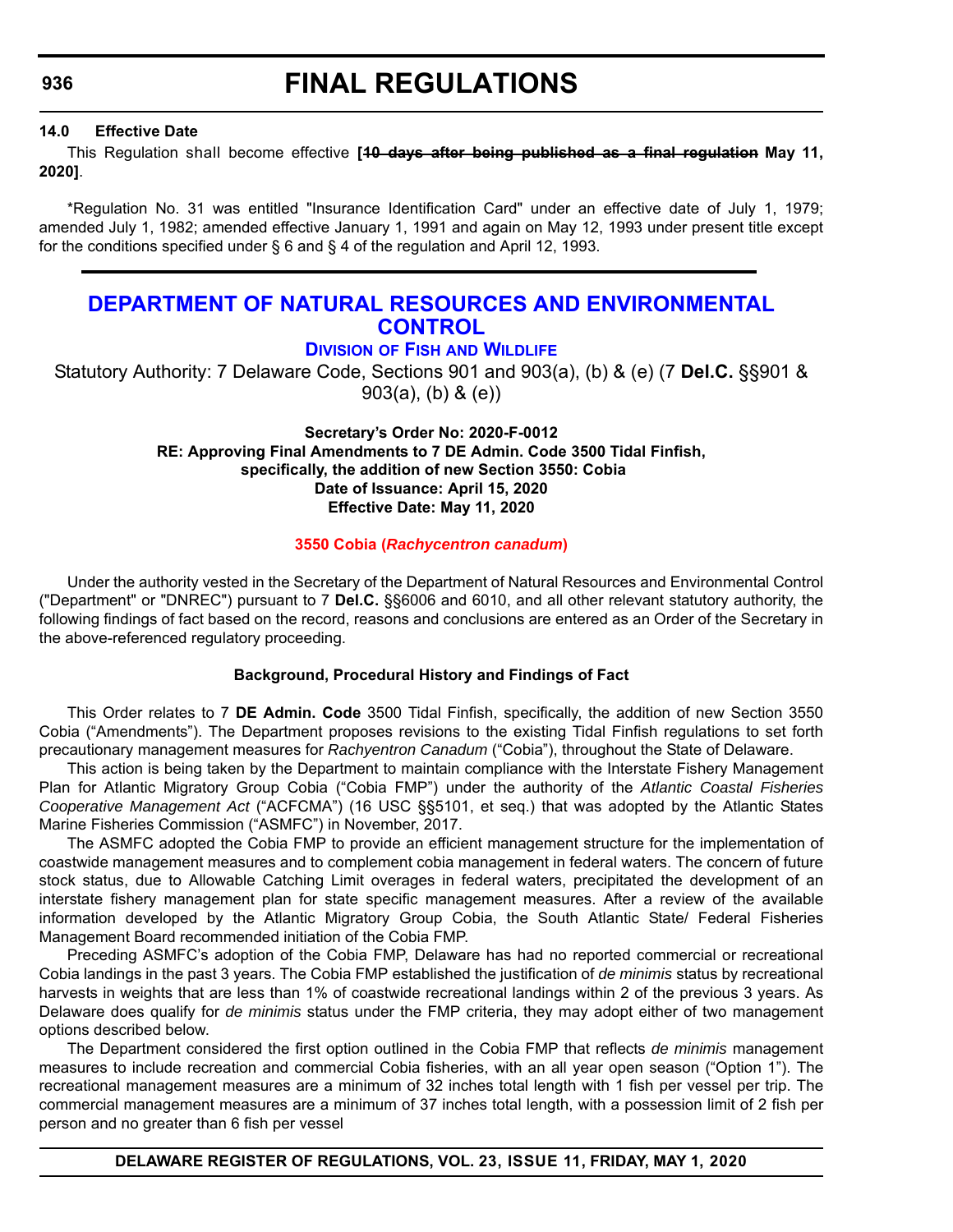### 14.0 Effective Date

This Regulation shall become effective **[~~10 days after being published as a final regulation~~ May 11, 2020]**.

*Regulation No. 31 was entitled "Insurance Identification Card" under an effective date of July 1, 1979; amended July 1, 1982; amended effective January 1, 1991 and again on May 12, 1993 under present title except for the conditions specified under § 6 and § 4 of the regulation and April 12, 1993.

---

# DEPARTMENT OF NATURAL RESOURCES AND ENVIRONMENTAL CONTROL

## DIVISION OF FISH AND WILDLIFE

Statutory Authority: 7 Delaware Code, Sections 901 and 903(a), (b) & (e) (7 **Del.C.** §§901 & 903(a), (b) & (e))

**Secretary's Order No: 2020-F-0012**
**RE: Approving Final Amendments to 7 DE Admin. Code 3500 Tidal Finfish, specifically, the addition of new Section 3550: Cobia**
**Date of Issuance: April 15, 2020**
**Effective Date: May 11, 2020**

### 3550 Cobia (*Rachycentron canadum*)

Under the authority vested in the Secretary of the Department of Natural Resources and Environmental Control ("Department" or "DNREC") pursuant to 7 **Del.C.** §§6006 and 6010, and all other relevant statutory authority, the following findings of fact based on the record, reasons and conclusions are entered as an Order of the Secretary in the above-referenced regulatory proceeding.

**Background, Procedural History and Findings of Fact**

This Order relates to 7 **DE Admin. Code** 3500 Tidal Finfish, specifically, the addition of new Section 3550 Cobia ("Amendments"). The Department proposes revisions to the existing Tidal Finfish regulations to set forth precautionary management measures for *Rachyentron Canadum* ("Cobia"), throughout the State of Delaware.

This action is being taken by the Department to maintain compliance with the Interstate Fishery Management Plan for Atlantic Migratory Group Cobia ("Cobia FMP") under the authority of the *Atlantic Coastal Fisheries Cooperative Management Act* ("ACFCMA") (16 USC §§5101, et seq.) that was adopted by the Atlantic States Marine Fisheries Commission ("ASMFC") in November, 2017.

The ASMFC adopted the Cobia FMP to provide an efficient management structure for the implementation of coastwide management measures and to complement cobia management in federal waters. The concern of future stock status, due to Allowable Catching Limit overages in federal waters, precipitated the development of an interstate fishery management plan for state specific management measures. After a review of the available information developed by the Atlantic Migratory Group Cobia, the South Atlantic State/ Federal Fisheries Management Board recommended initiation of the Cobia FMP.

Preceding ASMFC's adoption of the Cobia FMP, Delaware has had no reported commercial or recreational Cobia landings in the past 3 years. The Cobia FMP established the justification of *de minimis* status by recreational harvests in weights that are less than 1% of coastwide recreational landings within 2 of the previous 3 years. As Delaware does qualify for *de minimis* status under the FMP criteria, they may adopt either of two management options described below.

The Department considered the first option outlined in the Cobia FMP that reflects *de minimis* management measures to include recreation and commercial Cobia fisheries, with an all year open season ("Option 1"). The recreational management measures are a minimum of 32 inches total length with 1 fish per vessel per trip. The commercial management measures are a minimum of 37 inches total length, with a possession limit of 2 fish per person and no greater than 6 fish per vessel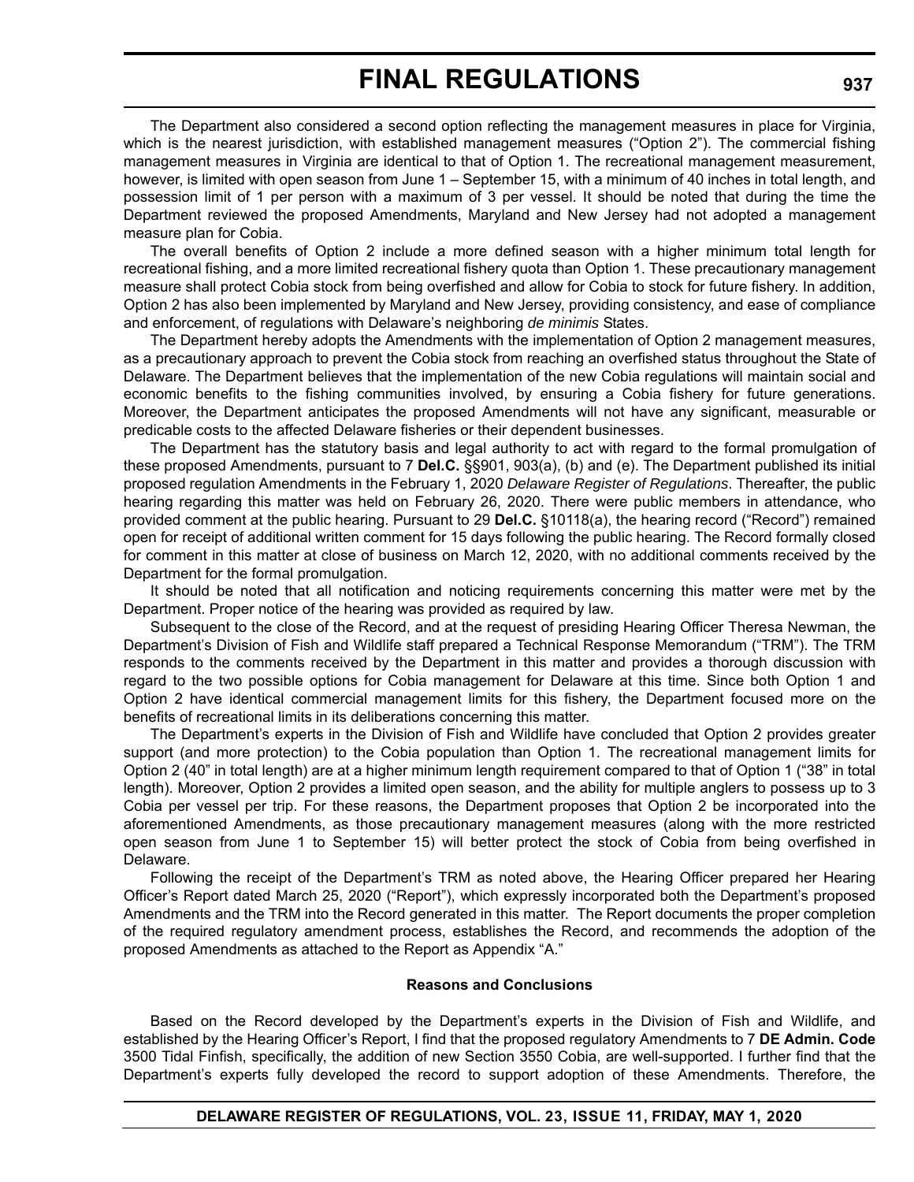The Department also considered a second option reflecting the management measures in place for Virginia, which is the nearest jurisdiction, with established management measures ("Option 2"). The commercial fishing management measures in Virginia are identical to that of Option 1. The recreational management measurement, however, is limited with open season from June 1 – September 15, with a minimum of 40 inches in total length, and possession limit of 1 per person with a maximum of 3 per vessel. It should be noted that during the time the Department reviewed the proposed Amendments, Maryland and New Jersey had not adopted a management measure plan for Cobia.

The overall benefits of Option 2 include a more defined season with a higher minimum total length for recreational fishing, and a more limited recreational fishery quota than Option 1. These precautionary management measure shall protect Cobia stock from being overfished and allow for Cobia to stock for future fishery. In addition, Option 2 has also been implemented by Maryland and New Jersey, providing consistency, and ease of compliance and enforcement, of regulations with Delaware's neighboring *de minimis* States.

The Department hereby adopts the Amendments with the implementation of Option 2 management measures, as a precautionary approach to prevent the Cobia stock from reaching an overfished status throughout the State of Delaware. The Department believes that the implementation of the new Cobia regulations will maintain social and economic benefits to the fishing communities involved, by ensuring a Cobia fishery for future generations. Moreover, the Department anticipates the proposed Amendments will not have any significant, measurable or predicable costs to the affected Delaware fisheries or their dependent businesses.

The Department has the statutory basis and legal authority to act with regard to the formal promulgation of these proposed Amendments, pursuant to 7 **Del.C.** §§901, 903(a), (b) and (e). The Department published its initial proposed regulation Amendments in the February 1, 2020 *Delaware Register of Regulations*. Thereafter, the public hearing regarding this matter was held on February 26, 2020. There were public members in attendance, who provided comment at the public hearing. Pursuant to 29 **Del.C.** §10118(a), the hearing record ("Record") remained open for receipt of additional written comment for 15 days following the public hearing. The Record formally closed for comment in this matter at close of business on March 12, 2020, with no additional comments received by the Department for the formal promulgation.

It should be noted that all notification and noticing requirements concerning this matter were met by the Department. Proper notice of the hearing was provided as required by law.

Subsequent to the close of the Record, and at the request of presiding Hearing Officer Theresa Newman, the Department's Division of Fish and Wildlife staff prepared a Technical Response Memorandum ("TRM"). The TRM responds to the comments received by the Department in this matter and provides a thorough discussion with regard to the two possible options for Cobia management for Delaware at this time. Since both Option 1 and Option 2 have identical commercial management limits for this fishery, the Department focused more on the benefits of recreational limits in its deliberations concerning this matter.

The Department's experts in the Division of Fish and Wildlife have concluded that Option 2 provides greater support (and more protection) to the Cobia population than Option 1. The recreational management limits for Option 2 (40" in total length) are at a higher minimum length requirement compared to that of Option 1 ("38" in total length). Moreover, Option 2 provides a limited open season, and the ability for multiple anglers to possess up to 3 Cobia per vessel per trip. For these reasons, the Department proposes that Option 2 be incorporated into the aforementioned Amendments, as those precautionary management measures (along with the more restricted open season from June 1 to September 15) will better protect the stock of Cobia from being overfished in Delaware.

Following the receipt of the Department's TRM as noted above, the Hearing Officer prepared her Hearing Officer's Report dated March 25, 2020 ("Report"), which expressly incorporated both the Department's proposed Amendments and the TRM into the Record generated in this matter. The Report documents the proper completion of the required regulatory amendment process, establishes the Record, and recommends the adoption of the proposed Amendments as attached to the Report as Appendix "A."

**Reasons and Conclusions**

Based on the Record developed by the Department's experts in the Division of Fish and Wildlife, and established by the Hearing Officer's Report, I find that the proposed regulatory Amendments to 7 **DE Admin. Code** 3500 Tidal Finfish, specifically, the addition of new Section 3550 Cobia, are well-supported. I further find that the Department's experts fully developed the record to support adoption of these Amendments. Therefore, the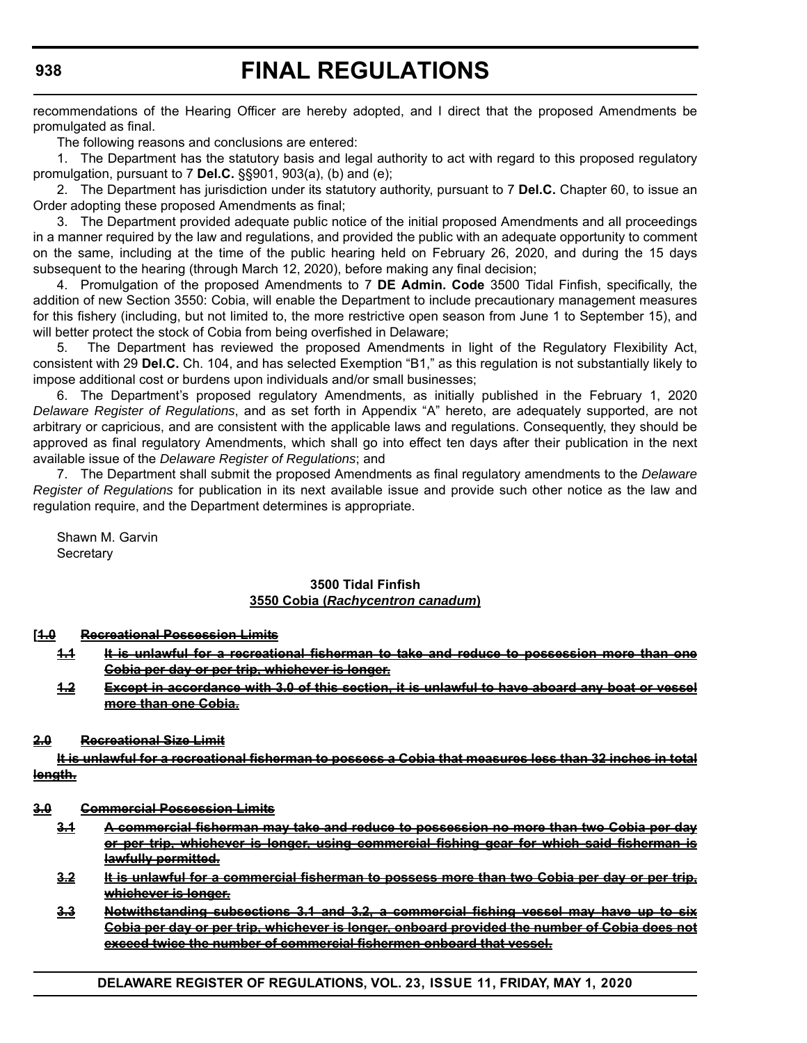recommendations of the Hearing Officer are hereby adopted, and I direct that the proposed Amendments be promulgated as final.

The following reasons and conclusions are entered:

1. The Department has the statutory basis and legal authority to act with regard to this proposed regulatory promulgation, pursuant to 7 **Del.C.** §§901, 903(a), (b) and (e);

2. The Department has jurisdiction under its statutory authority, pursuant to 7 **Del.C.** Chapter 60, to issue an Order adopting these proposed Amendments as final;

3. The Department provided adequate public notice of the initial proposed Amendments and all proceedings in a manner required by the law and regulations, and provided the public with an adequate opportunity to comment on the same, including at the time of the public hearing held on February 26, 2020, and during the 15 days subsequent to the hearing (through March 12, 2020), before making any final decision;

4. Promulgation of the proposed Amendments to 7 **DE Admin. Code** 3500 Tidal Finfish, specifically, the addition of new Section 3550: Cobia, will enable the Department to include precautionary management measures for this fishery (including, but not limited to, the more restrictive open season from June 1 to September 15), and will better protect the stock of Cobia from being overfished in Delaware;

5. The Department has reviewed the proposed Amendments in light of the Regulatory Flexibility Act, consistent with 29 **Del.C.** Ch. 104, and has selected Exemption "B1," as this regulation is not substantially likely to impose additional cost or burdens upon individuals and/or small businesses;

6. The Department's proposed regulatory Amendments, as initially published in the February 1, 2020 *Delaware Register of Regulations*, and as set forth in Appendix "A" hereto, are adequately supported, are not arbitrary or capricious, and are consistent with the applicable laws and regulations. Consequently, they should be approved as final regulatory Amendments, which shall go into effect ten days after their publication in the next available issue of the *Delaware Register of Regulations*; and

7. The Department shall submit the proposed Amendments as final regulatory amendments to the *Delaware Register of Regulations* for publication in its next available issue and provide such other notice as the law and regulation require, and the Department determines is appropriate.

Shawn M. Garvin
Secretary

**3500 Tidal Finfish**
**3550 Cobia (*Rachycentron canadum*)**

**[~~1.0 Recreational Possession Limits~~**

**~~1.1 It is unlawful for a recreational fisherman to take and reduce to possession more than one Cobia per day or per trip, whichever is longer.~~**

**~~1.2 Except in accordance with 3.0 of this section, it is unlawful to have aboard any boat or vessel more than one Cobia.~~**

**~~2.0 Recreational Size Limit~~**

**~~It is unlawful for a recreational fisherman to possess a Cobia that measures less than 32 inches in total length.~~**

**~~3.0 Commercial Possession Limits~~**

**~~3.1 A commercial fisherman may take and reduce to possession no more than two Cobia per day or per trip, whichever is longer, using commercial fishing gear for which said fisherman is lawfully permitted.~~**

**~~3.2 It is unlawful for a commercial fisherman to possess more than two Cobia per day or per trip, whichever is longer.~~**

**~~3.3 Notwithstanding subsections 3.1 and 3.2, a commercial fishing vessel may have up to six Cobia per day or per trip, whichever is longer, onboard provided the number of Cobia does not exceed twice the number of commercial fishermen onboard that vessel.~~**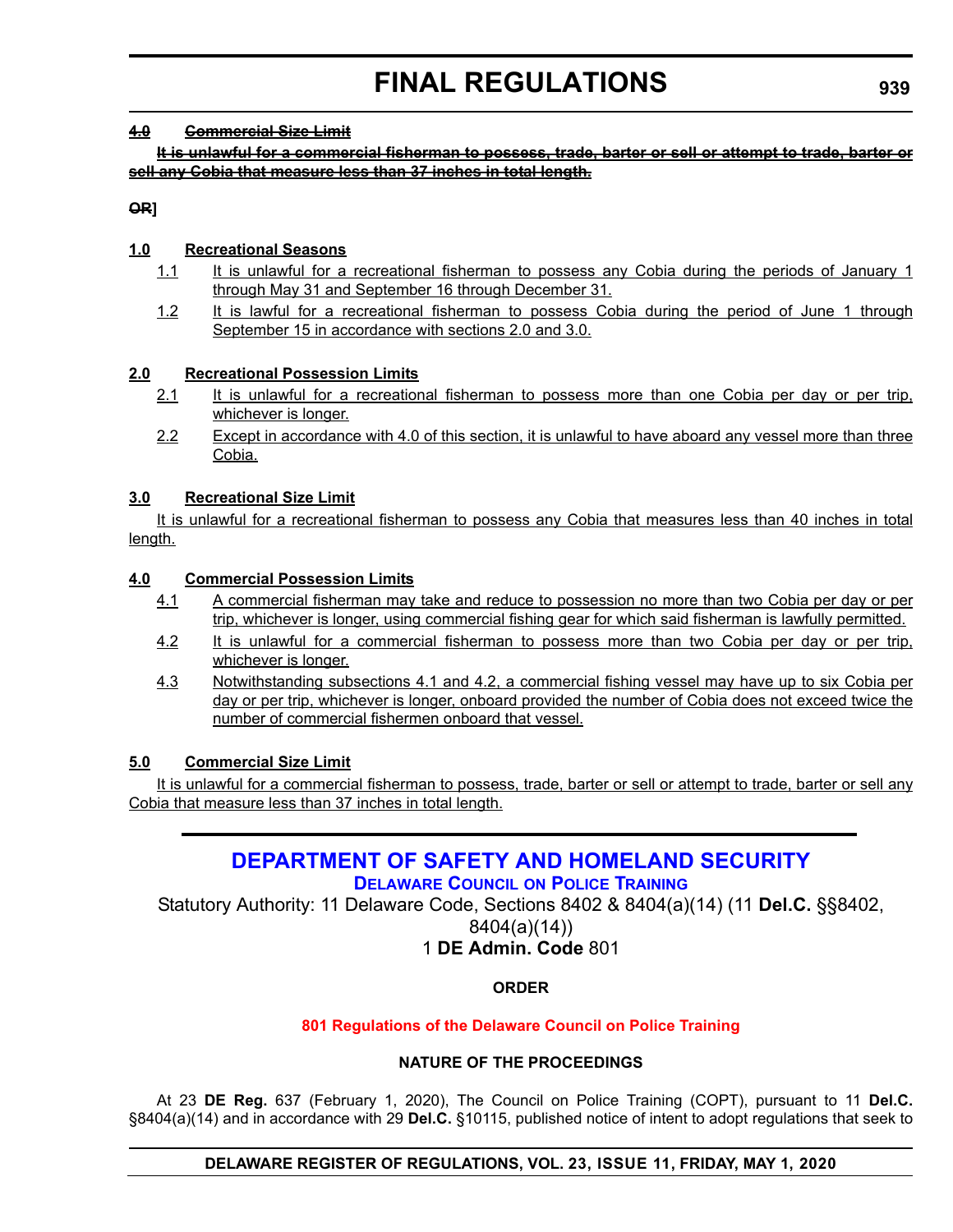~~**4.0 Commercial Size Limit**~~

~~**It is unlawful for a commercial fisherman to possess, trade, barter or sell or attempt to trade, barter or sell any Cobia that measure less than 37 inches in total length.**~~

~~**OR**~~**]**

**1.0 Recreational Seasons**

1.1 It is unlawful for a recreational fisherman to possess any Cobia during the periods of January 1 through May 31 and September 16 through December 31.

1.2 It is lawful for a recreational fisherman to possess Cobia during the period of June 1 through September 15 in accordance with sections 2.0 and 3.0.

**2.0 Recreational Possession Limits**

2.1 It is unlawful for a recreational fisherman to possess more than one Cobia per day or per trip, whichever is longer.

2.2 Except in accordance with 4.0 of this section, it is unlawful to have aboard any vessel more than three Cobia.

**3.0 Recreational Size Limit**

It is unlawful for a recreational fisherman to possess any Cobia that measures less than 40 inches in total length.

**4.0 Commercial Possession Limits**

4.1 A commercial fisherman may take and reduce to possession no more than two Cobia per day or per trip, whichever is longer, using commercial fishing gear for which said fisherman is lawfully permitted.

4.2 It is unlawful for a commercial fisherman to possess more than two Cobia per day or per trip, whichever is longer.

4.3 Notwithstanding subsections 4.1 and 4.2, a commercial fishing vessel may have up to six Cobia per day or per trip, whichever is longer, onboard provided the number of Cobia does not exceed twice the number of commercial fishermen onboard that vessel.

**5.0 Commercial Size Limit**

It is unlawful for a commercial fisherman to possess, trade, barter or sell or attempt to trade, barter or sell any Cobia that measure less than 37 inches in total length.

---

## DEPARTMENT OF SAFETY AND HOMELAND SECURITY

### DELAWARE COUNCIL ON POLICE TRAINING

Statutory Authority: 11 Delaware Code, Sections 8402 & 8404(a)(14) (11 **Del.C.** §§8402, 8404(a)(14))

1 **DE Admin. Code** 801

**ORDER**

**801 Regulations of the Delaware Council on Police Training**

**NATURE OF THE PROCEEDINGS**

At 23 **DE Reg.** 637 (February 1, 2020), The Council on Police Training (COPT), pursuant to 11 **Del.C.** §8404(a)(14) and in accordance with 29 **Del.C.** §10115, published notice of intent to adopt regulations that seek to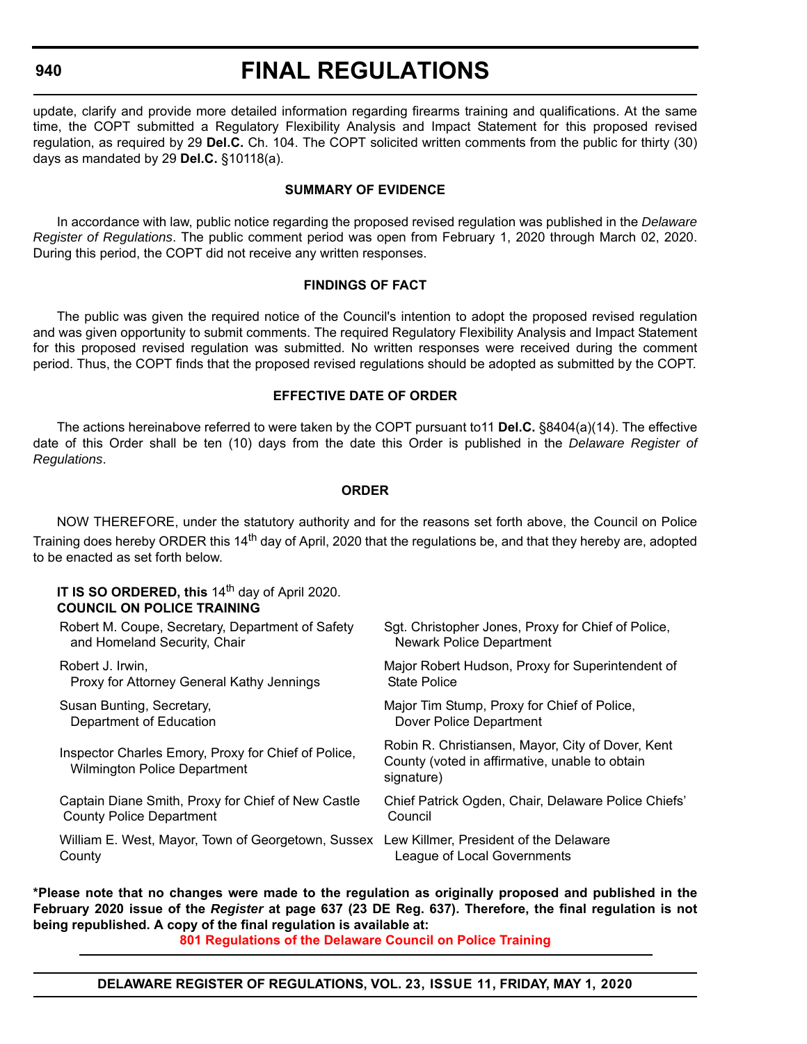update, clarify and provide more detailed information regarding firearms training and qualifications. At the same time, the COPT submitted a Regulatory Flexibility Analysis and Impact Statement for this proposed revised regulation, as required by 29 **Del.C.** Ch. 104. The COPT solicited written comments from the public for thirty (30) days as mandated by 29 **Del.C.** §10118(a).

**SUMMARY OF EVIDENCE**

In accordance with law, public notice regarding the proposed revised regulation was published in the *Delaware Register of Regulations*. The public comment period was open from February 1, 2020 through March 02, 2020. During this period, the COPT did not receive any written responses.

**FINDINGS OF FACT**

The public was given the required notice of the Council's intention to adopt the proposed revised regulation and was given opportunity to submit comments. The required Regulatory Flexibility Analysis and Impact Statement for this proposed revised regulation was submitted. No written responses were received during the comment period. Thus, the COPT finds that the proposed revised regulations should be adopted as submitted by the COPT.

**EFFECTIVE DATE OF ORDER**

The actions hereinabove referred to were taken by the COPT pursuant to11 **Del.C.** §8404(a)(14). The effective date of this Order shall be ten (10) days from the date this Order is published in the *Delaware Register of Regulations*.

**ORDER**

NOW THEREFORE, under the statutory authority and for the reasons set forth above, the Council on Police Training does hereby ORDER this 14th day of April, 2020 that the regulations be, and that they hereby are, adopted to be enacted as set forth below.

**IT IS SO ORDERED, this** 14th day of April 2020.
**COUNCIL ON POLICE TRAINING**

Robert M. Coupe, Secretary, Department of Safety and Homeland Security, Chair

Robert J. Irwin, Proxy for Attorney General Kathy Jennings

Susan Bunting, Secretary, Department of Education

Inspector Charles Emory, Proxy for Chief of Police, Wilmington Police Department

Captain Diane Smith, Proxy for Chief of New Castle County Police Department

William E. West, Mayor, Town of Georgetown, Sussex County

Sgt. Christopher Jones, Proxy for Chief of Police, Newark Police Department

Major Robert Hudson, Proxy for Superintendent of State Police

Major Tim Stump, Proxy for Chief of Police, Dover Police Department

Robin R. Christiansen, Mayor, City of Dover, Kent County (voted in affirmative, unable to obtain signature)

Chief Patrick Ogden, Chair, Delaware Police Chiefs' Council

Lew Killmer, President of the Delaware League of Local Governments

**\*Please note that no changes were made to the regulation as originally proposed and published in the February 2020 issue of the *Register* at page 637 (23 DE Reg. 637). Therefore, the final regulation is not being republished. A copy of the final regulation is available at:**

**801 Regulations of the Delaware Council on Police Training**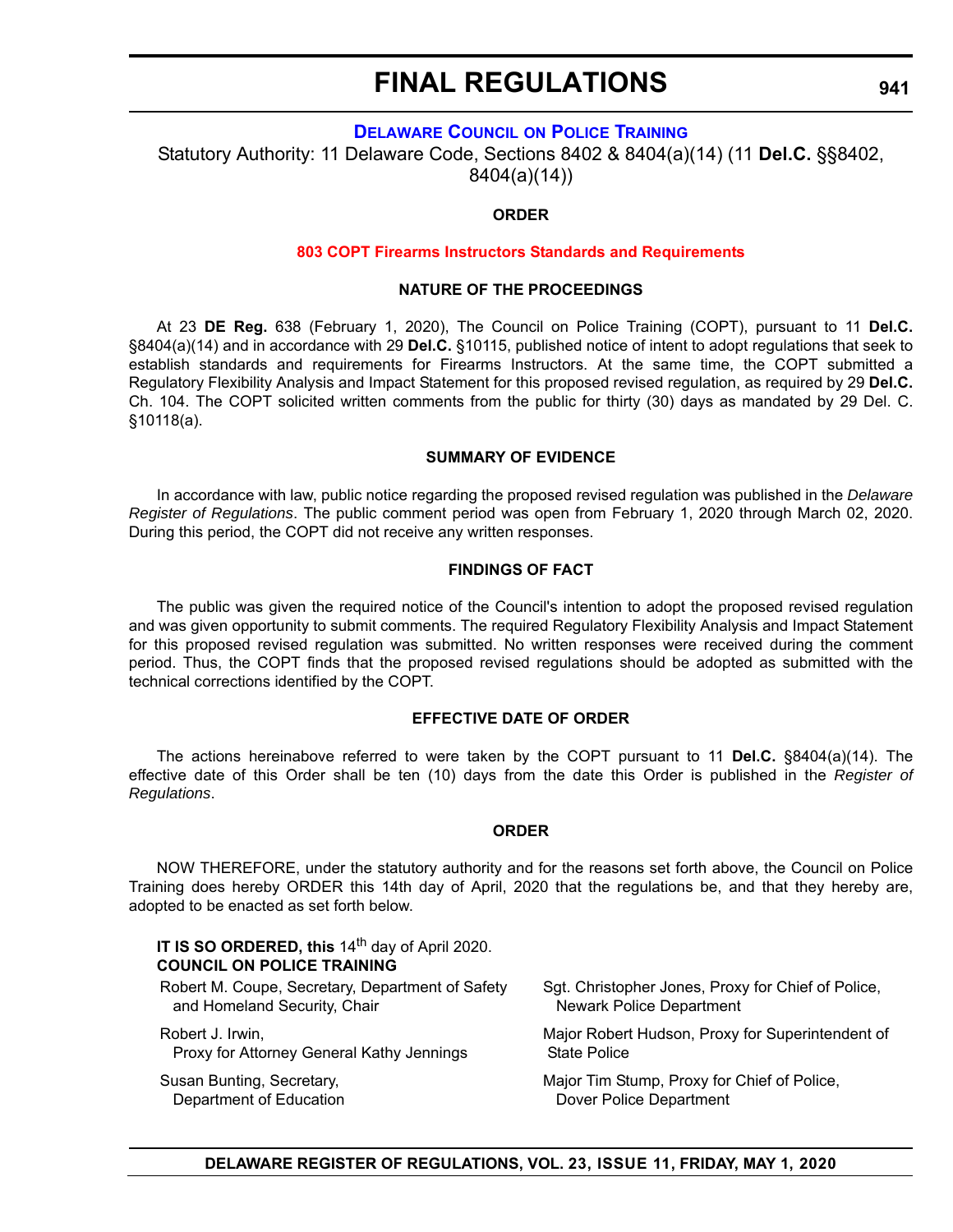# FINAL REGULATIONS

## DELAWARE COUNCIL ON POLICE TRAINING

Statutory Authority: 11 Delaware Code, Sections 8402 & 8404(a)(14) (11 **Del.C.** §§8402, 8404(a)(14))

### ORDER

### 803 COPT Firearms Instructors Standards and Requirements

### NATURE OF THE PROCEEDINGS

At 23 **DE Reg.** 638 (February 1, 2020), The Council on Police Training (COPT), pursuant to 11 **Del.C.** §8404(a)(14) and in accordance with 29 **Del.C.** §10115, published notice of intent to adopt regulations that seek to establish standards and requirements for Firearms Instructors. At the same time, the COPT submitted a Regulatory Flexibility Analysis and Impact Statement for this proposed revised regulation, as required by 29 **Del.C.** Ch. 104. The COPT solicited written comments from the public for thirty (30) days as mandated by 29 Del. C. §10118(a).

### SUMMARY OF EVIDENCE

In accordance with law, public notice regarding the proposed revised regulation was published in the *Delaware Register of Regulations*. The public comment period was open from February 1, 2020 through March 02, 2020. During this period, the COPT did not receive any written responses.

### FINDINGS OF FACT

The public was given the required notice of the Council's intention to adopt the proposed revised regulation and was given opportunity to submit comments. The required Regulatory Flexibility Analysis and Impact Statement for this proposed revised regulation was submitted. No written responses were received during the comment period. Thus, the COPT finds that the proposed revised regulations should be adopted as submitted with the technical corrections identified by the COPT.

### EFFECTIVE DATE OF ORDER

The actions hereinabove referred to were taken by the COPT pursuant to 11 **Del.C.** §8404(a)(14). The effective date of this Order shall be ten (10) days from the date this Order is published in the *Register of Regulations*.

### ORDER

NOW THEREFORE, under the statutory authority and for the reasons set forth above, the Council on Police Training does hereby ORDER this 14th day of April, 2020 that the regulations be, and that they hereby are, adopted to be enacted as set forth below.

**IT IS SO ORDERED, this** 14th day of April 2020.
**COUNCIL ON POLICE TRAINING**

Robert M. Coupe, Secretary, Department of Safety and Homeland Security, Chair

Robert J. Irwin, Proxy for Attorney General Kathy Jennings

Susan Bunting, Secretary, Department of Education

Sgt. Christopher Jones, Proxy for Chief of Police, Newark Police Department

Major Robert Hudson, Proxy for Superintendent of State Police

Major Tim Stump, Proxy for Chief of Police, Dover Police Department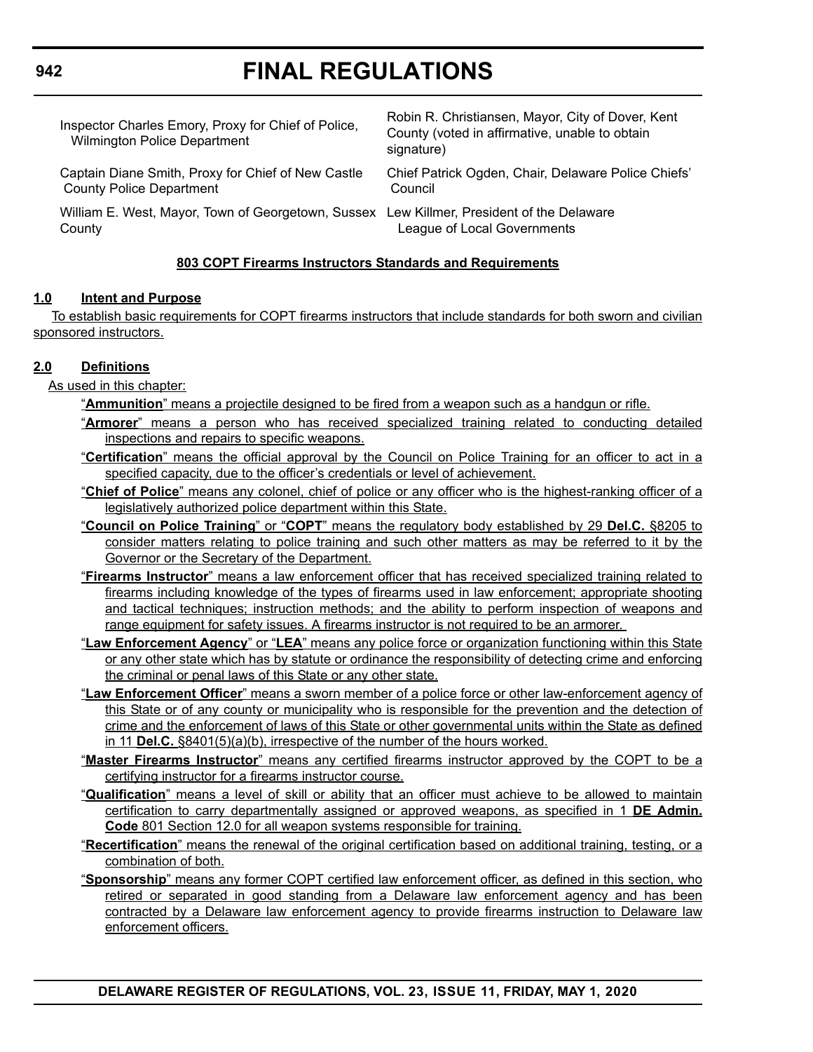Inspector Charles Emory, Proxy for Chief of Police, Wilmington Police Department

Robin R. Christiansen, Mayor, City of Dover, Kent County (voted in affirmative, unable to obtain signature)

Captain Diane Smith, Proxy for Chief of New Castle County Police Department

Chief Patrick Ogden, Chair, Delaware Police Chiefs' Council

William E. West, Mayor, Town of Georgetown, Sussex County

Lew Killmer, President of the Delaware League of Local Governments

## 803 COPT Firearms Instructors Standards and Requirements

### 1.0 Intent and Purpose

To establish basic requirements for COPT firearms instructors that include standards for both sworn and civilian sponsored instructors.

### 2.0 Definitions

As used in this chapter:

"**Ammunition**" means a projectile designed to be fired from a weapon such as a handgun or rifle.

"**Armorer**" means a person who has received specialized training related to conducting detailed inspections and repairs to specific weapons.

"**Certification**" means the official approval by the Council on Police Training for an officer to act in a specified capacity, due to the officer's credentials or level of achievement.

"**Chief of Police**" means any colonel, chief of police or any officer who is the highest-ranking officer of a legislatively authorized police department within this State.

"**Council on Police Training**" or "**COPT**" means the regulatory body established by 29 **Del.C.** §8205 to consider matters relating to police training and such other matters as may be referred to it by the Governor or the Secretary of the Department.

"**Firearms Instructor**" means a law enforcement officer that has received specialized training related to firearms including knowledge of the types of firearms used in law enforcement; appropriate shooting and tactical techniques; instruction methods; and the ability to perform inspection of weapons and range equipment for safety issues. A firearms instructor is not required to be an armorer.

"**Law Enforcement Agency**" or "**LEA**" means any police force or organization functioning within this State or any other state which has by statute or ordinance the responsibility of detecting crime and enforcing the criminal or penal laws of this State or any other state.

"**Law Enforcement Officer**" means a sworn member of a police force or other law-enforcement agency of this State or of any county or municipality who is responsible for the prevention and the detection of crime and the enforcement of laws of this State or other governmental units within the State as defined in 11 **Del.C.** §8401(5)(a)(b), irrespective of the number of the hours worked.

"**Master Firearms Instructor**" means any certified firearms instructor approved by the COPT to be a certifying instructor for a firearms instructor course.

"**Qualification**" means a level of skill or ability that an officer must achieve to be allowed to maintain certification to carry departmentally assigned or approved weapons, as specified in 1 **DE Admin. Code** 801 Section 12.0 for all weapon systems responsible for training.

"**Recertification**" means the renewal of the original certification based on additional training, testing, or a combination of both.

"**Sponsorship**" means any former COPT certified law enforcement officer, as defined in this section, who retired or separated in good standing from a Delaware law enforcement agency and has been contracted by a Delaware law enforcement agency to provide firearms instruction to Delaware law enforcement officers.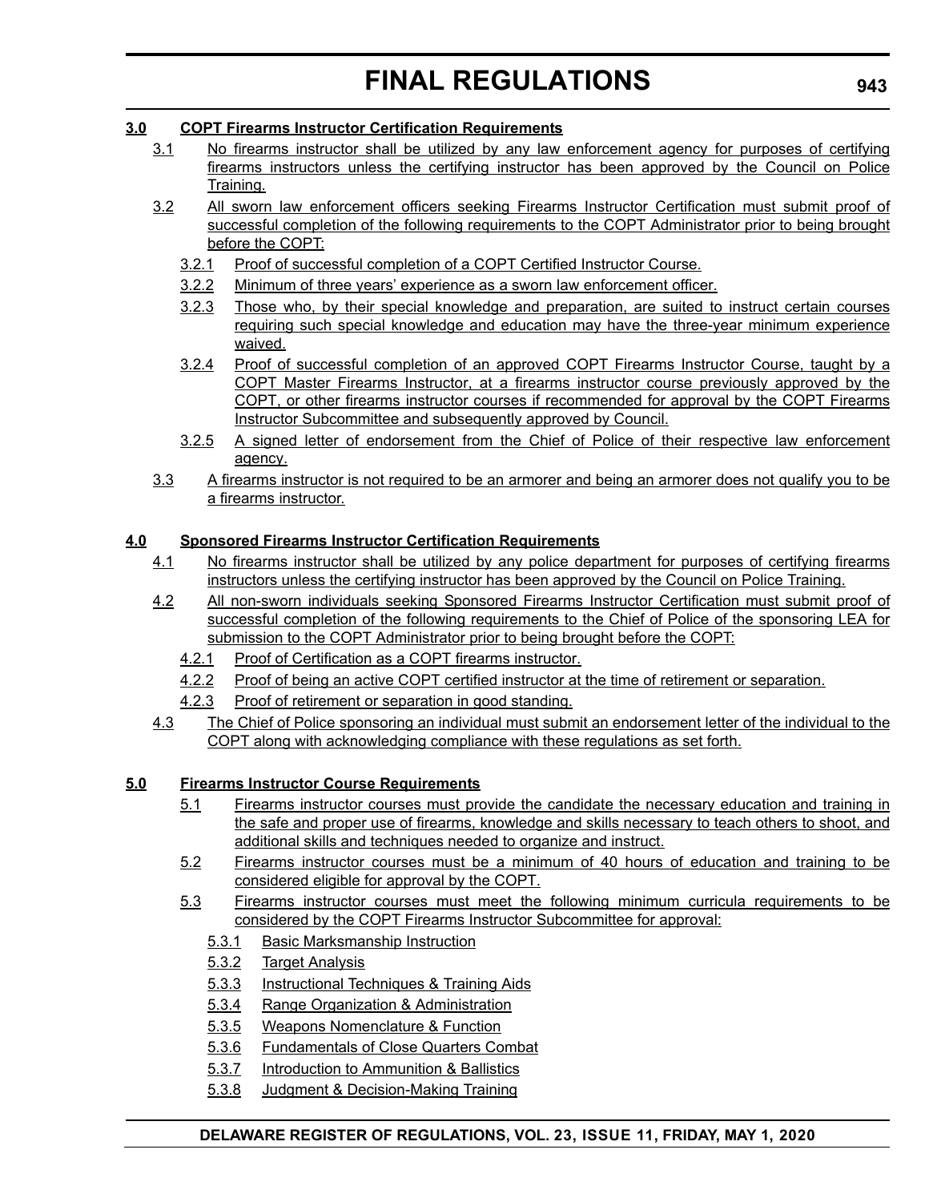**3.0 COPT Firearms Instructor Certification Requirements**

3.1 No firearms instructor shall be utilized by any law enforcement agency for purposes of certifying firearms instructors unless the certifying instructor has been approved by the Council on Police Training.

3.2 All sworn law enforcement officers seeking Firearms Instructor Certification must submit proof of successful completion of the following requirements to the COPT Administrator prior to being brought before the COPT:

3.2.1 Proof of successful completion of a COPT Certified Instructor Course.

3.2.2 Minimum of three years' experience as a sworn law enforcement officer.

3.2.3 Those who, by their special knowledge and preparation, are suited to instruct certain courses requiring such special knowledge and education may have the three-year minimum experience waived.

3.2.4 Proof of successful completion of an approved COPT Firearms Instructor Course, taught by a COPT Master Firearms Instructor, at a firearms instructor course previously approved by the COPT, or other firearms instructor courses if recommended for approval by the COPT Firearms Instructor Subcommittee and subsequently approved by Council.

3.2.5 A signed letter of endorsement from the Chief of Police of their respective law enforcement agency.

3.3 A firearms instructor is not required to be an armorer and being an armorer does not qualify you to be a firearms instructor.

**4.0 Sponsored Firearms Instructor Certification Requirements**

4.1 No firearms instructor shall be utilized by any police department for purposes of certifying firearms instructors unless the certifying instructor has been approved by the Council on Police Training.

4.2 All non-sworn individuals seeking Sponsored Firearms Instructor Certification must submit proof of successful completion of the following requirements to the Chief of Police of the sponsoring LEA for submission to the COPT Administrator prior to being brought before the COPT:

4.2.1 Proof of Certification as a COPT firearms instructor.

4.2.2 Proof of being an active COPT certified instructor at the time of retirement or separation.

4.2.3 Proof of retirement or separation in good standing.

4.3 The Chief of Police sponsoring an individual must submit an endorsement letter of the individual to the COPT along with acknowledging compliance with these regulations as set forth.

**5.0 Firearms Instructor Course Requirements**

5.1 Firearms instructor courses must provide the candidate the necessary education and training in the safe and proper use of firearms, knowledge and skills necessary to teach others to shoot, and additional skills and techniques needed to organize and instruct.

5.2 Firearms instructor courses must be a minimum of 40 hours of education and training to be considered eligible for approval by the COPT.

5.3 Firearms instructor courses must meet the following minimum curricula requirements to be considered by the COPT Firearms Instructor Subcommittee for approval:

5.3.1 Basic Marksmanship Instruction

5.3.2 Target Analysis

5.3.3 Instructional Techniques & Training Aids

5.3.4 Range Organization & Administration

5.3.5 Weapons Nomenclature & Function

5.3.6 Fundamentals of Close Quarters Combat

5.3.7 Introduction to Ammunition & Ballistics

5.3.8 Judgment & Decision-Making Training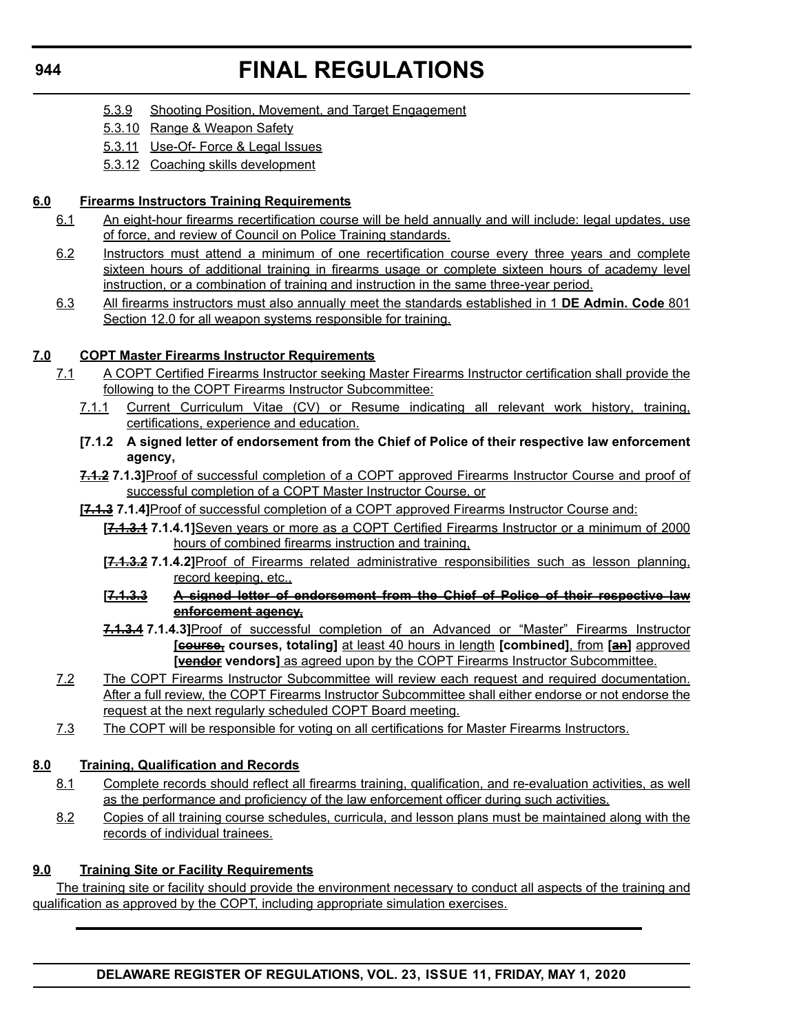5.3.9 Shooting Position, Movement, and Target Engagement

5.3.10 Range & Weapon Safety

5.3.11 Use-Of- Force & Legal Issues

5.3.12 Coaching skills development

**6.0 Firearms Instructors Training Requirements**

6.1 An eight-hour firearms recertification course will be held annually and will include: legal updates, use of force, and review of Council on Police Training standards.

6.2 Instructors must attend a minimum of one recertification course every three years and complete sixteen hours of additional training in firearms usage or complete sixteen hours of academy level instruction, or a combination of training and instruction in the same three-year period.

6.3 All firearms instructors must also annually meet the standards established in 1 **DE Admin. Code** 801 Section 12.0 for all weapon systems responsible for training.

**7.0 COPT Master Firearms Instructor Requirements**

7.1 A COPT Certified Firearms Instructor seeking Master Firearms Instructor certification shall provide the following to the COPT Firearms Instructor Subcommittee:

7.1.1 Current Curriculum Vitae (CV) or Resume indicating all relevant work history, training, certifications, experience and education.

**[7.1.2 A signed letter of endorsement from the Chief of Police of their respective law enforcement agency,**

~~7.1.2~~ **7.1.3]**Proof of successful completion of a COPT approved Firearms Instructor Course and proof of successful completion of a COPT Master Instructor Course, or

**[**~~7.1.3~~ **7.1.4]**Proof of successful completion of a COPT approved Firearms Instructor Course and:

**[**~~7.1.3.1~~ **7.1.4.1]**Seven years or more as a COPT Certified Firearms Instructor or a minimum of 2000 hours of combined firearms instruction and training,

**[**~~7.1.3.2~~ **7.1.4.2]**Proof of Firearms related administrative responsibilities such as lesson planning, record keeping, etc.,

**[**~~7.1.3.3 A signed letter of endorsement from the Chief of Police of their respective law enforcement agency,~~

~~7.1.3.4~~ **7.1.4.3]**Proof of successful completion of an Advanced or "Master" Firearms Instructor **[**~~course,~~ **courses, totaling]** at least 40 hours in length **[combined]**, from **[**~~an~~**]** approved **[**~~vendor~~ **vendors]** as agreed upon by the COPT Firearms Instructor Subcommittee.

7.2 The COPT Firearms Instructor Subcommittee will review each request and required documentation. After a full review, the COPT Firearms Instructor Subcommittee shall either endorse or not endorse the request at the next regularly scheduled COPT Board meeting.

7.3 The COPT will be responsible for voting on all certifications for Master Firearms Instructors.

**8.0 Training, Qualification and Records**

8.1 Complete records should reflect all firearms training, qualification, and re-evaluation activities, as well as the performance and proficiency of the law enforcement officer during such activities.

8.2 Copies of all training course schedules, curricula, and lesson plans must be maintained along with the records of individual trainees.

**9.0 Training Site or Facility Requirements**

The training site or facility should provide the environment necessary to conduct all aspects of the training and qualification as approved by the COPT, including appropriate simulation exercises.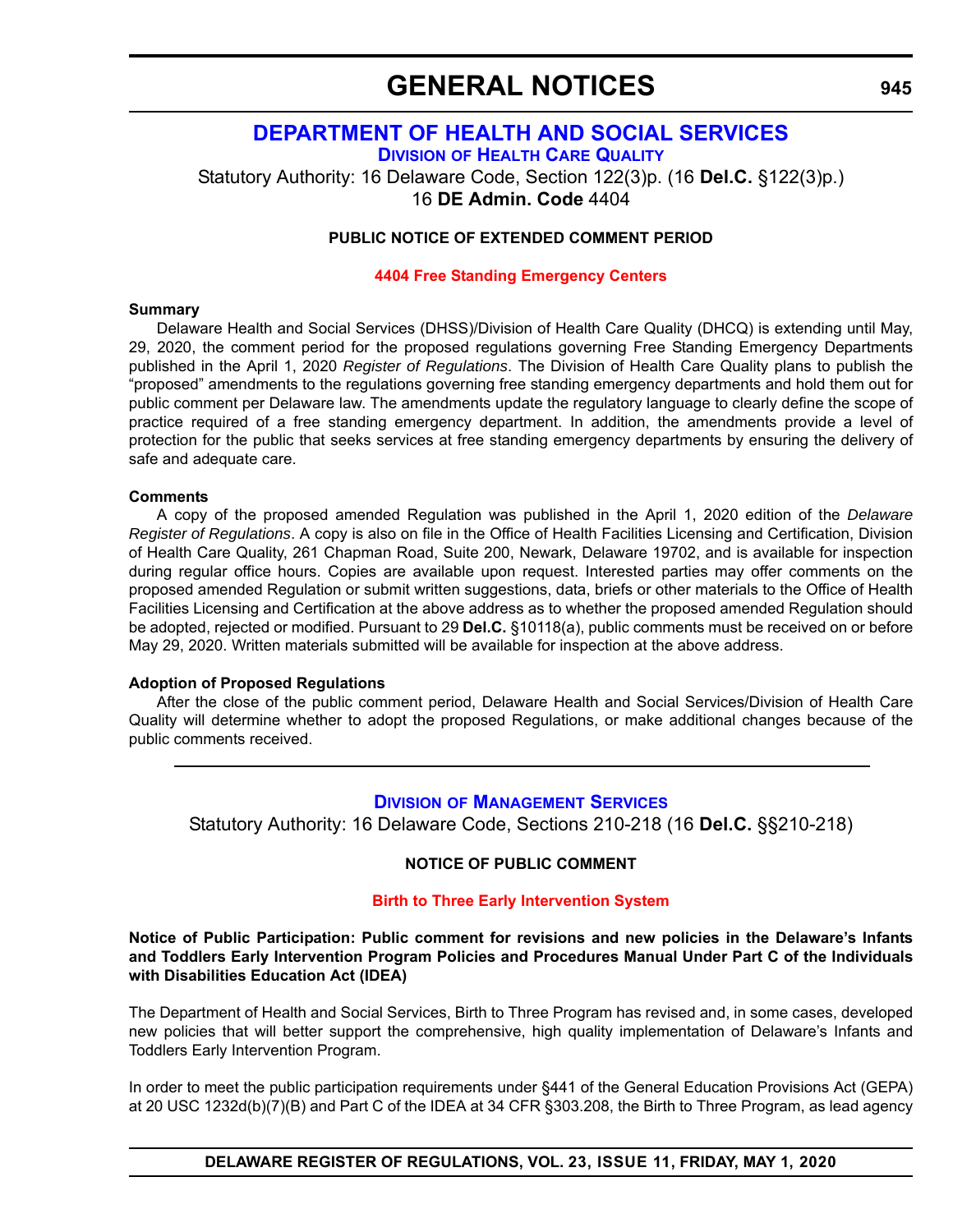# GENERAL NOTICES

## DEPARTMENT OF HEALTH AND SOCIAL SERVICES

### Division of Health Care Quality

Statutory Authority: 16 Delaware Code, Section 122(3)p. (16 **Del.C.** §122(3)p.)
16 **DE Admin. Code** 4404

**PUBLIC NOTICE OF EXTENDED COMMENT PERIOD**

**4404 Free Standing Emergency Centers**

**Summary**

Delaware Health and Social Services (DHSS)/Division of Health Care Quality (DHCQ) is extending until May, 29, 2020, the comment period for the proposed regulations governing Free Standing Emergency Departments published in the April 1, 2020 *Register of Regulations*. The Division of Health Care Quality plans to publish the "proposed" amendments to the regulations governing free standing emergency departments and hold them out for public comment per Delaware law. The amendments update the regulatory language to clearly define the scope of practice required of a free standing emergency department. In addition, the amendments provide a level of protection for the public that seeks services at free standing emergency departments by ensuring the delivery of safe and adequate care.

**Comments**

A copy of the proposed amended Regulation was published in the April 1, 2020 edition of the *Delaware Register of Regulations*. A copy is also on file in the Office of Health Facilities Licensing and Certification, Division of Health Care Quality, 261 Chapman Road, Suite 200, Newark, Delaware 19702, and is available for inspection during regular office hours. Copies are available upon request. Interested parties may offer comments on the proposed amended Regulation or submit written suggestions, data, briefs or other materials to the Office of Health Facilities Licensing and Certification at the above address as to whether the proposed amended Regulation should be adopted, rejected or modified. Pursuant to 29 **Del.C.** §10118(a), public comments must be received on or before May 29, 2020. Written materials submitted will be available for inspection at the above address.

**Adoption of Proposed Regulations**

After the close of the public comment period, Delaware Health and Social Services/Division of Health Care Quality will determine whether to adopt the proposed Regulations, or make additional changes because of the public comments received.

---

### Division of Management Services

Statutory Authority: 16 Delaware Code, Sections 210-218 (16 **Del.C.** §§210-218)

**NOTICE OF PUBLIC COMMENT**

**Birth to Three Early Intervention System**

**Notice of Public Participation: Public comment for revisions and new policies in the Delaware's Infants and Toddlers Early Intervention Program Policies and Procedures Manual Under Part C of the Individuals with Disabilities Education Act (IDEA)**

The Department of Health and Social Services, Birth to Three Program has revised and, in some cases, developed new policies that will better support the comprehensive, high quality implementation of Delaware's Infants and Toddlers Early Intervention Program.

In order to meet the public participation requirements under §441 of the General Education Provisions Act (GEPA) at 20 USC 1232d(b)(7)(B) and Part C of the IDEA at 34 CFR §303.208, the Birth to Three Program, as lead agency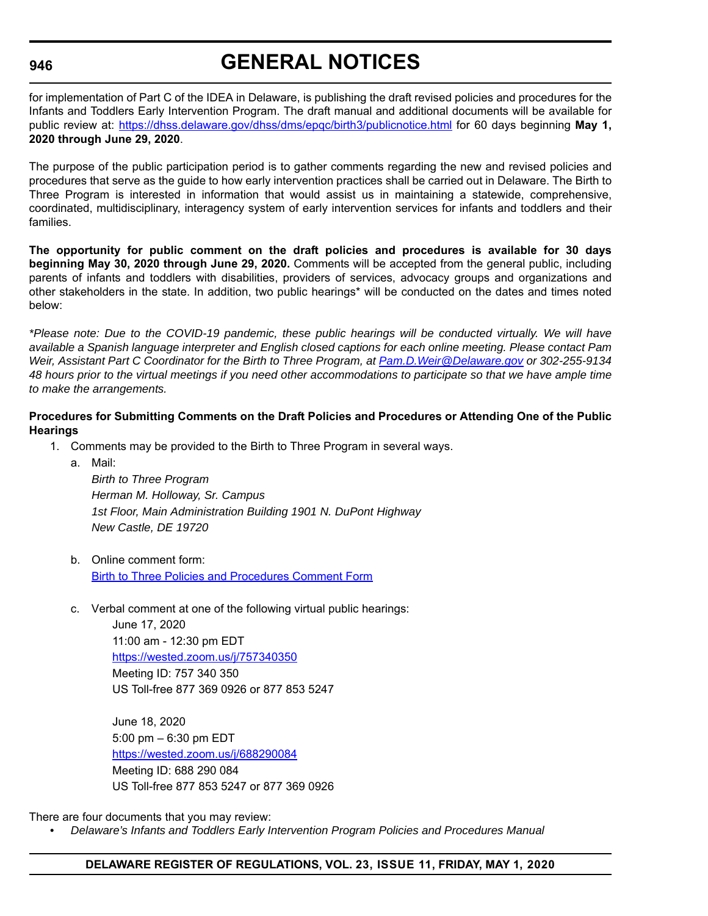for implementation of Part C of the IDEA in Delaware, is publishing the draft revised policies and procedures for the Infants and Toddlers Early Intervention Program. The draft manual and additional documents will be available for public review at: https://dhss.delaware.gov/dhss/dms/epqc/birth3/publicnotice.html for 60 days beginning **May 1, 2020 through June 29, 2020**.

The purpose of the public participation period is to gather comments regarding the new and revised policies and procedures that serve as the guide to how early intervention practices shall be carried out in Delaware. The Birth to Three Program is interested in information that would assist us in maintaining a statewide, comprehensive, coordinated, multidisciplinary, interagency system of early intervention services for infants and toddlers and their families.

**The opportunity for public comment on the draft policies and procedures is available for 30 days beginning May 30, 2020 through June 29, 2020.** Comments will be accepted from the general public, including parents of infants and toddlers with disabilities, providers of services, advocacy groups and organizations and other stakeholders in the state. In addition, two public hearings* will be conducted on the dates and times noted below:

*\*Please note: Due to the COVID-19 pandemic, these public hearings will be conducted virtually. We will have available a Spanish language interpreter and English closed captions for each online meeting. Please contact Pam Weir, Assistant Part C Coordinator for the Birth to Three Program, at Pam.D.Weir@Delaware.gov or 302-255-9134 48 hours prior to the virtual meetings if you need other accommodations to participate so that we have ample time to make the arrangements.*

**Procedures for Submitting Comments on the Draft Policies and Procedures or Attending One of the Public Hearings**

1. Comments may be provided to the Birth to Three Program in several ways.
   a. Mail:
      *Birth to Three Program*
      *Herman M. Holloway, Sr. Campus*
      *1st Floor, Main Administration Building 1901 N. DuPont Highway*
      *New Castle, DE 19720*

   b. Online comment form:
      Birth to Three Policies and Procedures Comment Form

   c. Verbal comment at one of the following virtual public hearings:

      June 17, 2020
      11:00 am - 12:30 pm EDT
      https://wested.zoom.us/j/757340350
      Meeting ID: 757 340 350
      US Toll-free 877 369 0926 or 877 853 5247

      June 18, 2020
      5:00 pm – 6:30 pm EDT
      https://wested.zoom.us/j/688290084
      Meeting ID: 688 290 084
      US Toll-free 877 853 5247 or 877 369 0926

There are four documents that you may review:

- *Delaware's Infants and Toddlers Early Intervention Program Policies and Procedures Manual*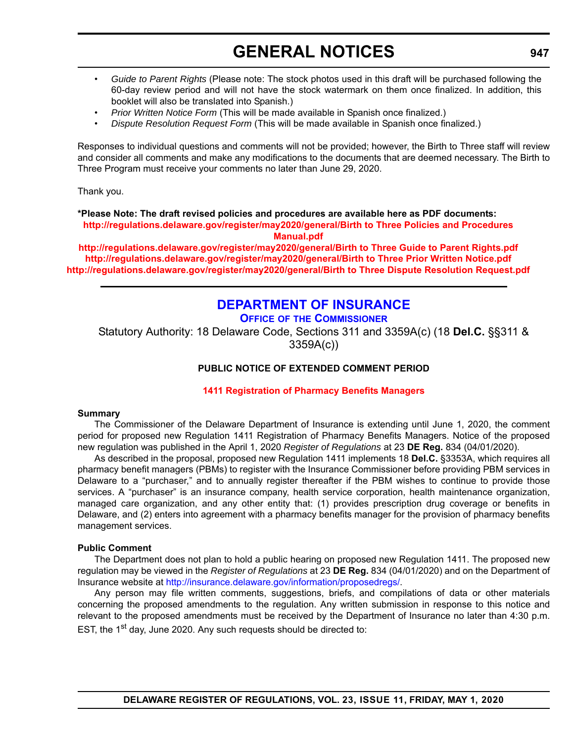- *Guide to Parent Rights* (Please note: The stock photos used in this draft will be purchased following the 60-day review period and will not have the stock watermark on them once finalized. In addition, this booklet will also be translated into Spanish.)
- *Prior Written Notice Form* (This will be made available in Spanish once finalized.)
- *Dispute Resolution Request Form* (This will be made available in Spanish once finalized.)

Responses to individual questions and comments will not be provided; however, the Birth to Three staff will review and consider all comments and make any modifications to the documents that are deemed necessary. The Birth to Three Program must receive your comments no later than June 29, 2020.

Thank you.

**\*Please Note: The draft revised policies and procedures are available here as PDF documents:**

**http://regulations.delaware.gov/register/may2020/general/Birth to Three Policies and Procedures Manual.pdf**

**http://regulations.delaware.gov/register/may2020/general/Birth to Three Guide to Parent Rights.pdf**

**http://regulations.delaware.gov/register/may2020/general/Birth to Three Prior Written Notice.pdf**

**http://regulations.delaware.gov/register/may2020/general/Birth to Three Dispute Resolution Request.pdf**

---

## DEPARTMENT OF INSURANCE

### OFFICE OF THE COMMISSIONER

Statutory Authority: 18 Delaware Code, Sections 311 and 3359A(c) (18 **Del.C.** §§311 & 3359A(c))

**PUBLIC NOTICE OF EXTENDED COMMENT PERIOD**

**1411 Registration of Pharmacy Benefits Managers**

**Summary**

The Commissioner of the Delaware Department of Insurance is extending until June 1, 2020, the comment period for proposed new Regulation 1411 Registration of Pharmacy Benefits Managers. Notice of the proposed new regulation was published in the April 1, 2020 *Register of Regulations* at 23 **DE Reg.** 834 (04/01/2020).

As described in the proposal, proposed new Regulation 1411 implements 18 **Del.C.** §3353A, which requires all pharmacy benefit managers (PBMs) to register with the Insurance Commissioner before providing PBM services in Delaware to a "purchaser," and to annually register thereafter if the PBM wishes to continue to provide those services. A "purchaser" is an insurance company, health service corporation, health maintenance organization, managed care organization, and any other entity that: (1) provides prescription drug coverage or benefits in Delaware, and (2) enters into agreement with a pharmacy benefits manager for the provision of pharmacy benefits management services.

**Public Comment**

The Department does not plan to hold a public hearing on proposed new Regulation 1411. The proposed new regulation may be viewed in the *Register of Regulations* at 23 **DE Reg.** 834 (04/01/2020) and on the Department of Insurance website at http://insurance.delaware.gov/information/proposedregs/.

Any person may file written comments, suggestions, briefs, and compilations of data or other materials concerning the proposed amendments to the regulation. Any written submission in response to this notice and relevant to the proposed amendments must be received by the Department of Insurance no later than 4:30 p.m. EST, the 1st day, June 2020. Any such requests should be directed to: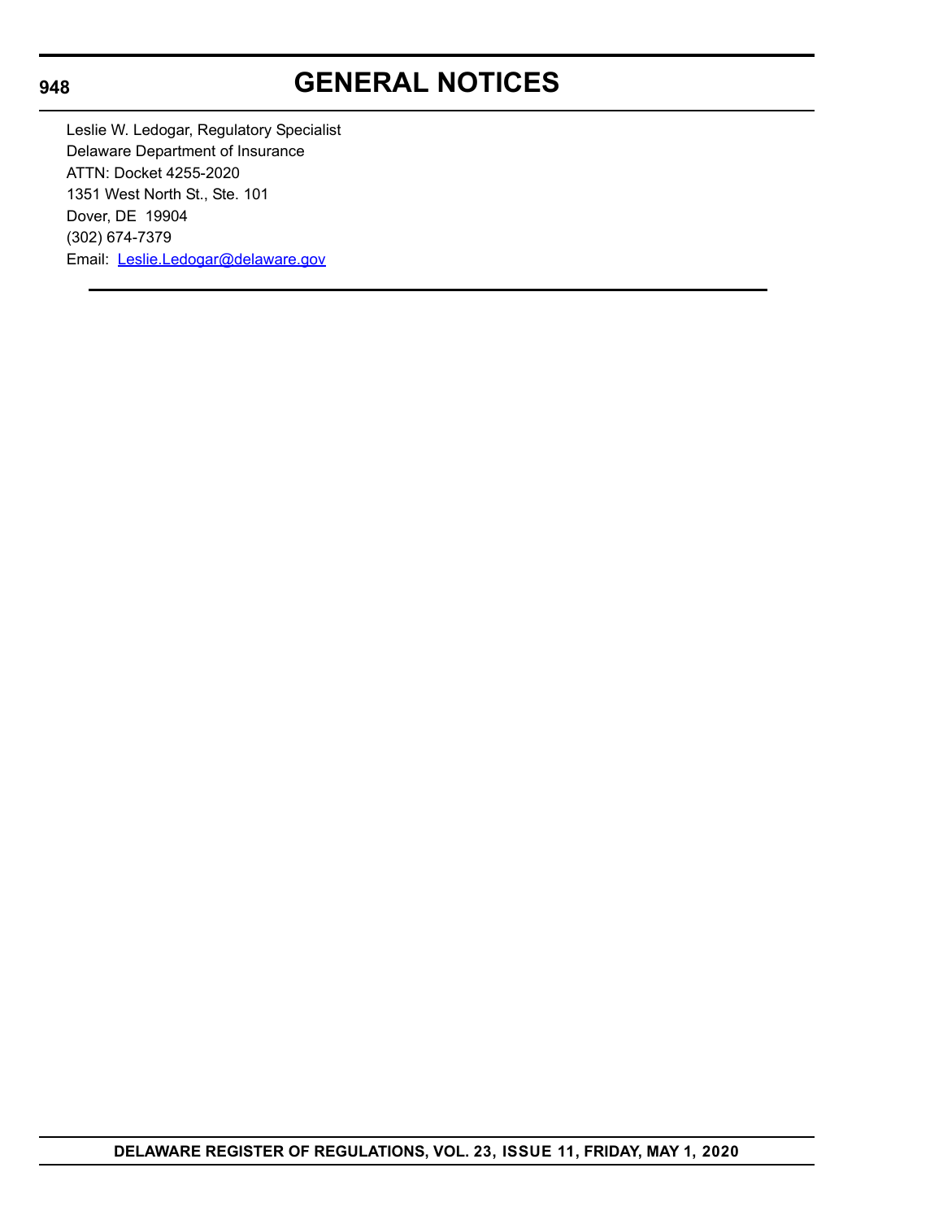Leslie W. Ledogar, Regulatory Specialist
Delaware Department of Insurance
ATTN: Docket 4255-2020
1351 West North St., Ste. 101
Dover, DE 19904
(302) 674-7379
Email: Leslie.Ledogar@delaware.gov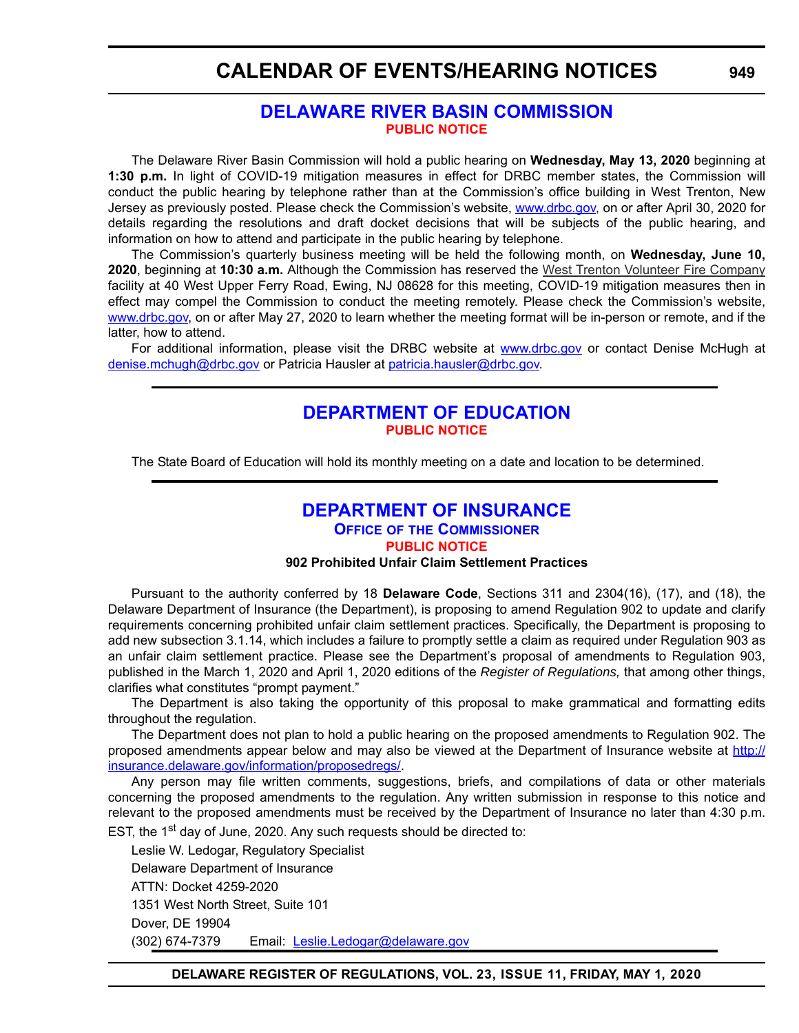# CALENDAR OF EVENTS/HEARING NOTICES

## DELAWARE RIVER BASIN COMMISSION

**PUBLIC NOTICE**

The Delaware River Basin Commission will hold a public hearing on **Wednesday, May 13, 2020** beginning at **1:30 p.m.** In light of COVID-19 mitigation measures in effect for DRBC member states, the Commission will conduct the public hearing by telephone rather than at the Commission's office building in West Trenton, New Jersey as previously posted. Please check the Commission's website, www.drbc.gov, on or after April 30, 2020 for details regarding the resolutions and draft docket decisions that will be subjects of the public hearing, and information on how to attend and participate in the public hearing by telephone.

The Commission's quarterly business meeting will be held the following month, on **Wednesday, June 10, 2020**, beginning at **10:30 a.m.** Although the Commission has reserved the West Trenton Volunteer Fire Company facility at 40 West Upper Ferry Road, Ewing, NJ 08628 for this meeting, COVID-19 mitigation measures then in effect may compel the Commission to conduct the meeting remotely. Please check the Commission's website, www.drbc.gov, on or after May 27, 2020 to learn whether the meeting format will be in-person or remote, and if the latter, how to attend.

For additional information, please visit the DRBC website at www.drbc.gov or contact Denise McHugh at denise.mchugh@drbc.gov or Patricia Hausler at patricia.hausler@drbc.gov.

---

## DEPARTMENT OF EDUCATION

**PUBLIC NOTICE**

The State Board of Education will hold its monthly meeting on a date and location to be determined.

---

## DEPARTMENT OF INSURANCE

### OFFICE OF THE COMMISSIONER

**PUBLIC NOTICE**

**902 Prohibited Unfair Claim Settlement Practices**

Pursuant to the authority conferred by 18 **Delaware Code**, Sections 311 and 2304(16), (17), and (18), the Delaware Department of Insurance (the Department), is proposing to amend Regulation 902 to update and clarify requirements concerning prohibited unfair claim settlement practices. Specifically, the Department is proposing to add new subsection 3.1.14, which includes a failure to promptly settle a claim as required under Regulation 903 as an unfair claim settlement practice. Please see the Department's proposal of amendments to Regulation 903, published in the March 1, 2020 and April 1, 2020 editions of the *Register of Regulations,* that among other things, clarifies what constitutes "prompt payment."

The Department is also taking the opportunity of this proposal to make grammatical and formatting edits throughout the regulation.

The Department does not plan to hold a public hearing on the proposed amendments to Regulation 902. The proposed amendments appear below and may also be viewed at the Department of Insurance website at http://insurance.delaware.gov/information/proposedregs/.

Any person may file written comments, suggestions, briefs, and compilations of data or other materials concerning the proposed amendments to the regulation. Any written submission in response to this notice and relevant to the proposed amendments must be received by the Department of Insurance no later than 4:30 p.m. EST, the 1st day of June, 2020. Any such requests should be directed to:

Leslie W. Ledogar, Regulatory Specialist
Delaware Department of Insurance
ATTN: Docket 4259-2020
1351 West North Street, Suite 101
Dover, DE 19904
(302) 674-7379 Email: Leslie.Ledogar@delaware.gov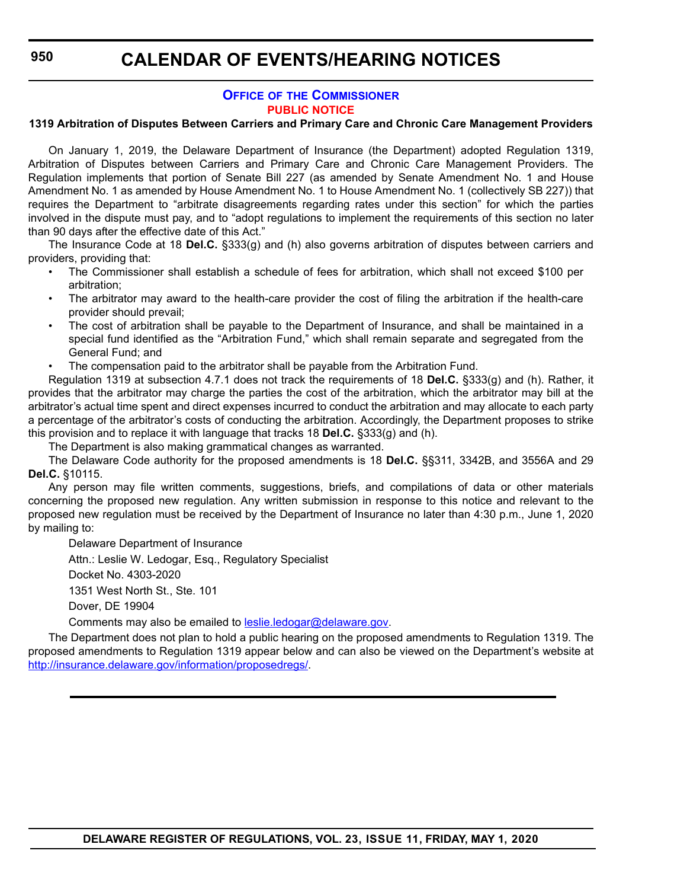## OFFICE OF THE COMMISSIONER

### PUBLIC NOTICE

**1319 Arbitration of Disputes Between Carriers and Primary Care and Chronic Care Management Providers**

On January 1, 2019, the Delaware Department of Insurance (the Department) adopted Regulation 1319, Arbitration of Disputes between Carriers and Primary Care and Chronic Care Management Providers. The Regulation implements that portion of Senate Bill 227 (as amended by Senate Amendment No. 1 and House Amendment No. 1 as amended by House Amendment No. 1 to House Amendment No. 1 (collectively SB 227)) that requires the Department to "arbitrate disagreements regarding rates under this section" for which the parties involved in the dispute must pay, and to "adopt regulations to implement the requirements of this section no later than 90 days after the effective date of this Act."

The Insurance Code at 18 **Del.C.** §333(g) and (h) also governs arbitration of disputes between carriers and providers, providing that:

- The Commissioner shall establish a schedule of fees for arbitration, which shall not exceed $100 per arbitration;
- The arbitrator may award to the health-care provider the cost of filing the arbitration if the health-care provider should prevail;
- The cost of arbitration shall be payable to the Department of Insurance, and shall be maintained in a special fund identified as the "Arbitration Fund," which shall remain separate and segregated from the General Fund; and
- The compensation paid to the arbitrator shall be payable from the Arbitration Fund.

Regulation 1319 at subsection 4.7.1 does not track the requirements of 18 **Del.C.** §333(g) and (h). Rather, it provides that the arbitrator may charge the parties the cost of the arbitration, which the arbitrator may bill at the arbitrator's actual time spent and direct expenses incurred to conduct the arbitration and may allocate to each party a percentage of the arbitrator's costs of conducting the arbitration. Accordingly, the Department proposes to strike this provision and to replace it with language that tracks 18 **Del.C.** §333(g) and (h).

The Department is also making grammatical changes as warranted.

The Delaware Code authority for the proposed amendments is 18 **Del.C.** §§311, 3342B, and 3556A and 29 **Del.C.** §10115.

Any person may file written comments, suggestions, briefs, and compilations of data or other materials concerning the proposed new regulation. Any written submission in response to this notice and relevant to the proposed new regulation must be received by the Department of Insurance no later than 4:30 p.m., June 1, 2020 by mailing to:

Delaware Department of Insurance

Attn.: Leslie W. Ledogar, Esq., Regulatory Specialist

Docket No. 4303-2020

1351 West North St., Ste. 101

Dover, DE 19904

Comments may also be emailed to leslie.ledogar@delaware.gov.

The Department does not plan to hold a public hearing on the proposed amendments to Regulation 1319. The proposed amendments to Regulation 1319 appear below and can also be viewed on the Department's website at http://insurance.delaware.gov/information/proposedregs/.